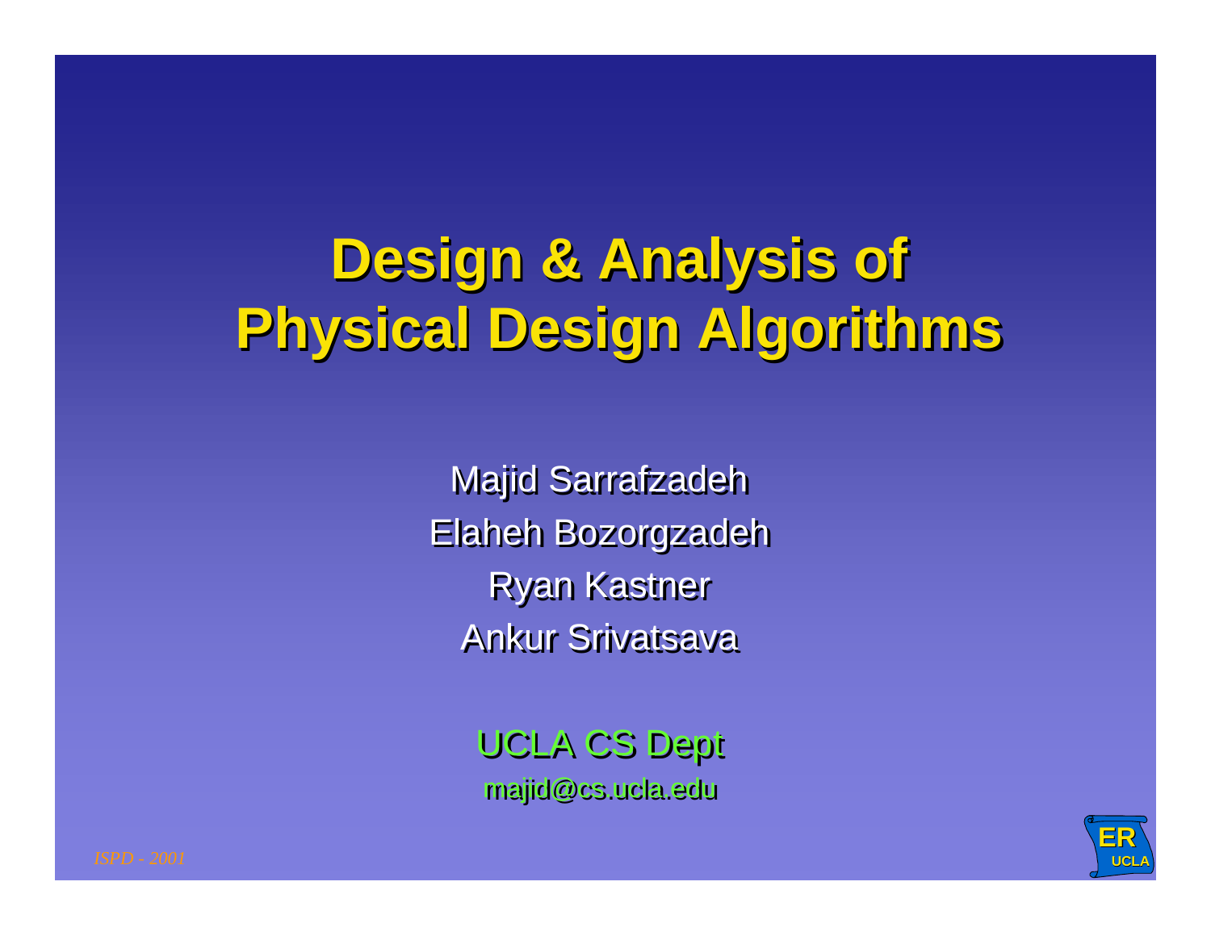# Design & Analysis of Physical Design Algorithms

Majid Sarrafzadeh

Elaheh Bozorgzadeh

Ryan Kastner

Ankur Srivatsava

UCLA CS Dept

majid@cs.ucla.edu

*ISPD - 2001*

ER UCLA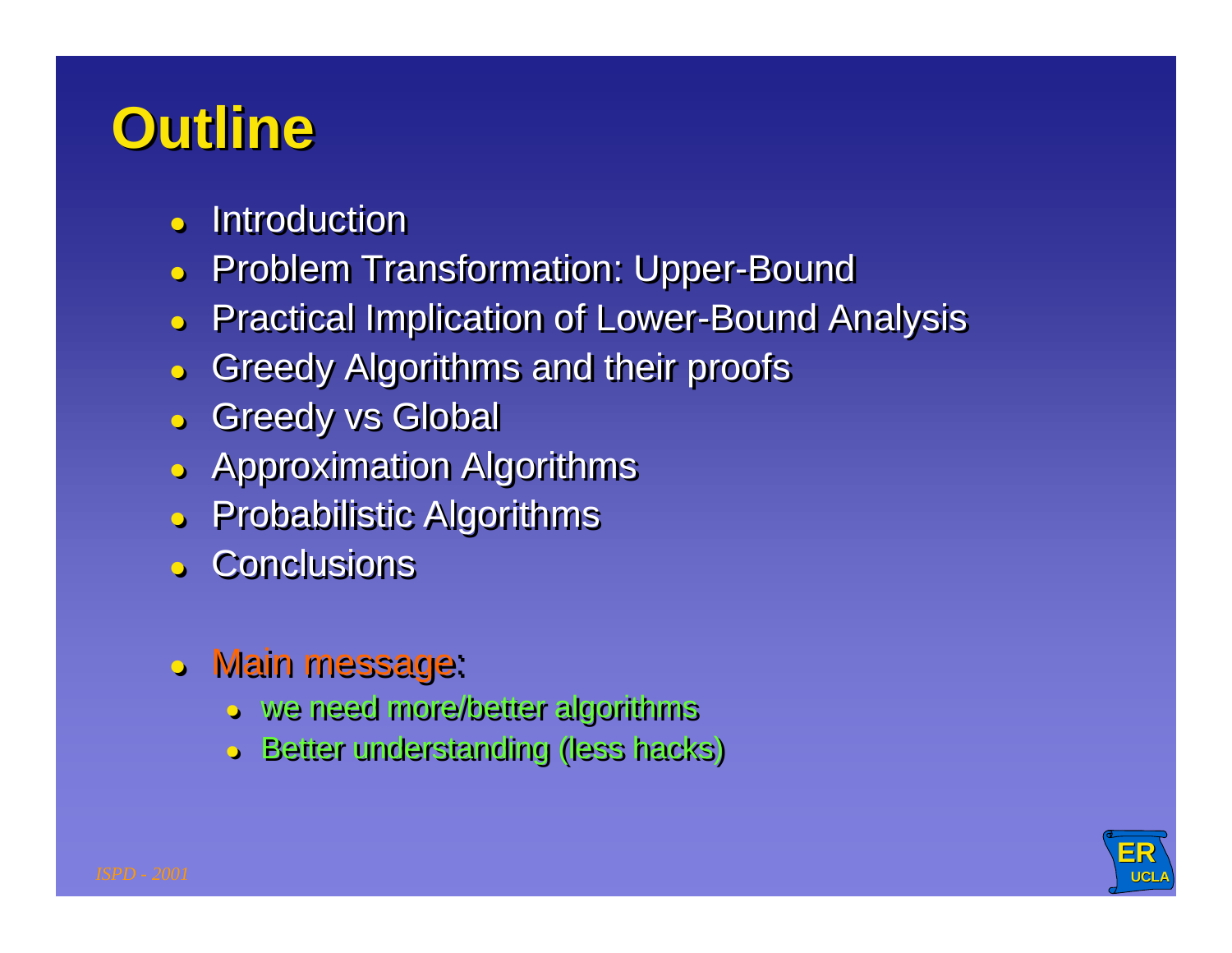# Outline

- Introduction
- Problem Transformation: Upper-Bound
- Practical Implication of Lower-Bound Analysis
- Greedy Algorithms and their proofs
- Greedy vs Global
- Approximation Algorithms
- Probabilistic Algorithms
- Conclusions

- Main message:
  - we need more/better algorithms
  - Better understanding (less hacks)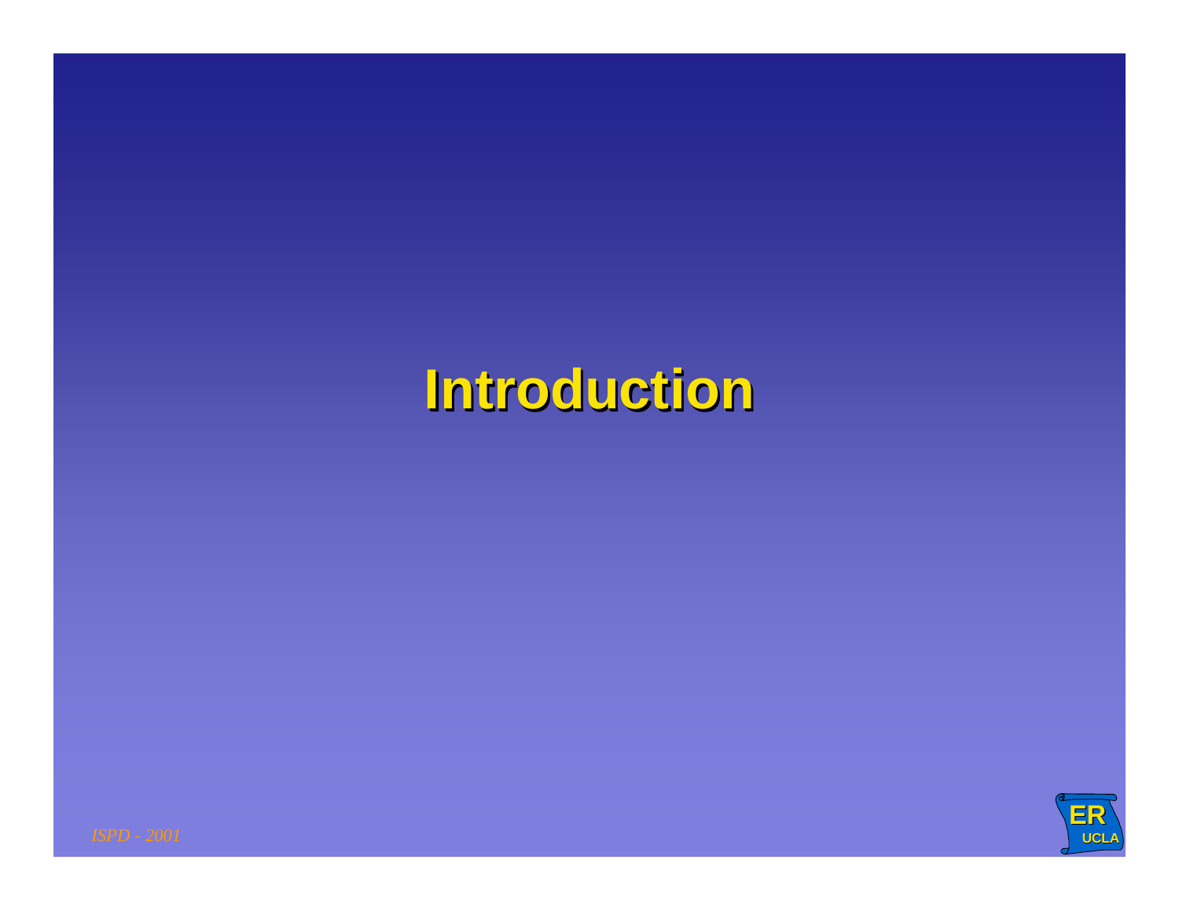# Introduction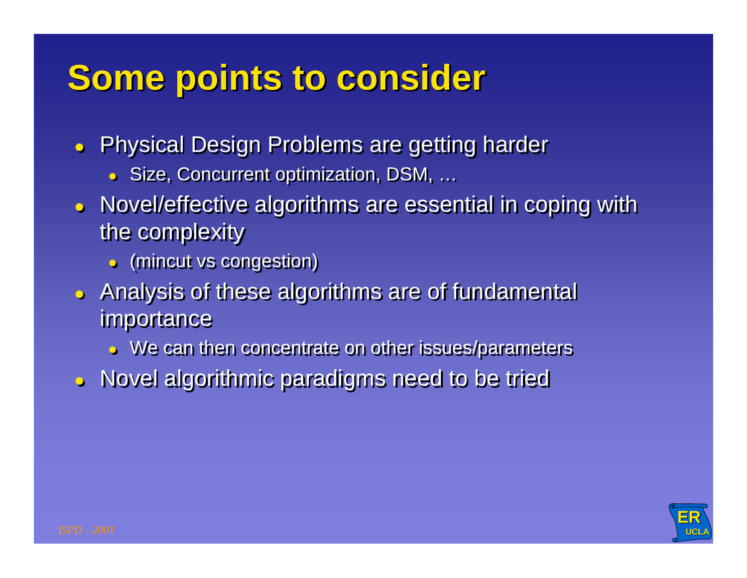# Some points to consider

- Physical Design Problems are getting harder
  - Size, Concurrent optimization, DSM, …
- Novel/effective algorithms are essential in coping with the complexity
  - (mincut vs congestion)
- Analysis of these algorithms are of fundamental importance
  - We can then concentrate on other issues/parameters
- Novel algorithmic paradigms need to be tried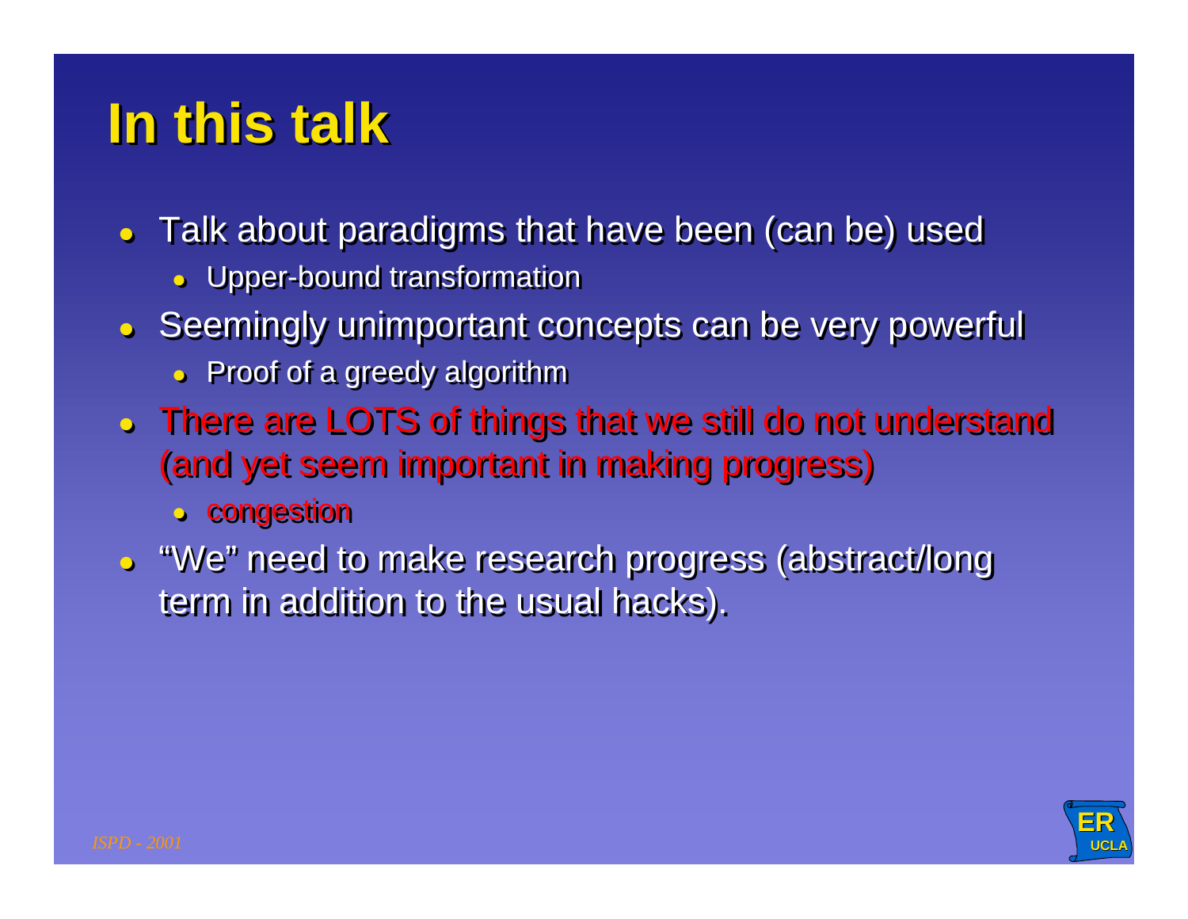# In this talk

- Talk about paradigms that have been (can be) used
  - Upper-bound transformation
- Seemingly unimportant concepts can be very powerful
  - Proof of a greedy algorithm
- There are LOTS of things that we still do not understand (and yet seem important in making progress)
  - congestion
- "We" need to make research progress (abstract/long term in addition to the usual hacks).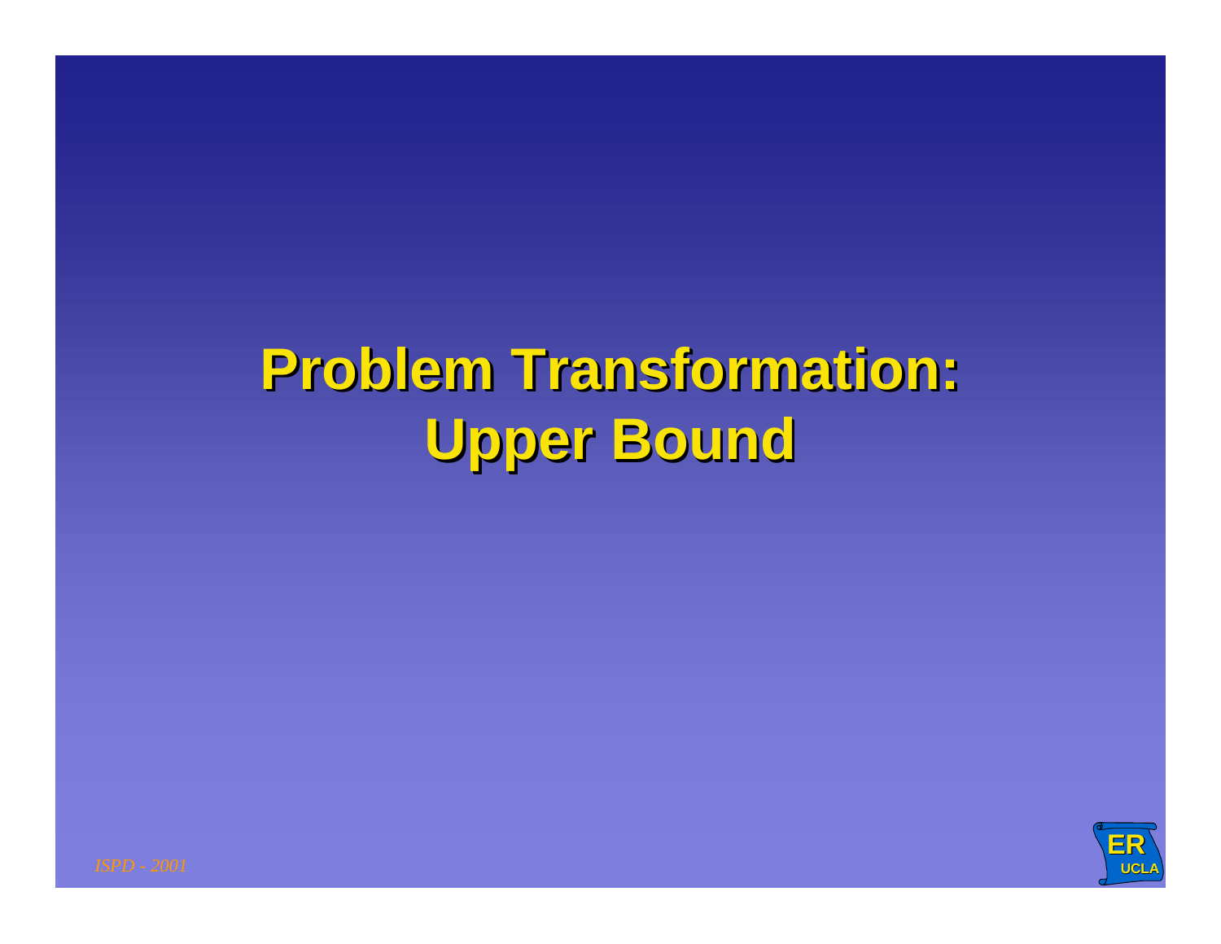# Problem Transformation: Upper Bound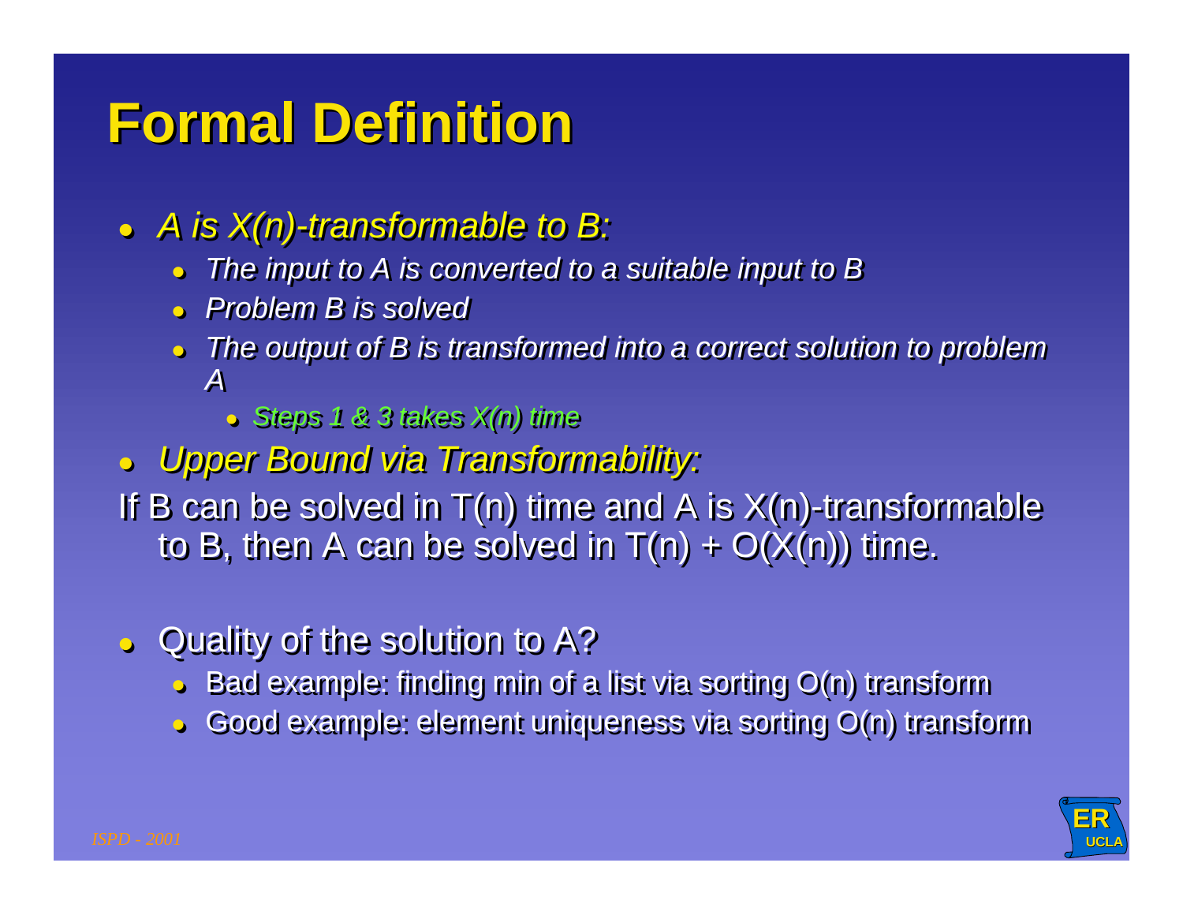# Formal Definition

- *A is X(n)-transformable to B:*
  - *The input to A is converted to a suitable input to B*
  - *Problem B is solved*
  - *The output of B is transformed into a correct solution to problem A*
    - *Steps 1 & 3 takes X(n) time*
- *Upper Bound via Transformability:*

If B can be solved in T(n) time and A is X(n)-transformable to B, then A can be solved in T(n) + O(X(n)) time.

- Quality of the solution to A?
  - Bad example: finding min of a list via sorting O(n) transform
  - Good example: element uniqueness via sorting O(n) transform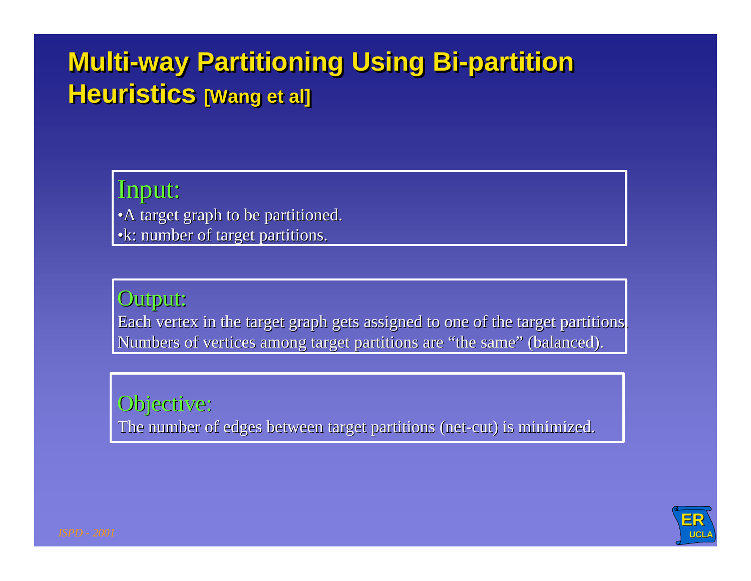# Multi-way Partitioning Using Bi-partition Heuristics [Wang et al]

**Input:**

- A target graph to be partitioned.
- k: number of target partitions.

**Output:**

Each vertex in the target graph gets assigned to one of the target partitions.
Numbers of vertices among target partitions are "the same" (balanced).

**Objective:**

The number of edges between target partitions (net-cut) is minimized.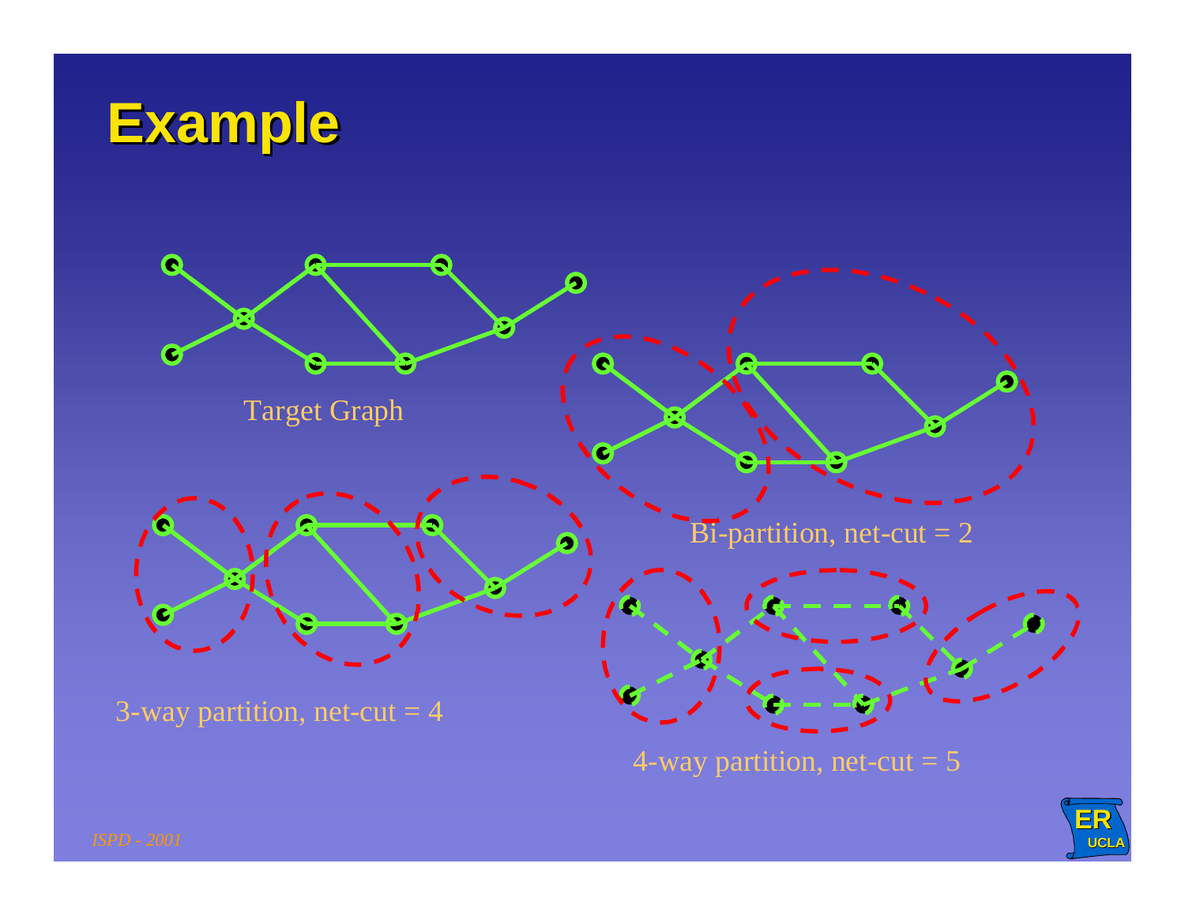# Example

Target Graph

Bi-partition, net-cut = 2

3-way partition, net-cut = 4

4-way partition, net-cut = 5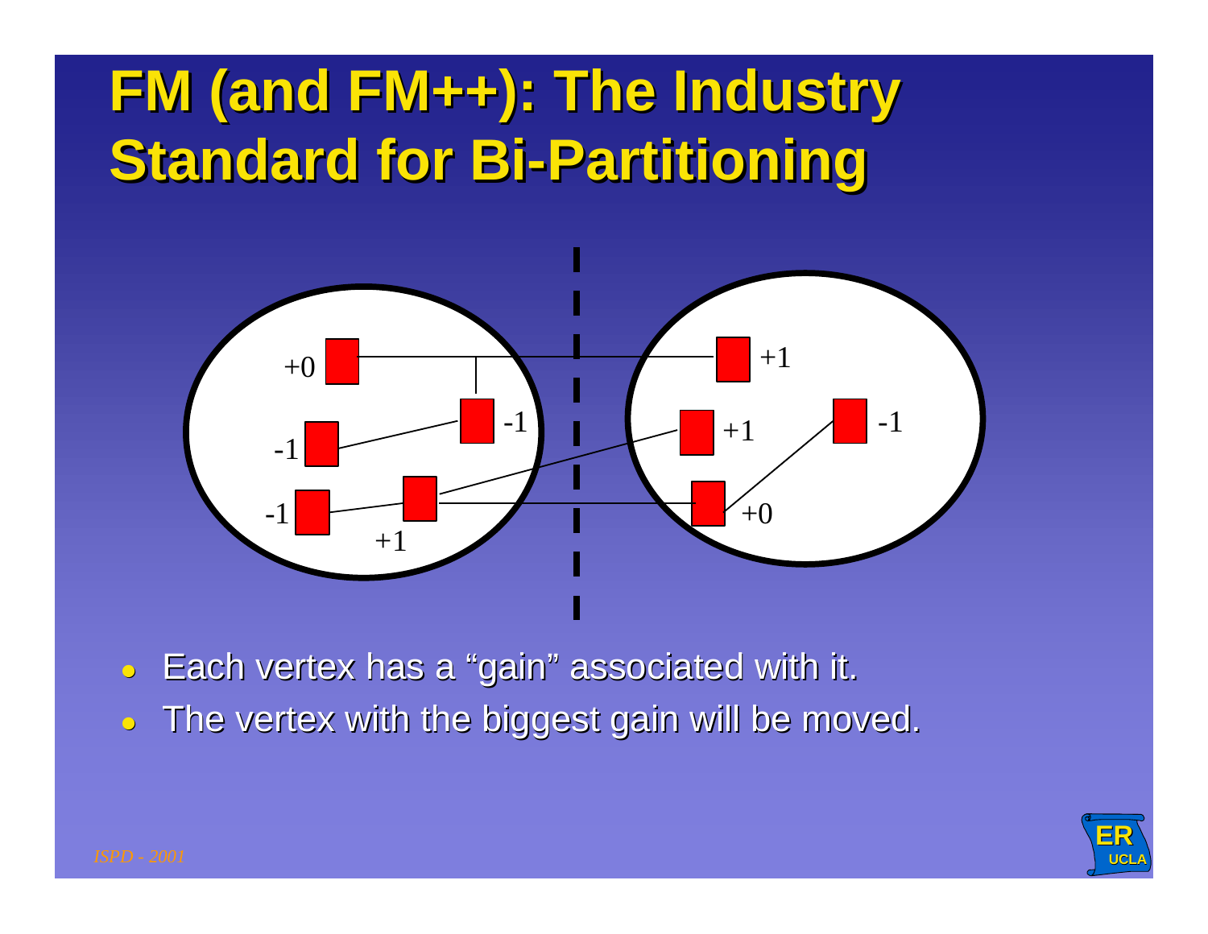# FM (and FM++): The Industry Standard for Bi-Partitioning

- Each vertex has a "gain" associated with it.
- The vertex with the biggest gain will be moved.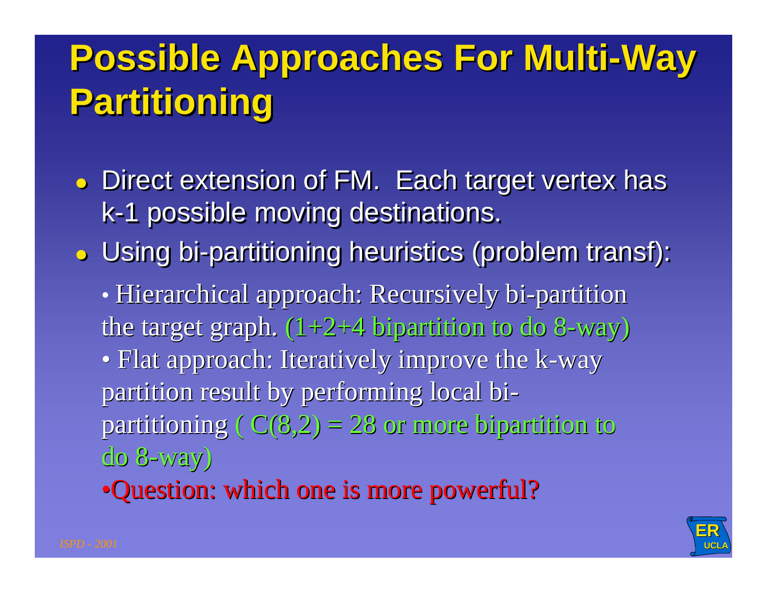# Possible Approaches For Multi-Way Partitioning

- Direct extension of FM. Each target vertex has k-1 possible moving destinations.
- Using bi-partitioning heuristics (problem transf):
  - Hierarchical approach: Recursively bi-partition the target graph. (1+2+4 bipartition to do 8-way)
  - Flat approach: Iteratively improve the k-way partition result by performing local bi-partitioning ( $C(8,2) = 28$ or more bipartition to do 8-way)
  - Question: which one is more powerful?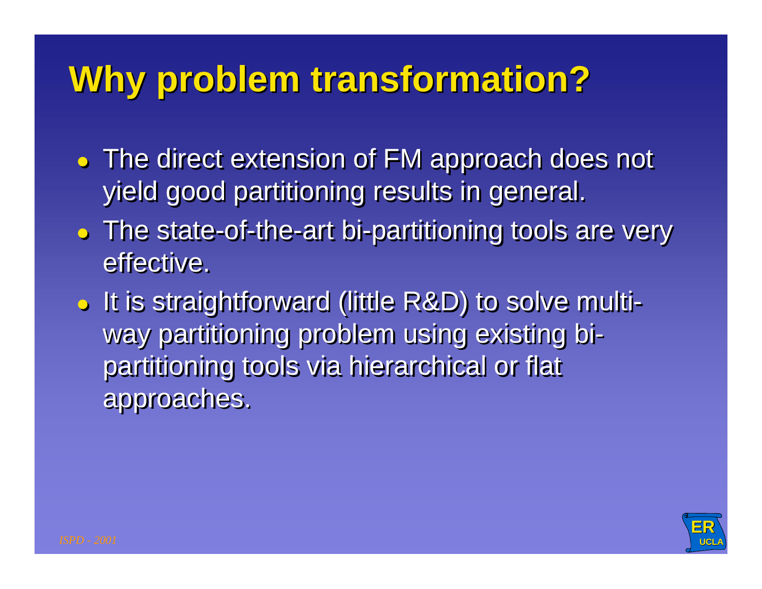# Why problem transformation?

- The direct extension of FM approach does not yield good partitioning results in general.
- The state-of-the-art bi-partitioning tools are very effective.
- It is straightforward (little R&D) to solve multi-way partitioning problem using existing bi-partitioning tools via hierarchical or flat approaches.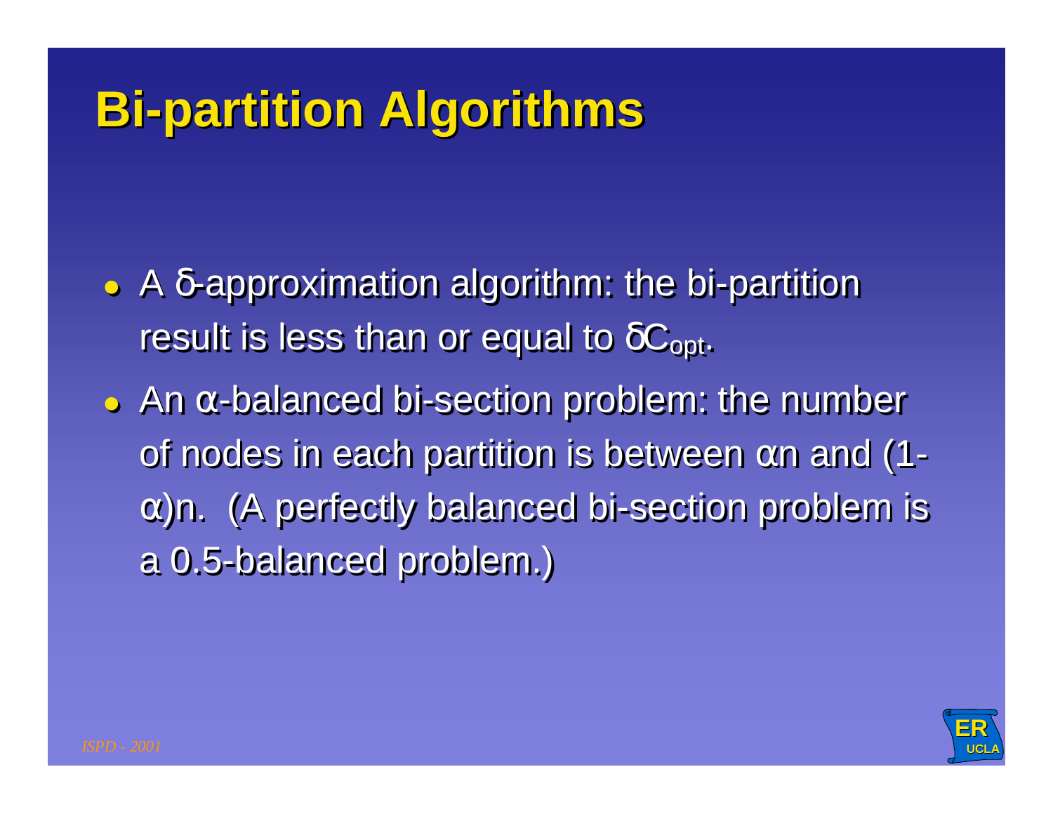# Bi-partition Algorithms

- A $\delta$-approximation algorithm: the bi-partition result is less than or equal to $\delta C_{opt}$.
- An $\alpha$-balanced bi-section problem: the number of nodes in each partition is between $\alpha n$ and $(1-\alpha)n$. (A perfectly balanced bi-section problem is a 0.5-balanced problem.)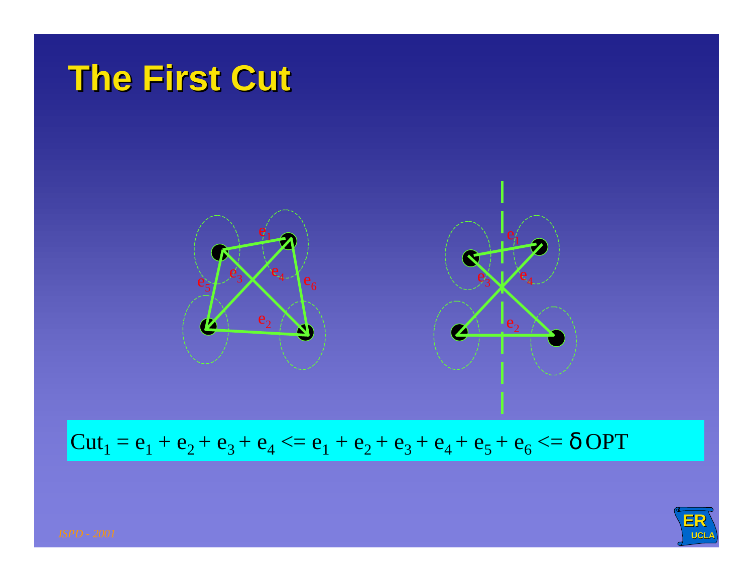# The First Cut

$$\text{Cut}_1 = e_1 + e_2 + e_3 + e_4 <= e_1 + e_2 + e_3 + e_4 + e_5 + e_6 <= \delta\,\text{OPT}$$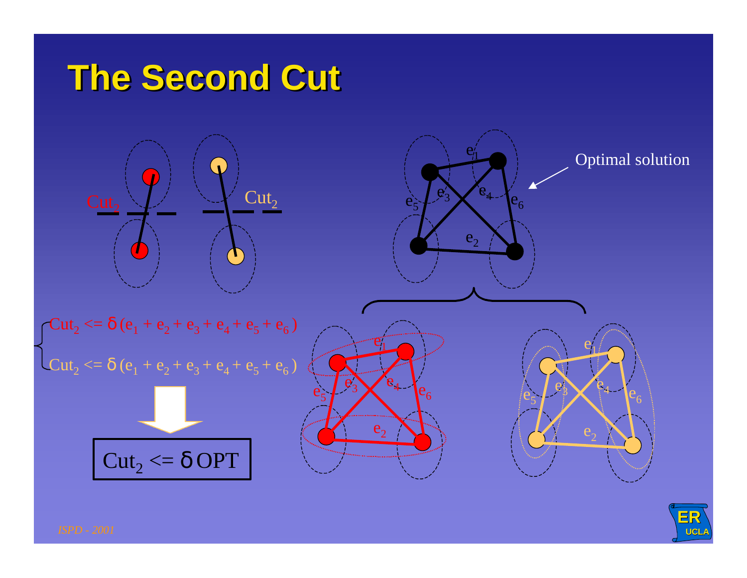# The Second Cut

$Cut_2$ $Cut_2$

Optimal solution

$e_1$ $e_2$ $e_3$ $e_4$ $e_5$ $e_6$

$$Cut_2 <= \delta (e_1 + e_2 + e_3 + e_4 + e_5 + e_6)$$

$$Cut_2 <= \delta (e_1 + e_2 + e_3 + e_4 + e_5 + e_6)$$

$$Cut_2 <= \delta OPT$$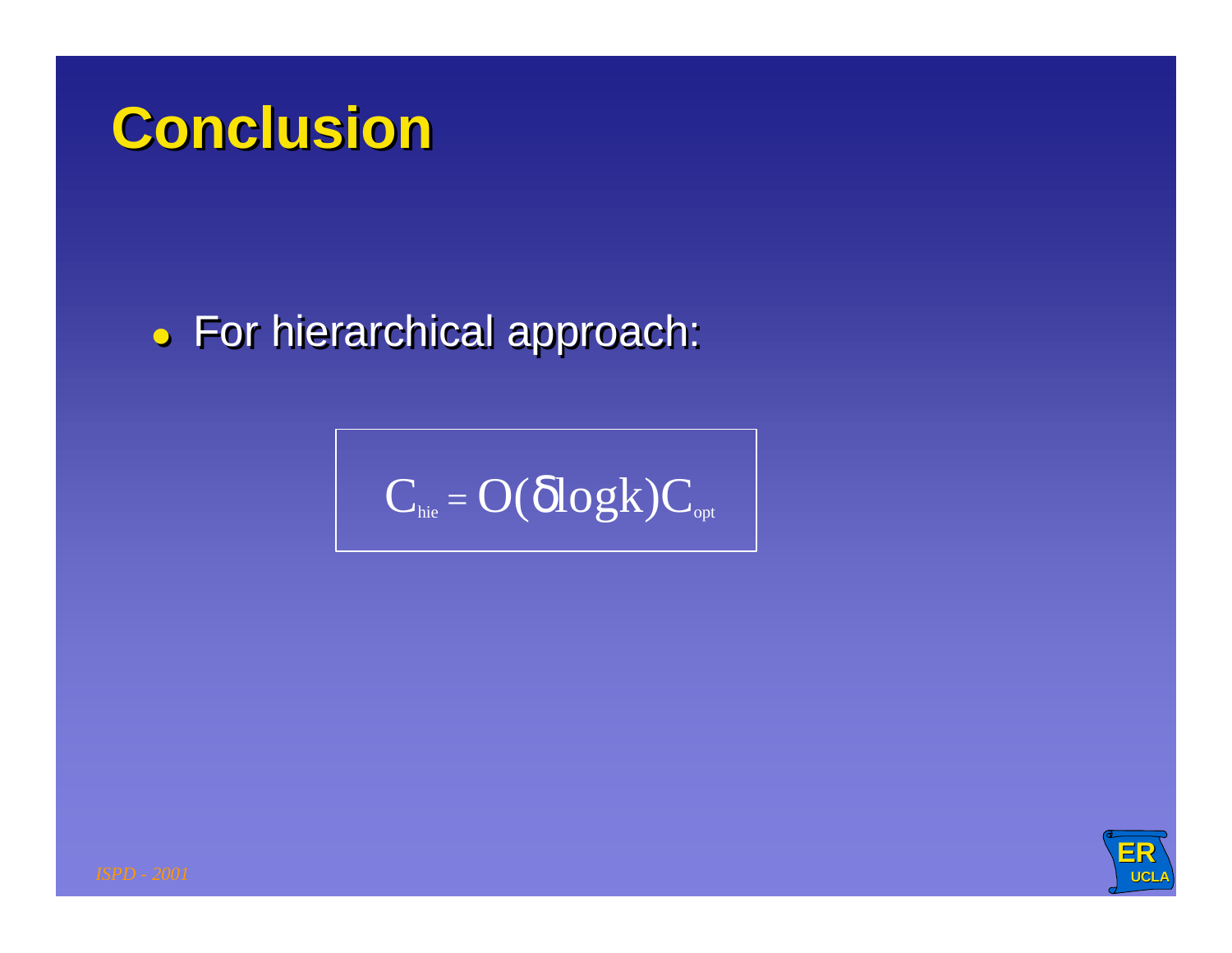# Conclusion

- For hierarchical approach:

$$C_{hie} = O(\delta \log k) C_{opt}$$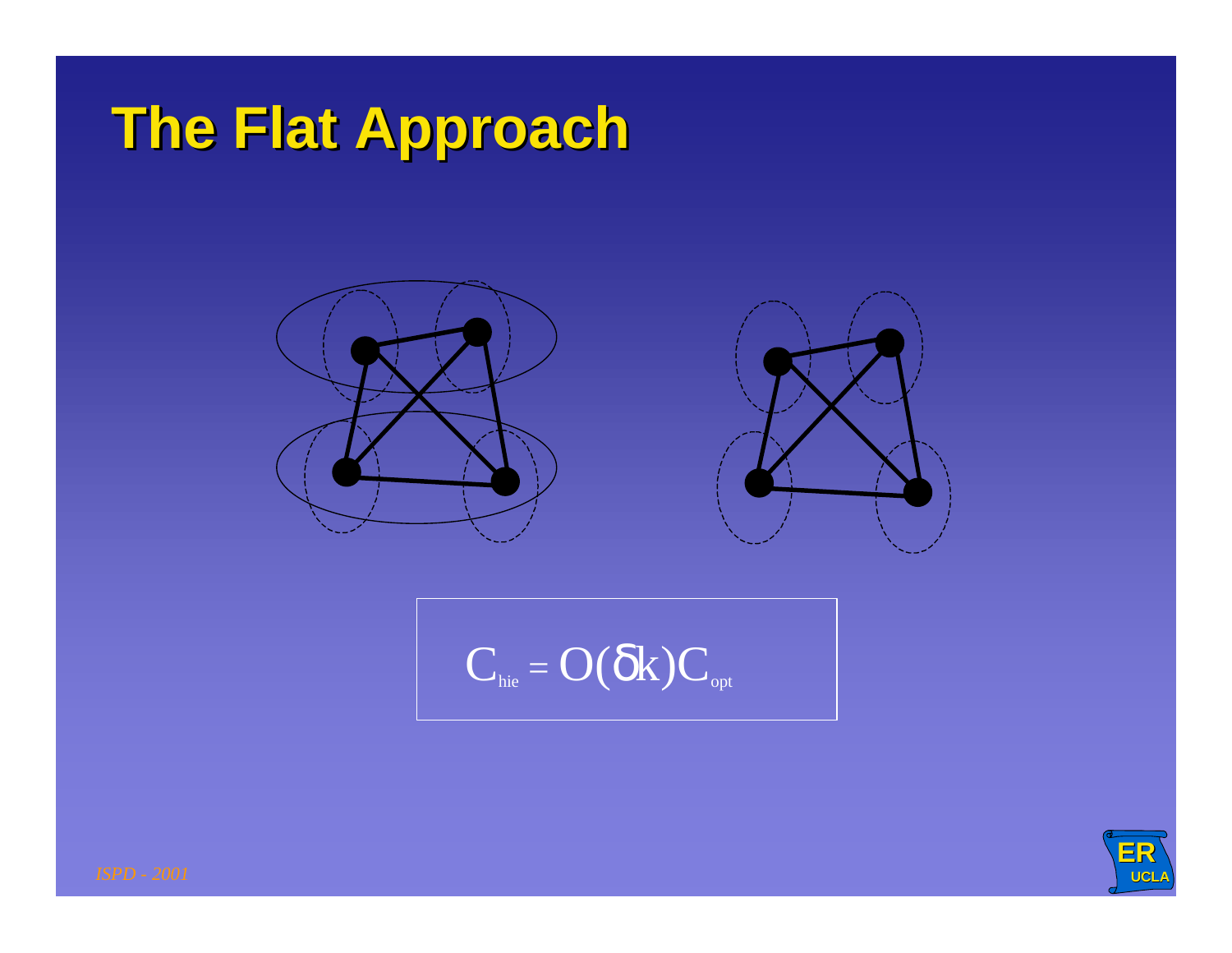# The Flat Approach

$$C_{hie} = O(\delta k) C_{opt}$$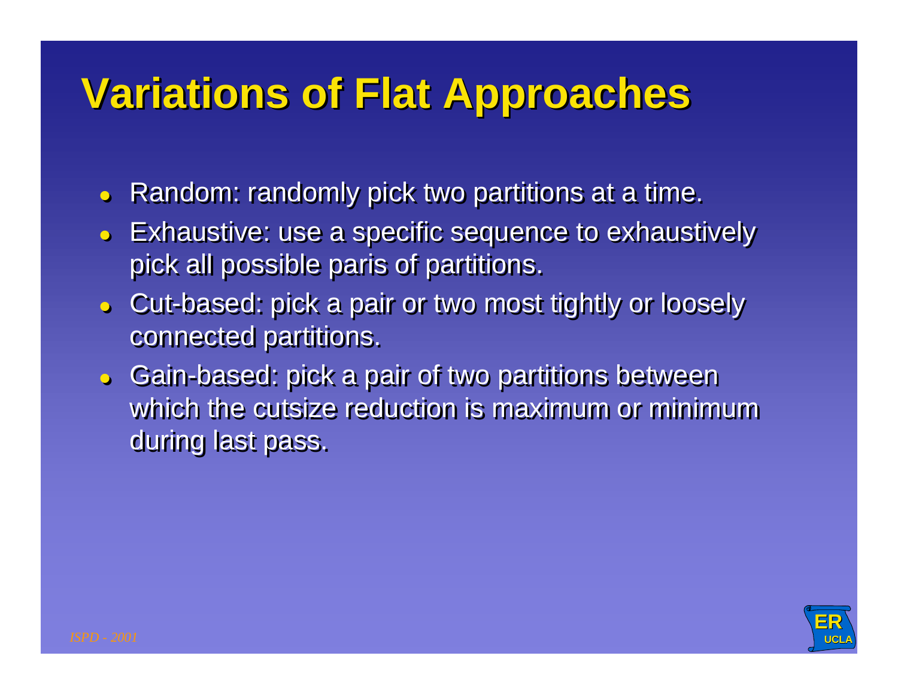# Variations of Flat Approaches

- Random: randomly pick two partitions at a time.
- Exhaustive: use a specific sequence to exhaustively pick all possible paris of partitions.
- Cut-based: pick a pair or two most tightly or loosely connected partitions.
- Gain-based: pick a pair of two partitions between which the cutsize reduction is maximum or minimum during last pass.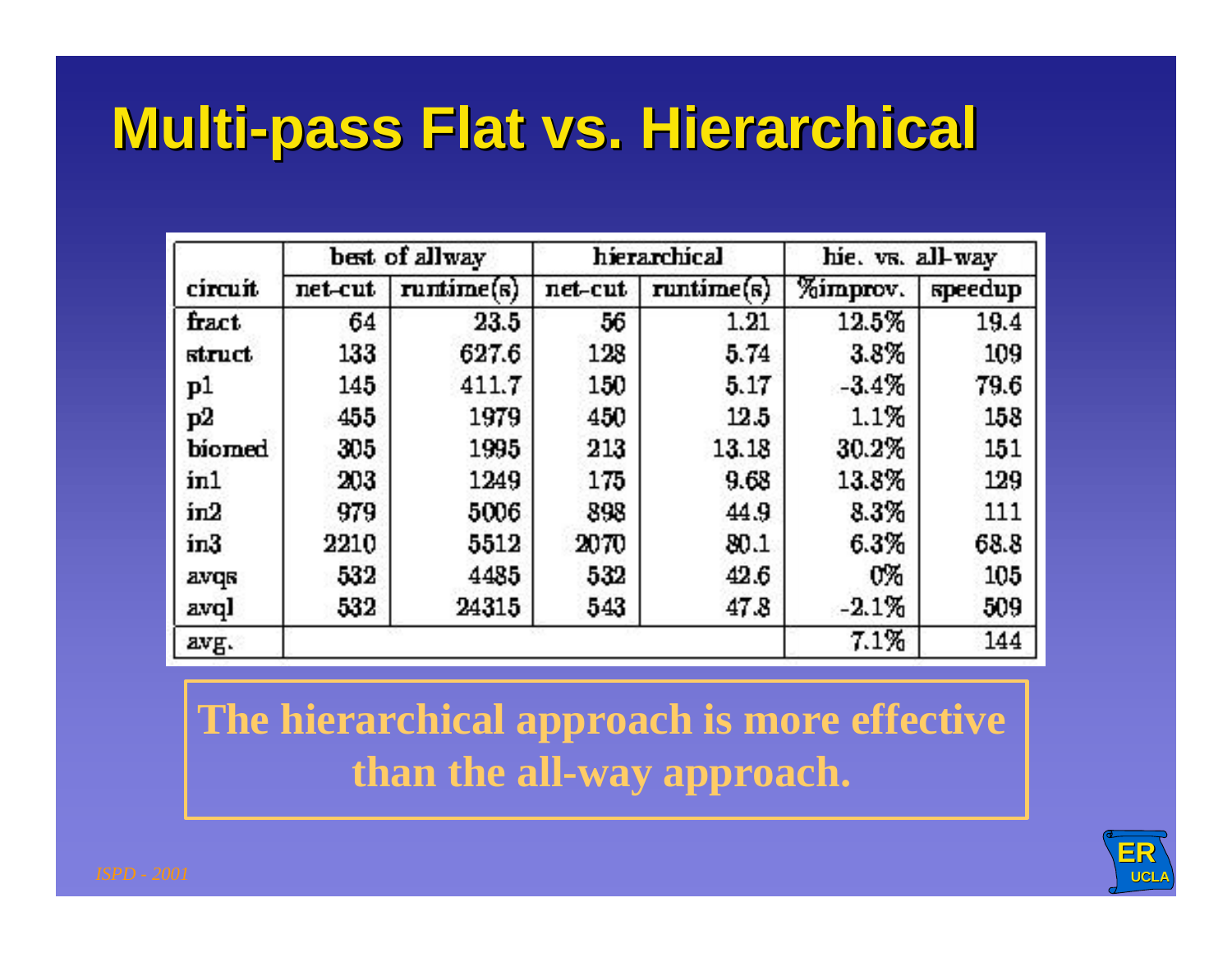# Multi-pass Flat vs. Hierarchical

| circuit | best of allway | | hierarchical | | hie. vs. all-way | |
|---|---|---|---|---|---|---|
| | net-cut | runtime(s) | net-cut | runtime(s) | %improv. | speedup |
| fract | 64 | 23.5 | 56 | 1.21 | 12.5% | 19.4 |
| struct | 133 | 627.6 | 128 | 5.74 | 3.8% | 109 |
| p1 | 145 | 411.7 | 150 | 5.17 | -3.4% | 79.6 |
| p2 | 455 | 1979 | 450 | 12.5 | 1.1% | 158 |
| biomed | 305 | 1995 | 213 | 13.18 | 30.2% | 151 |
| in1 | 203 | 1249 | 175 | 9.68 | 13.8% | 129 |
| in2 | 979 | 5006 | 898 | 44.9 | 8.3% | 111 |
| in3 | 2210 | 5512 | 2070 | 80.1 | 6.3% | 68.8 |
| avqs | 532 | 4485 | 532 | 42.6 | 0% | 105 |
| avql | 532 | 24315 | 543 | 47.8 | -2.1% | 509 |
| avg. | | | | | 7.1% | 144 |

**The hierarchical approach is more effective than the all-way approach.**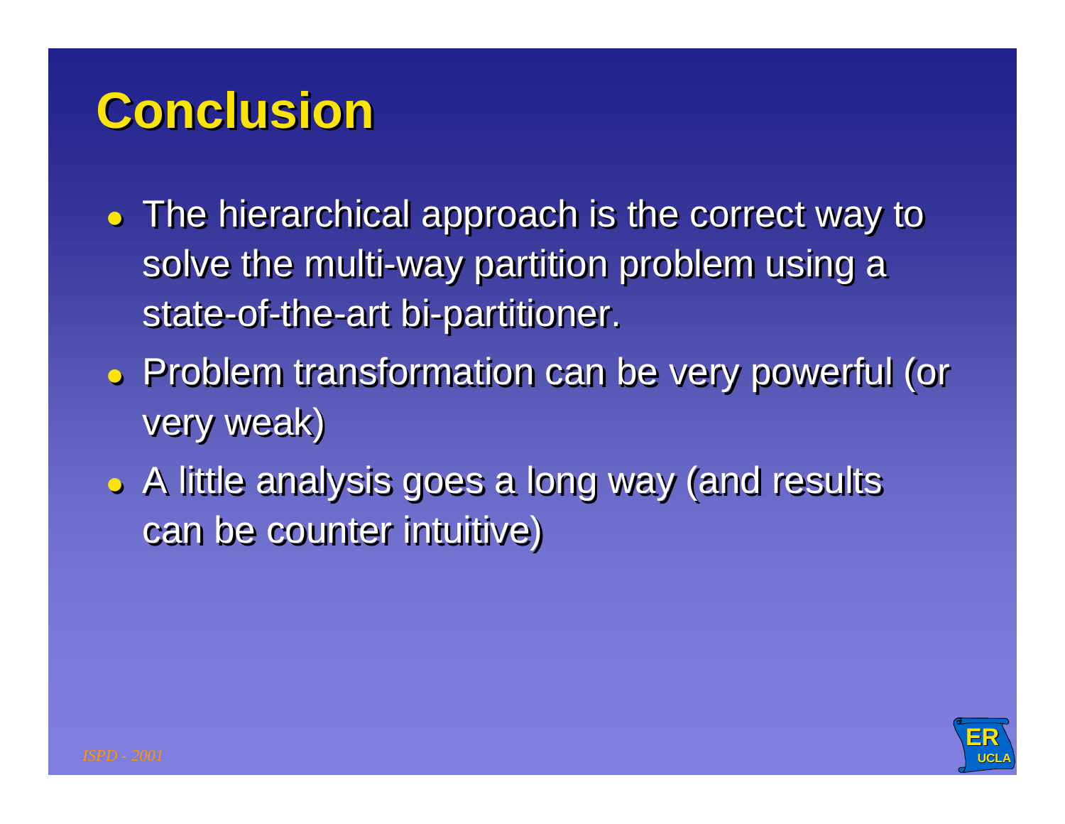# Conclusion

- The hierarchical approach is the correct way to solve the multi-way partition problem using a state-of-the-art bi-partitioner.
- Problem transformation can be very powerful (or very weak)
- A little analysis goes a long way (and results can be counter intuitive)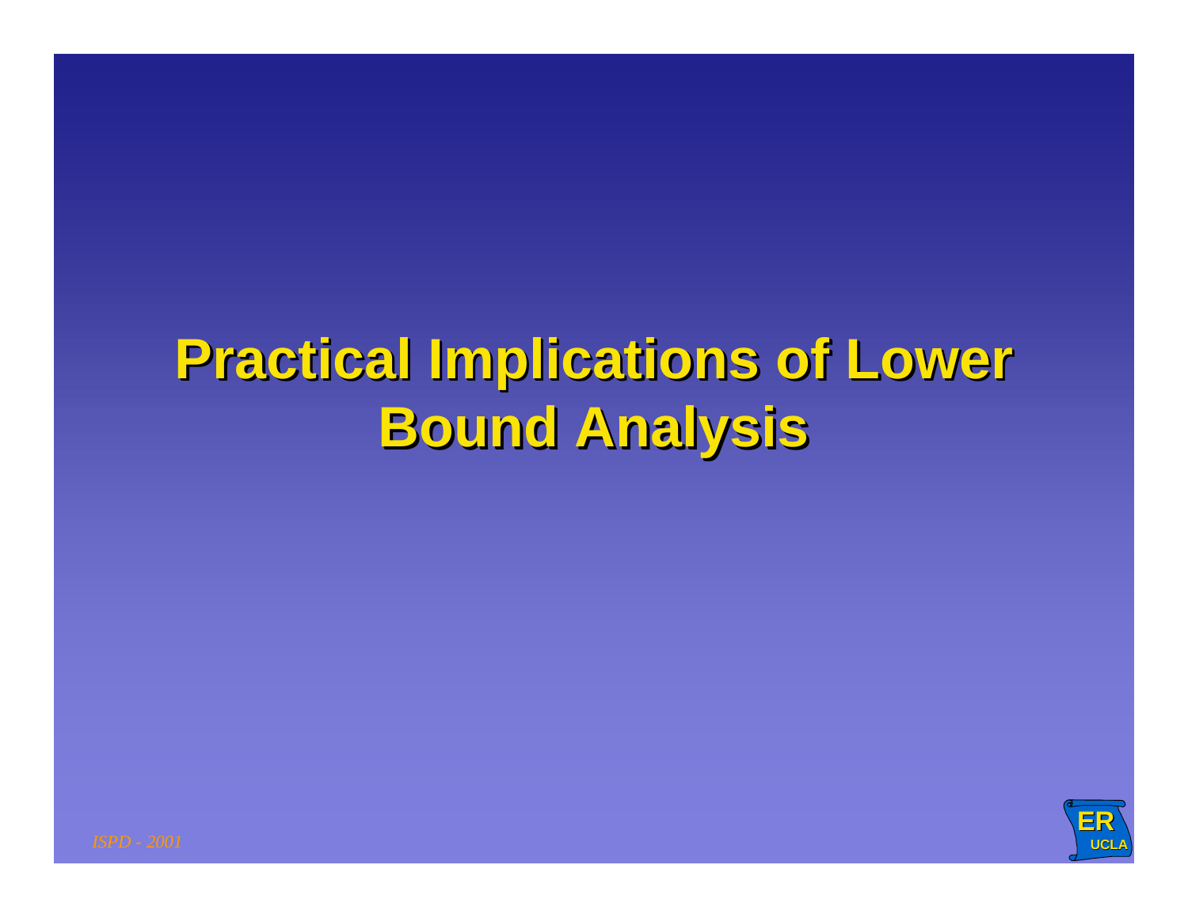# Practical Implications of Lower Bound Analysis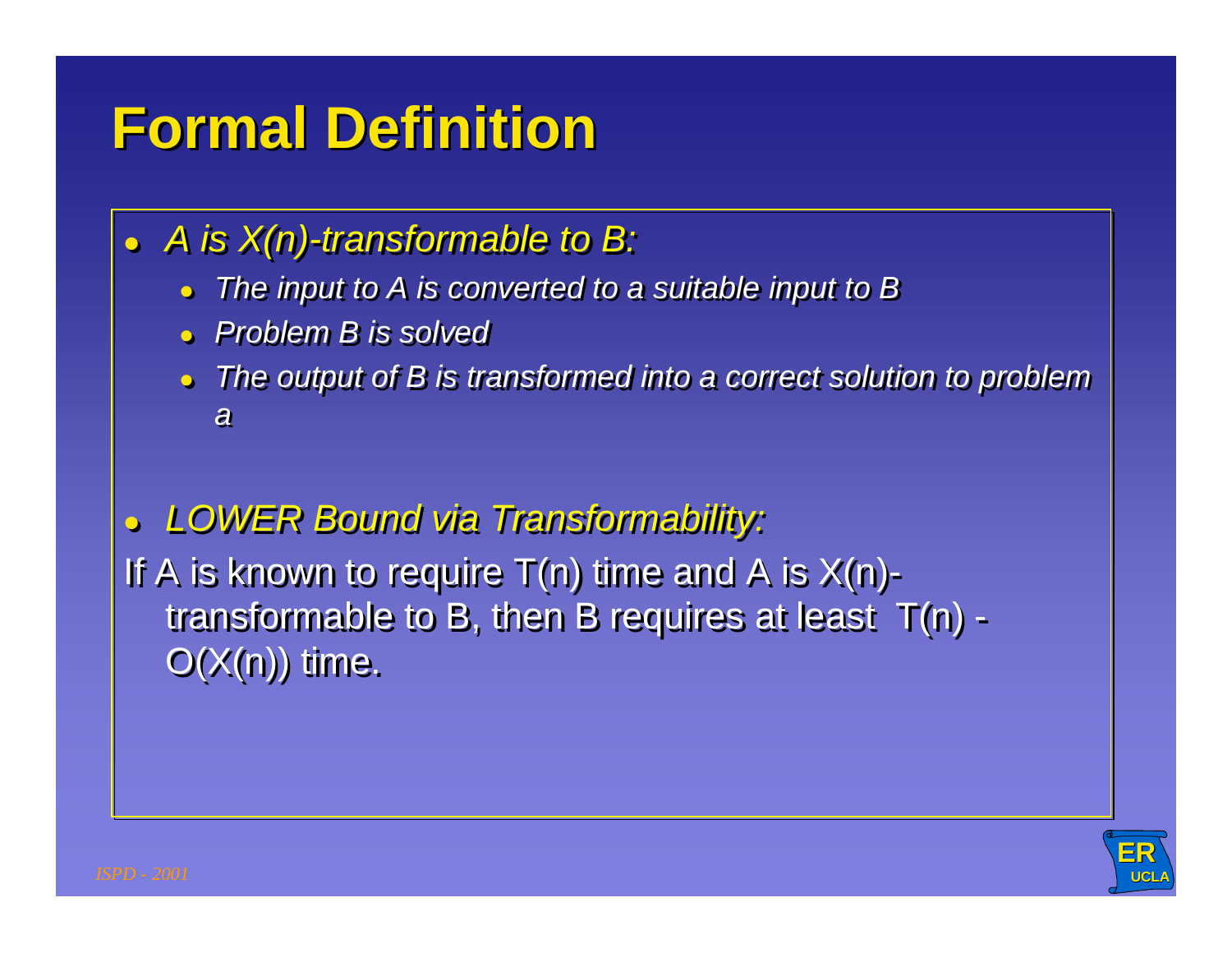# Formal Definition

- *A is X(n)-transformable to B:*
  - *The input to A is converted to a suitable input to B*
  - *Problem B is solved*
  - *The output of B is transformed into a correct solution to problem a*

- *LOWER Bound via Transformability:*

If A is known to require T(n) time and A is X(n)-transformable to B, then B requires at least T(n) - O(X(n)) time.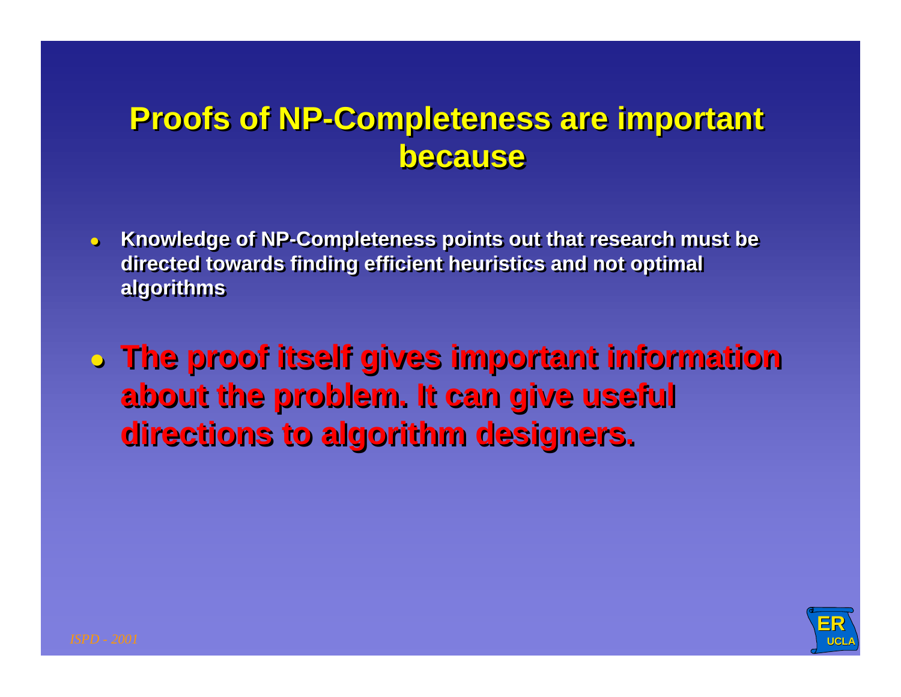# Proofs of NP-Completeness are important because

- Knowledge of NP-Completeness points out that research must be directed towards finding efficient heuristics and not optimal algorithms

- **The proof itself gives important information about the problem. It can give useful directions to algorithm designers.**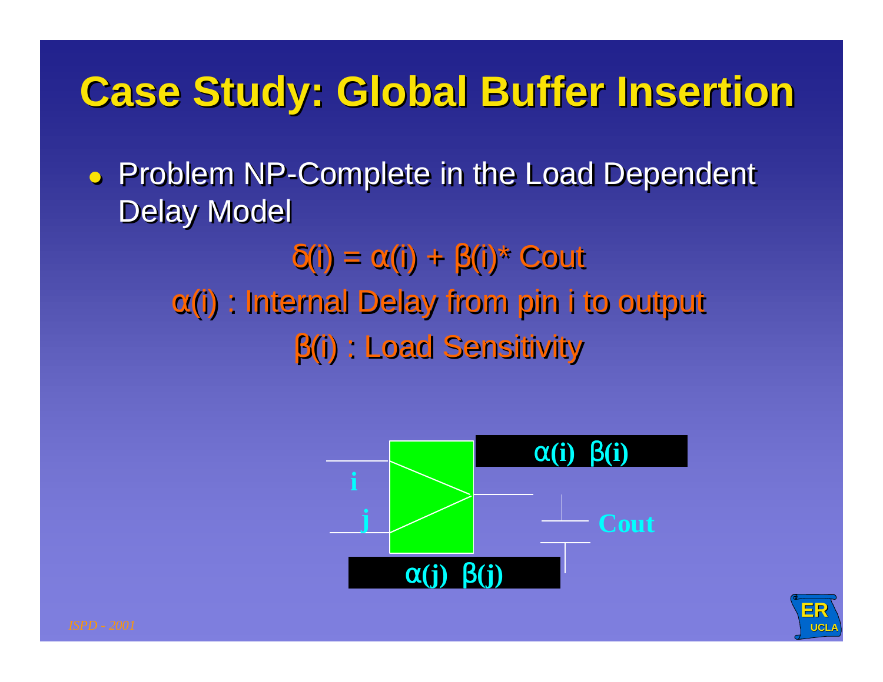# Case Study: Global Buffer Insertion

- Problem NP-Complete in the Load Dependent Delay Model

$$\delta(i) = \alpha(i) + \beta(i) * Cout$$

$\alpha(i)$ : Internal Delay from pin i to output

$\beta(i)$ : Load Sensitivity

$\alpha(i)$ $\beta(i)$

i

j

Cout

$\alpha(j)$ $\beta(j)$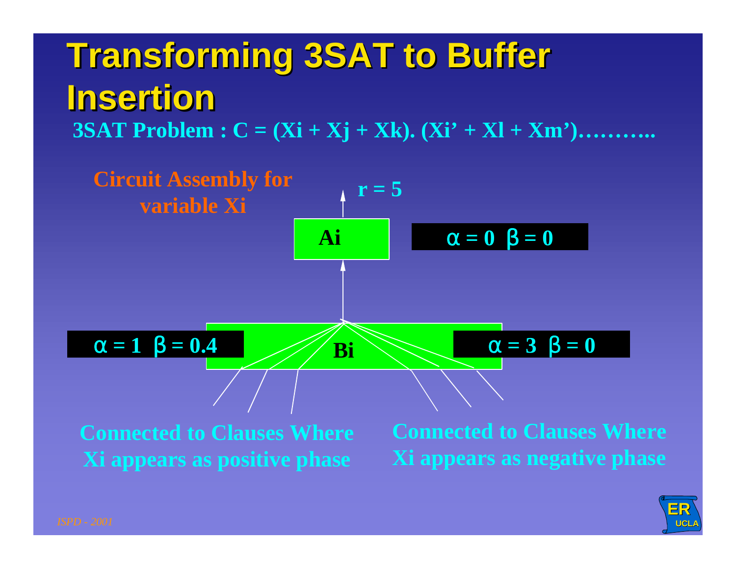# Transforming 3SAT to Buffer Insertion

**3SAT Problem : $C = (X_i + X_j + X_k) \cdot (X_i' + X_l + X_m')$……….**

**Circuit Assembly for variable $X_i$**

$r = 5$

**Ai**

$\alpha = 0 \;\; \beta = 0$

$\alpha = 1 \;\; \beta = 0.4$

**Bi**

$\alpha = 3 \;\; \beta = 0$

**Connected to Clauses Where Xi appears as positive phase**

**Connected to Clauses Where Xi appears as negative phase**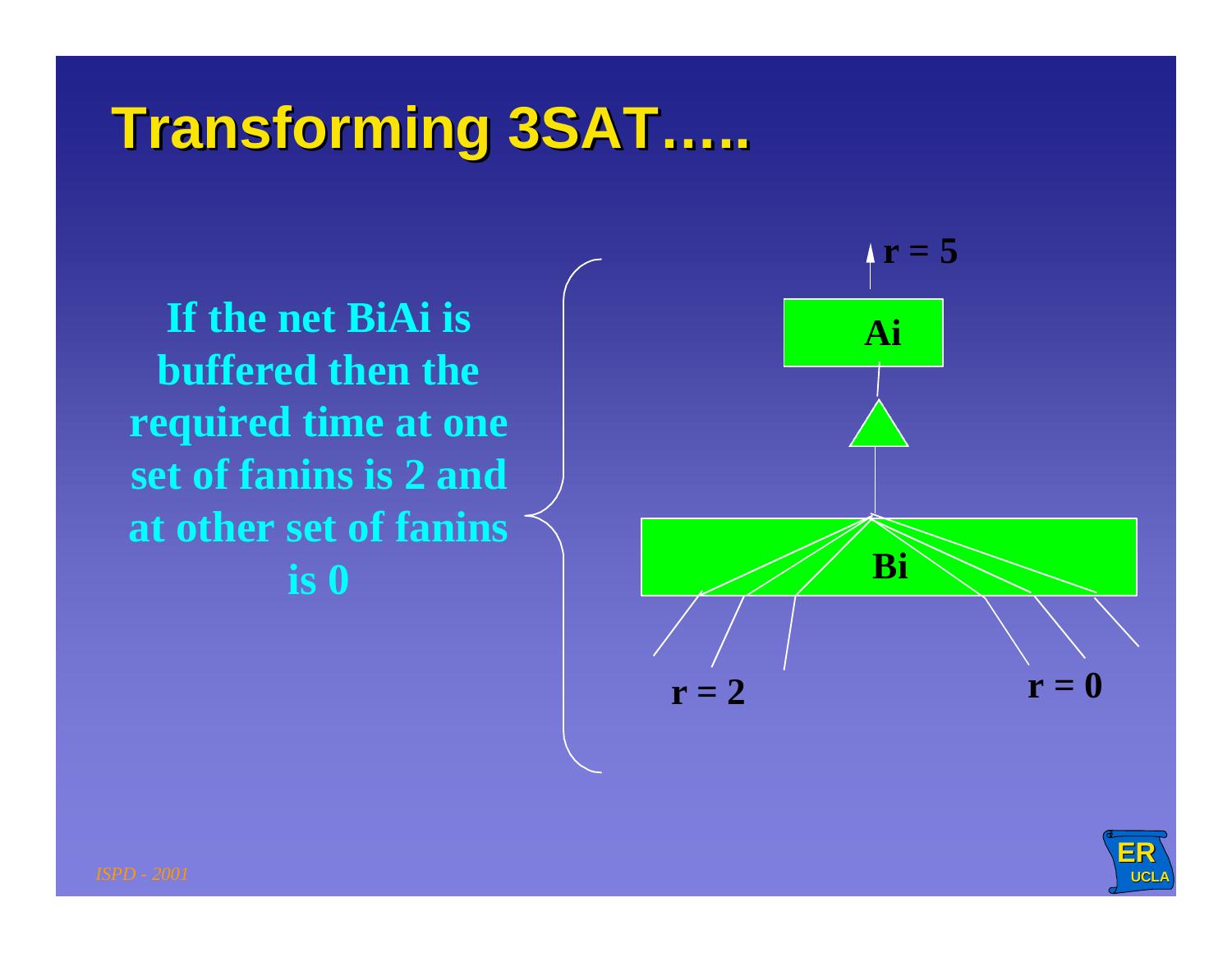# Transforming 3SAT…..

If the net BiAi is buffered then the required time at one set of fanins is 2 and at other set of fanins is 0

r = 5

Ai

Bi

r = 2

r = 0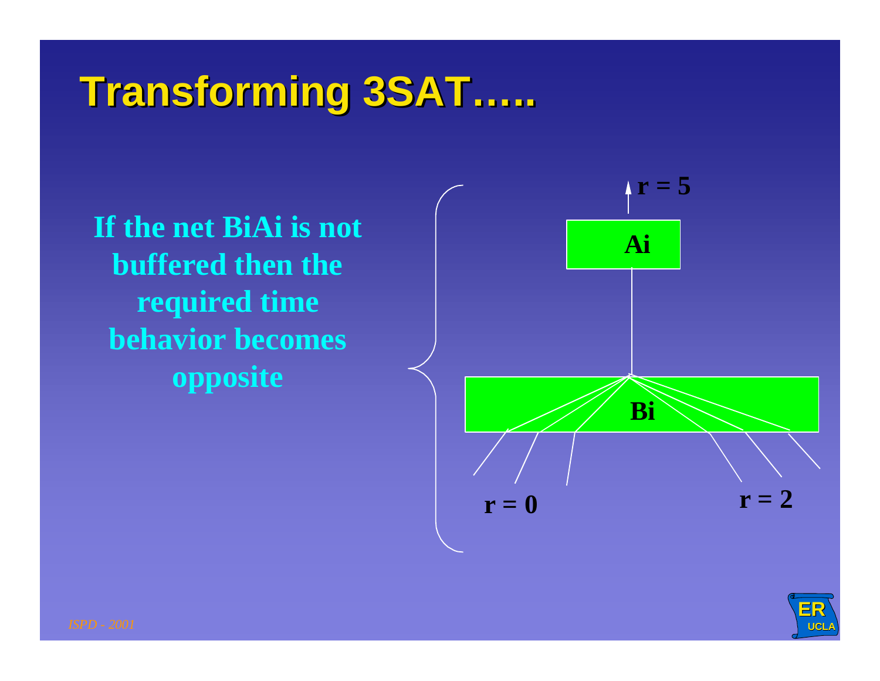# Transforming 3SAT…..

**If the net BiAi is not buffered then the required time behavior becomes opposite**

$r = 5$

Ai

Bi

$r = 0$

$r = 2$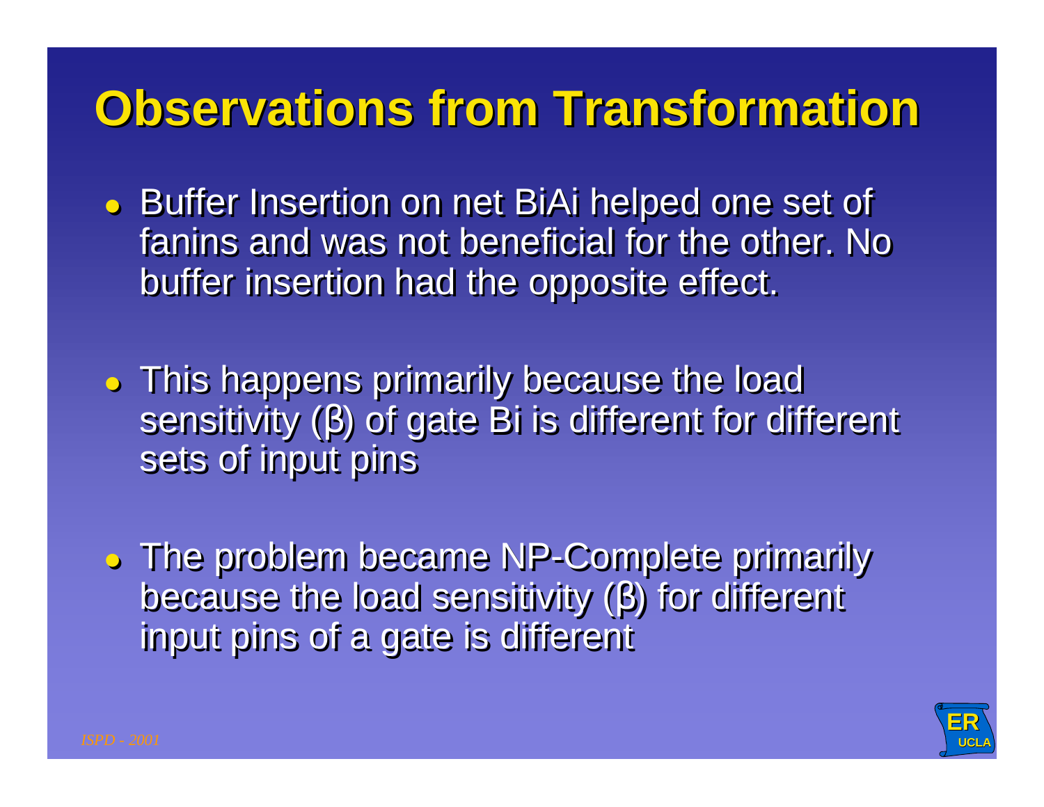# Observations from Transformation

- Buffer Insertion on net BiAi helped one set of fanins and was not beneficial for the other. No buffer insertion had the opposite effect.
- This happens primarily because the load sensitivity ($\beta$) of gate Bi is different for different sets of input pins
- The problem became NP-Complete primarily because the load sensitivity ($\beta$) for different input pins of a gate is different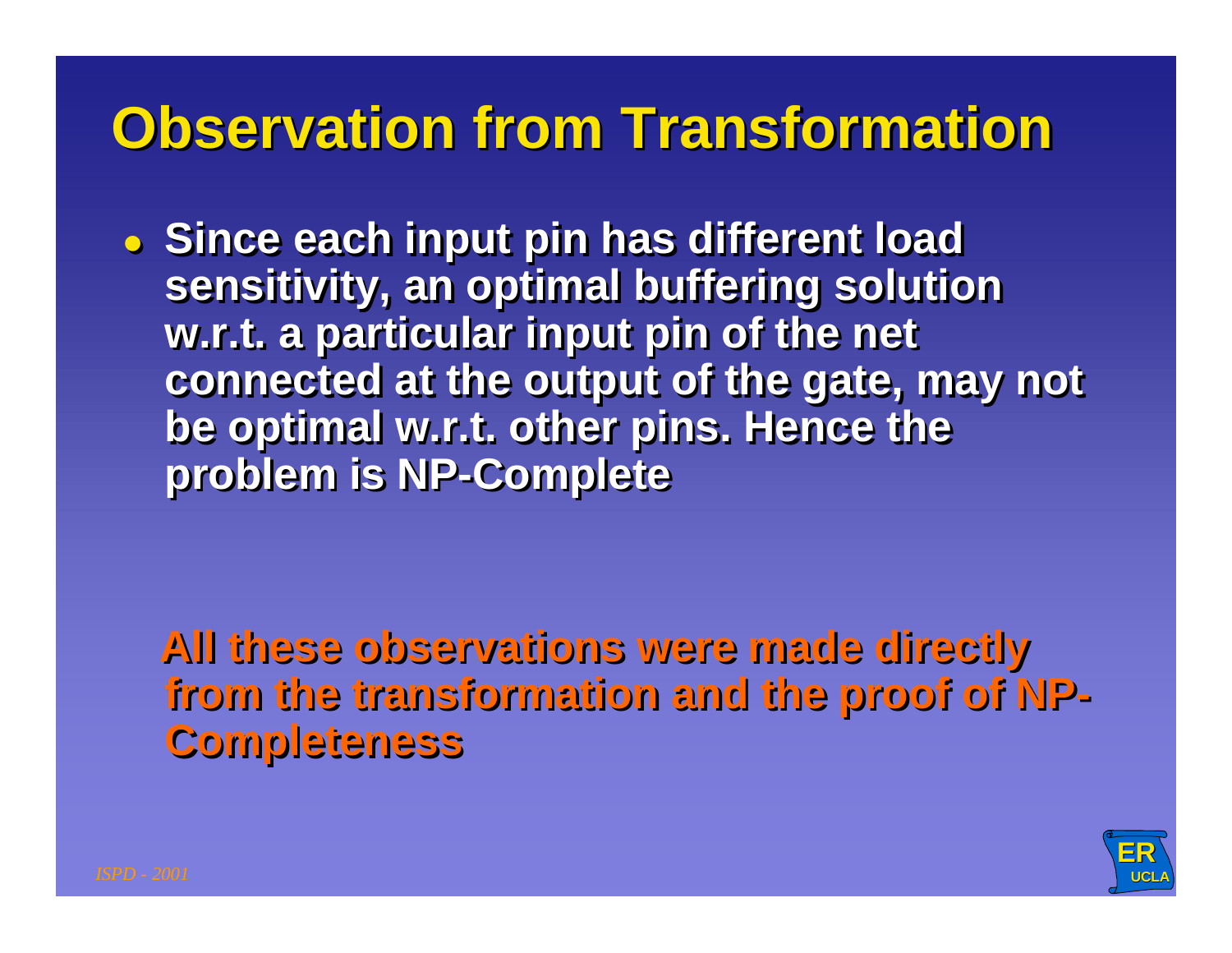# Observation from Transformation

- Since each input pin has different load sensitivity, an optimal buffering solution w.r.t. a particular input pin of the net connected at the output of the gate, may not be optimal w.r.t. other pins. Hence the problem is NP-Complete

**All these observations were made directly from the transformation and the proof of NP-Completeness**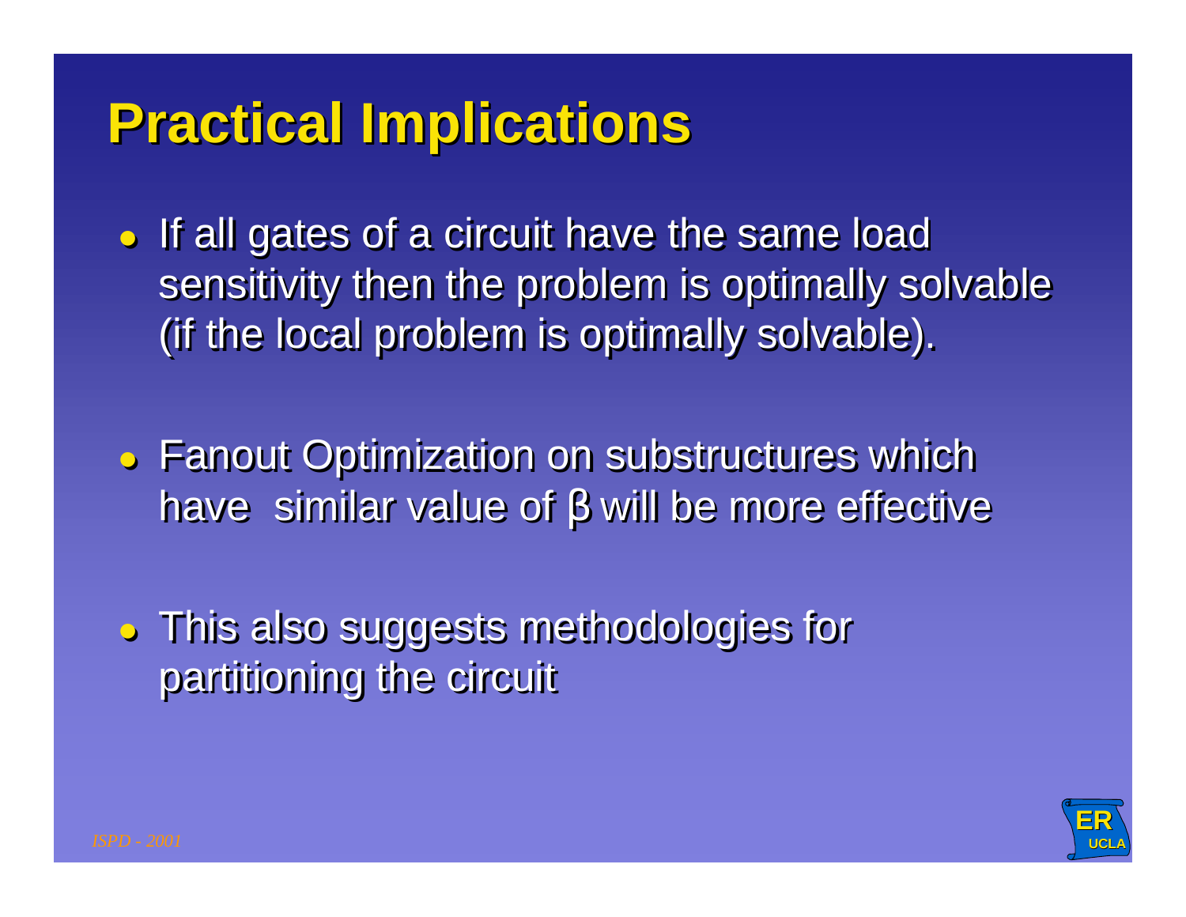# Practical Implications

- If all gates of a circuit have the same load sensitivity then the problem is optimally solvable (if the local problem is optimally solvable).

- Fanout Optimization on substructures which have similar value of $\beta$ will be more effective

- This also suggests methodologies for partitioning the circuit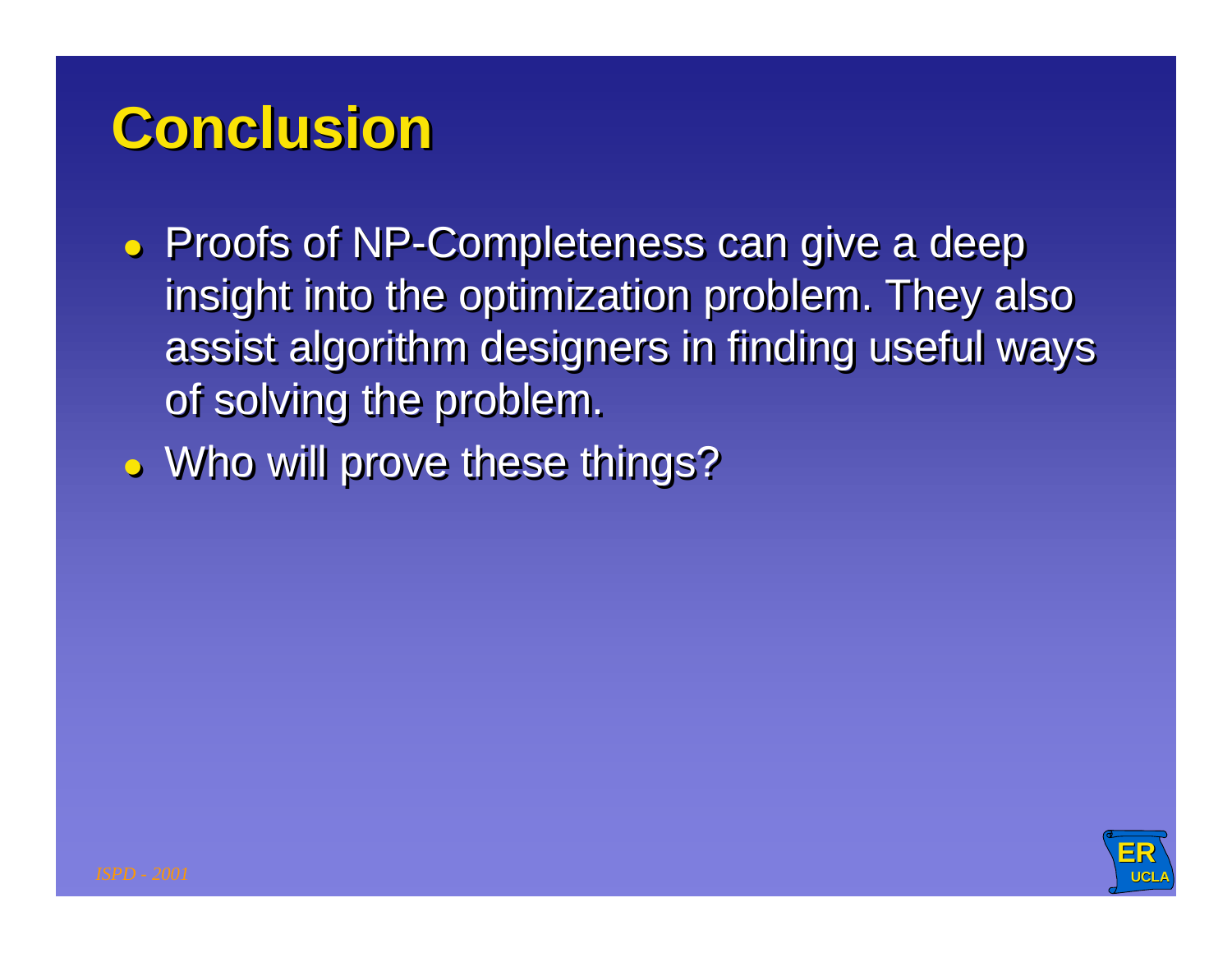# Conclusion

- Proofs of NP-Completeness can give a deep insight into the optimization problem. They also assist algorithm designers in finding useful ways of solving the problem.
- Who will prove these things?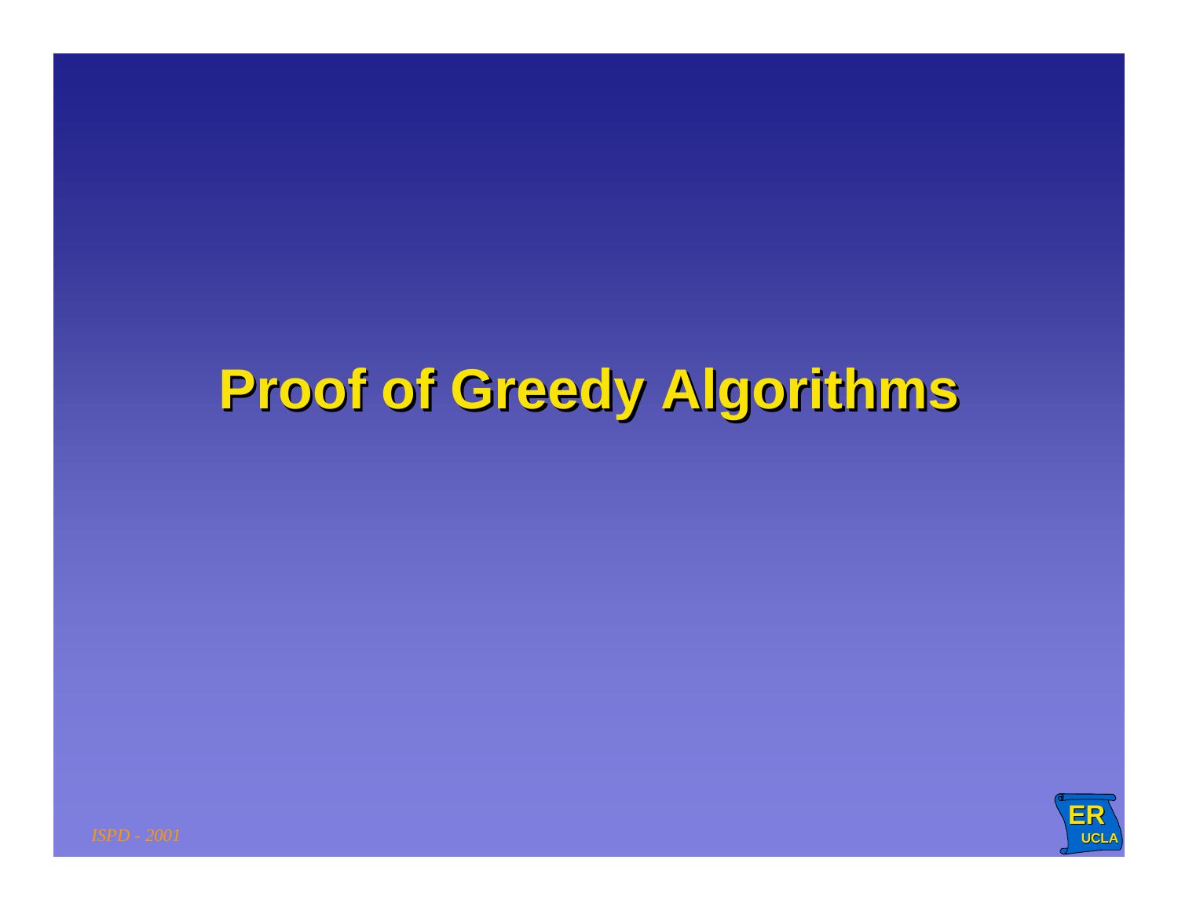# Proof of Greedy Algorithms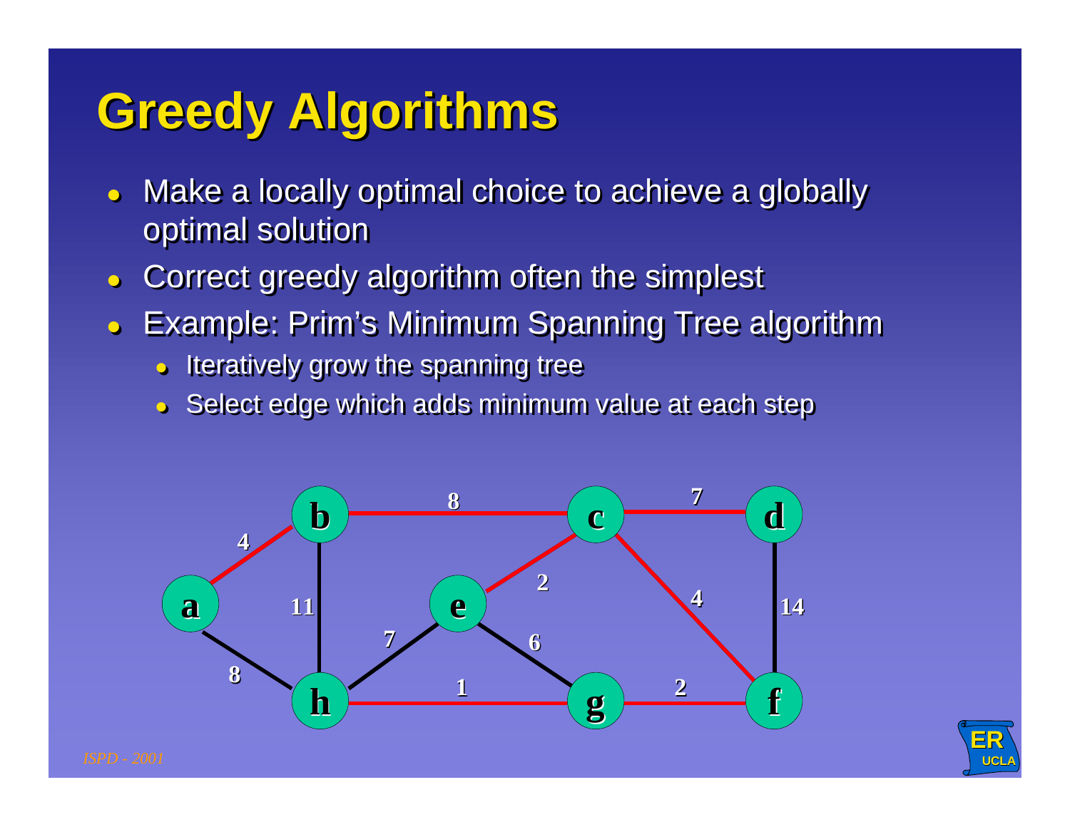# Greedy Algorithms

- Make a locally optimal choice to achieve a globally optimal solution
- Correct greedy algorithm often the simplest
- Example: Prim's Minimum Spanning Tree algorithm
  - Iteratively grow the spanning tree
  - Select edge which adds minimum value at each step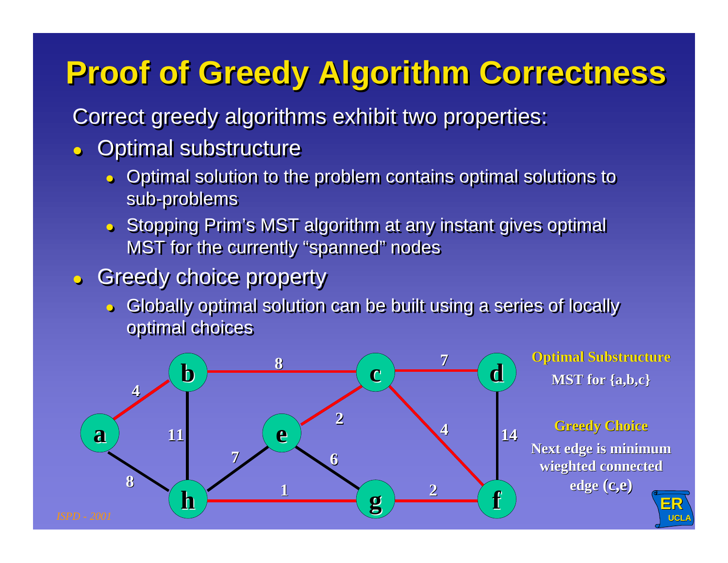# Proof of Greedy Algorithm Correctness

Correct greedy algorithms exhibit two properties:

- Optimal substructure
  - Optimal solution to the problem contains optimal solutions to sub-problems
  - Stopping Prim's MST algorithm at any instant gives optimal MST for the currently "spanned" nodes
- Greedy choice property
  - Globally optimal solution can be built using a series of locally optimal choices

**Optimal Substructure**

**MST for {a,b,c}**

**Greedy Choice**

**Next edge is minimum wieghted connected edge (c,e)**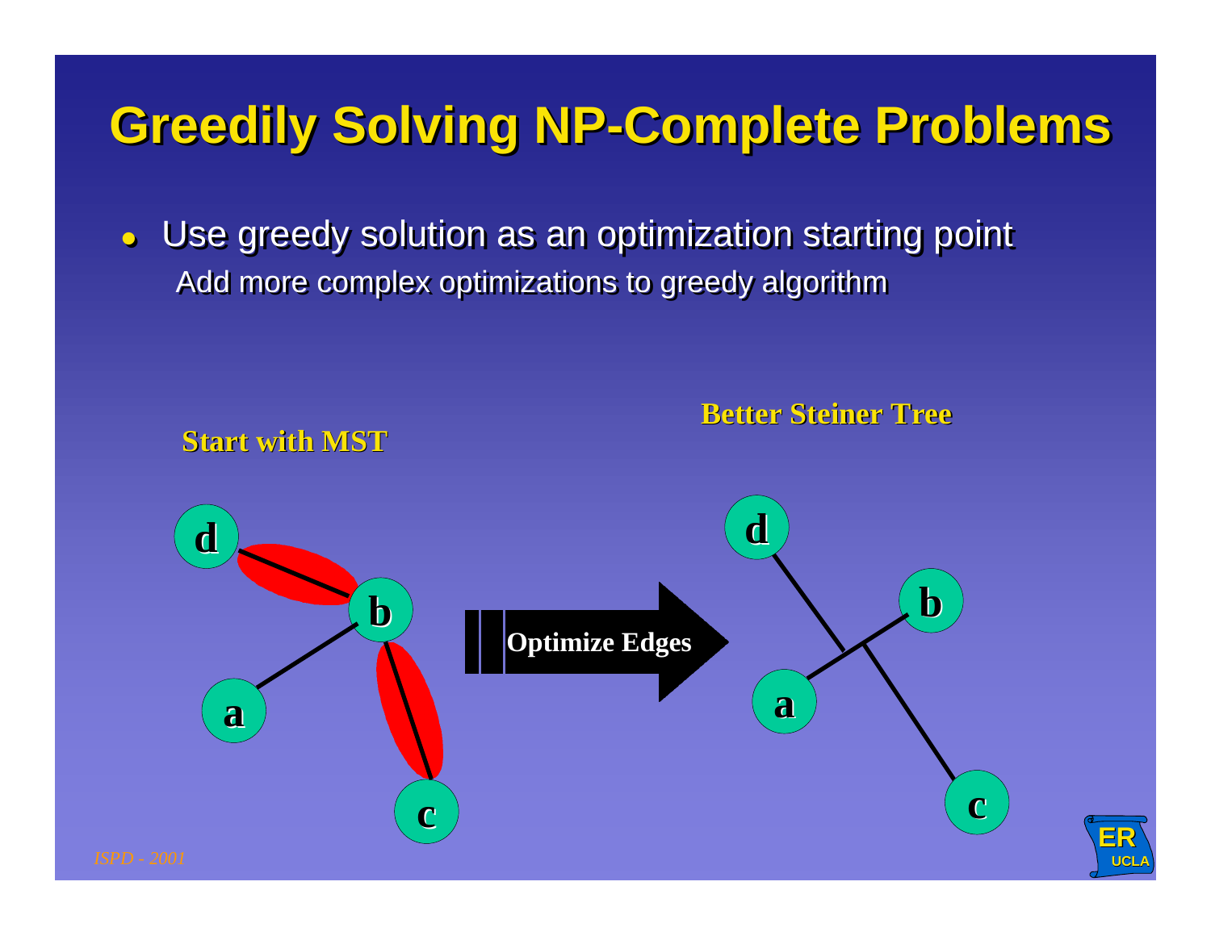# Greedily Solving NP-Complete Problems

- Use greedy solution as an optimization starting point
  - Add more complex optimizations to greedy algorithm

**Start with MST**

**Optimize Edges**

**Better Steiner Tree**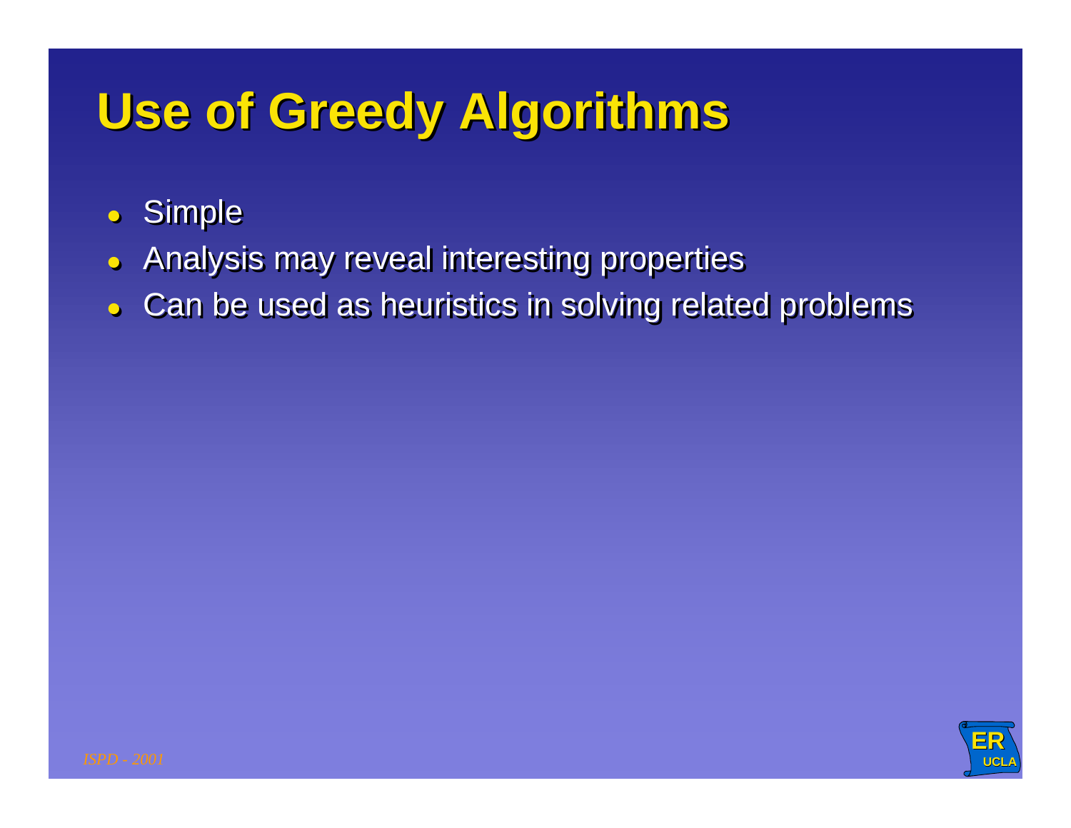# Use of Greedy Algorithms

- Simple
- Analysis may reveal interesting properties
- Can be used as heuristics in solving related problems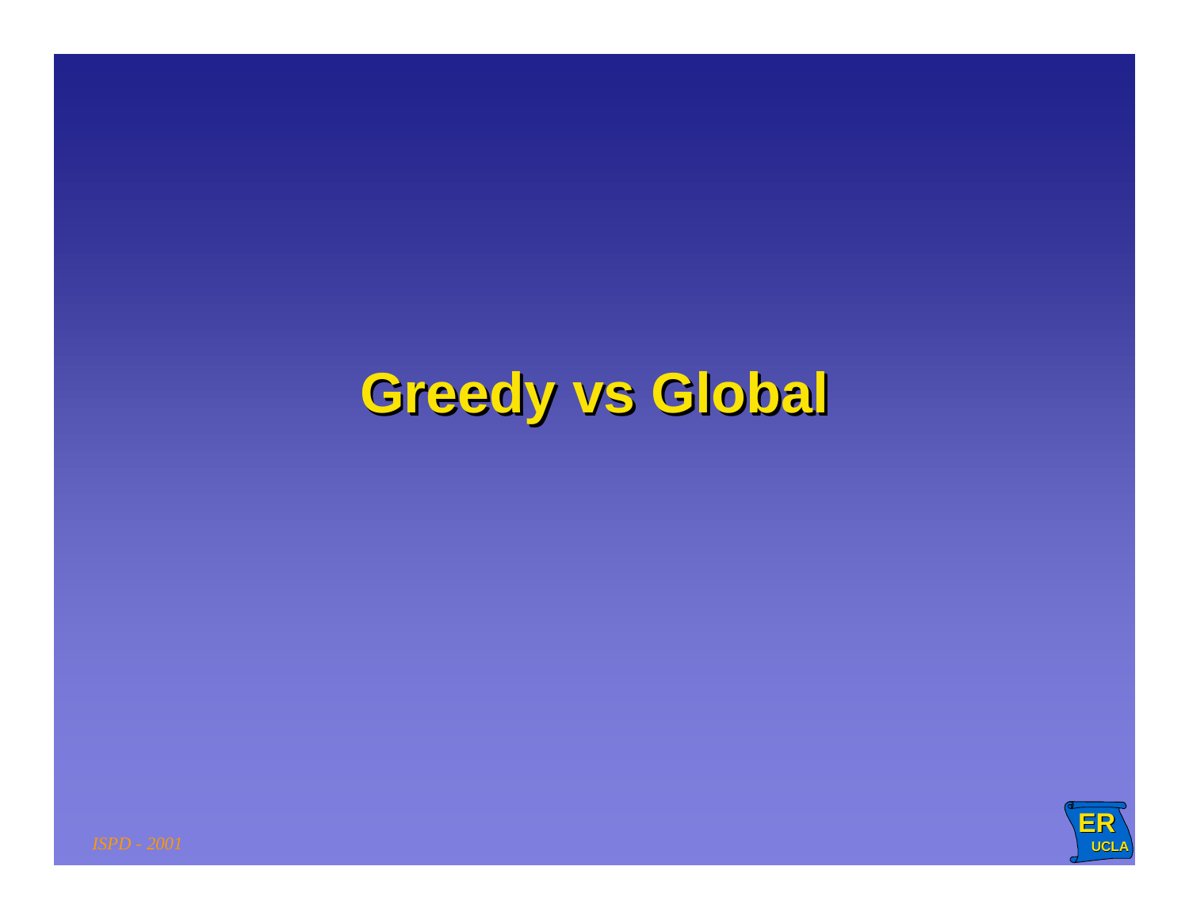# Greedy vs Global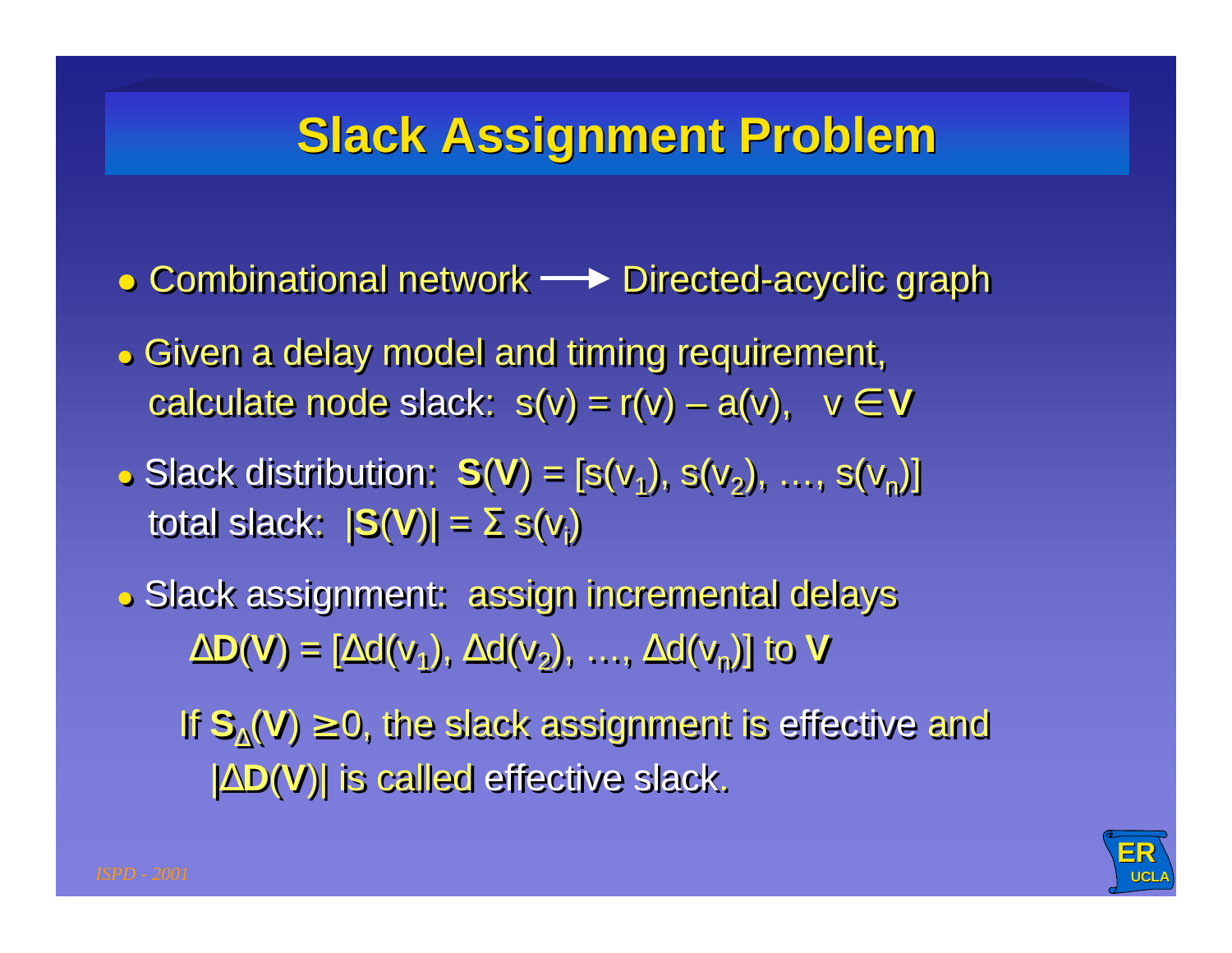# Slack Assignment Problem

- Combinational network ⟶ Directed-acyclic graph
- Given a delay model and timing requirement, calculate node slack: $s(v) = r(v) - a(v), \quad v \in \mathbf{V}$
- Slack distribution: $\mathbf{S}(\mathbf{V}) = [s(v_1), s(v_2), \ldots, s(v_n)]$
  total slack: $|\mathbf{S}(\mathbf{V})| = \Sigma\, s(v_i)$
- Slack assignment: assign incremental delays
  $\Delta\mathbf{D}(\mathbf{V}) = [\Delta d(v_1), \Delta d(v_2), \ldots, \Delta d(v_n)]$ to $\mathbf{V}$

  If $\mathbf{S}_\Delta(\mathbf{V}) \geq 0$, the slack assignment is effective and $|\Delta\mathbf{D}(\mathbf{V})|$ is called effective slack.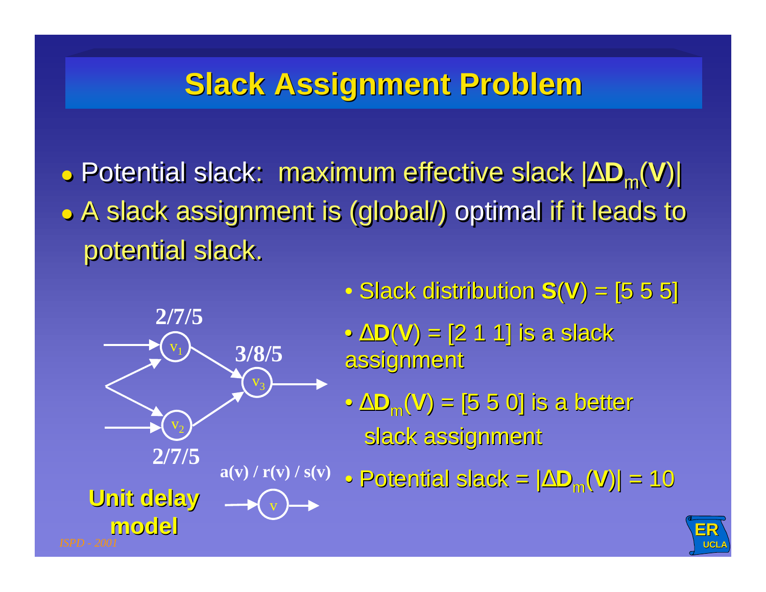# Slack Assignment Problem

- Potential slack: maximum effective slack $|\Delta \mathbf{D}_m(\mathbf{V})|$
- A slack assignment is (global/) optimal if it leads to potential slack.

2/7/5

$v_1$

3/8/5

$v_3$

$v_2$

2/7/5

a(v) / r(v) / s(v)

v

**Unit delay model**

- Slack distribution $\mathbf{S}(\mathbf{V})$ = [5 5 5]
- $\Delta\mathbf{D}(\mathbf{V})$ = [2 1 1] is a slack assignment
- $\Delta\mathbf{D}_m(\mathbf{V})$ = [5 5 0] is a better slack assignment
- Potential slack = $|\Delta\mathbf{D}_m(\mathbf{V})|$ = 10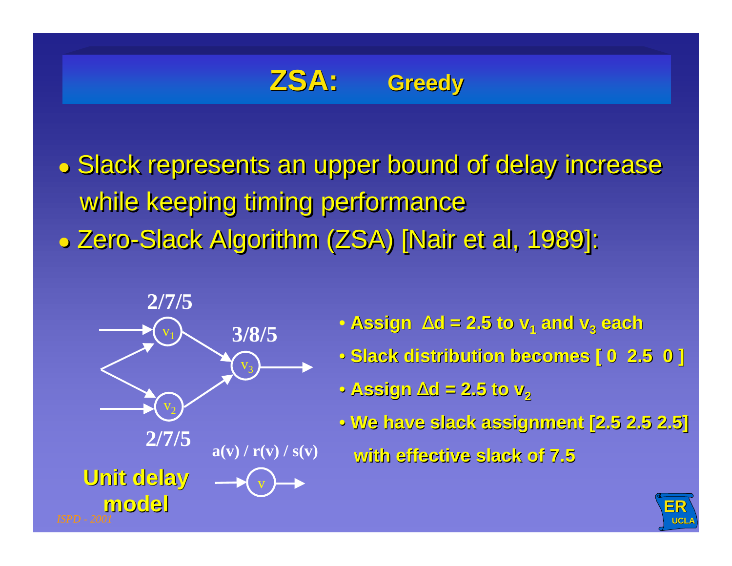# ZSA: Greedy

- Slack represents an upper bound of delay increase while keeping timing performance
- Zero-Slack Algorithm (ZSA) [Nair et al, 1989]:

2/7/5

$v_1$

3/8/5

$v_3$

$v_2$

2/7/5

a(v) / r(v) / s(v)

v

**Unit delay model**

- **Assign $\Delta d = 2.5$ to $v_1$ and $v_3$ each**
- **Slack distribution becomes [ 0 2.5 0 ]**
- **Assign $\Delta d = 2.5$ to $v_2$**
- **We have slack assignment [2.5 2.5 2.5] with effective slack of 7.5**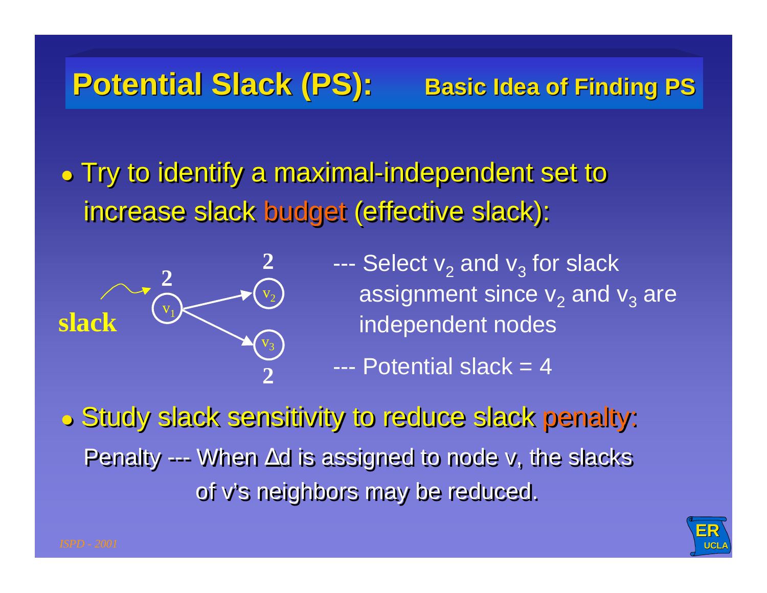# Potential Slack (PS): Basic Idea of Finding PS

- Try to identify a maximal-independent set to increase slack budget (effective slack):

slack → 2 $v_1$ → $v_2$ (2), $v_3$ (2)

--- Select $v_2$ and $v_3$ for slack assignment since $v_2$ and $v_3$ are independent nodes

--- Potential slack = 4

- Study slack sensitivity to reduce slack penalty:

  Penalty --- When Δd is assigned to node v, the slacks of v's neighbors may be reduced.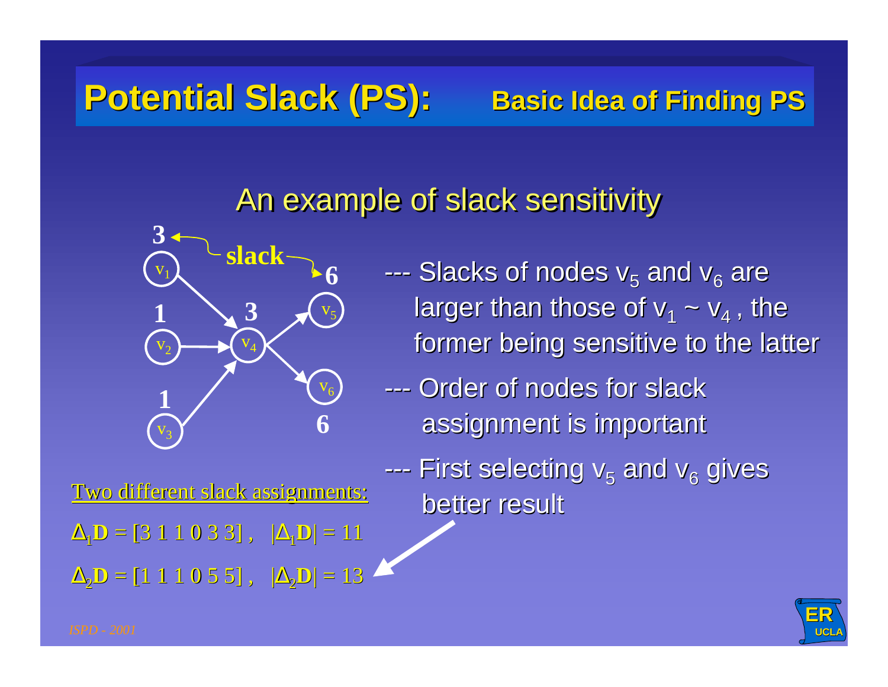# Potential Slack (PS): Basic Idea of Finding PS

## An example of slack sensitivity

--- Slacks of nodes $v_5$ and $v_6$ are larger than those of $v_1 \sim v_4$ , the former being sensitive to the latter

--- Order of nodes for slack assignment is important

--- First selecting $v_5$ and $v_6$ gives better result

Two different slack assignments:

$\Delta_1\mathbf{D}$ = [3 1 1 0 3 3] , $|\Delta_1\mathbf{D}| = 11$

$\Delta_2\mathbf{D}$ = [1 1 1 0 5 5] , $|\Delta_2\mathbf{D}| = 13$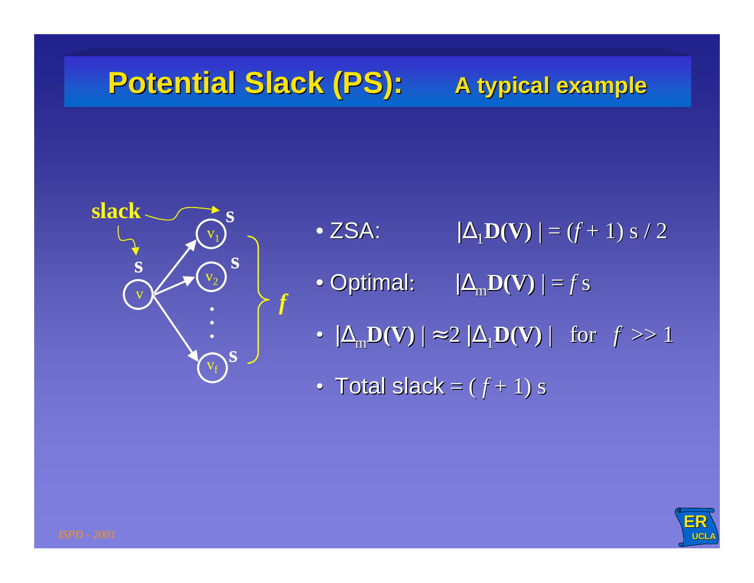# Potential Slack (PS): A typical example

slack

s, v, $v_1$ s, $v_2$ s, ..., $v_f$ s, $f$

- ZSA: $|\Delta_1 \mathbf{D(V)}| = (f + 1)\, s / 2$
- Optimal: $|\Delta_m \mathbf{D(V)}| = f\, s$
- $|\Delta_m \mathbf{D(V)}| \approx 2\, |\Delta_1 \mathbf{D(V)}|$ for $f >> 1$
- Total slack = $(f + 1)\, s$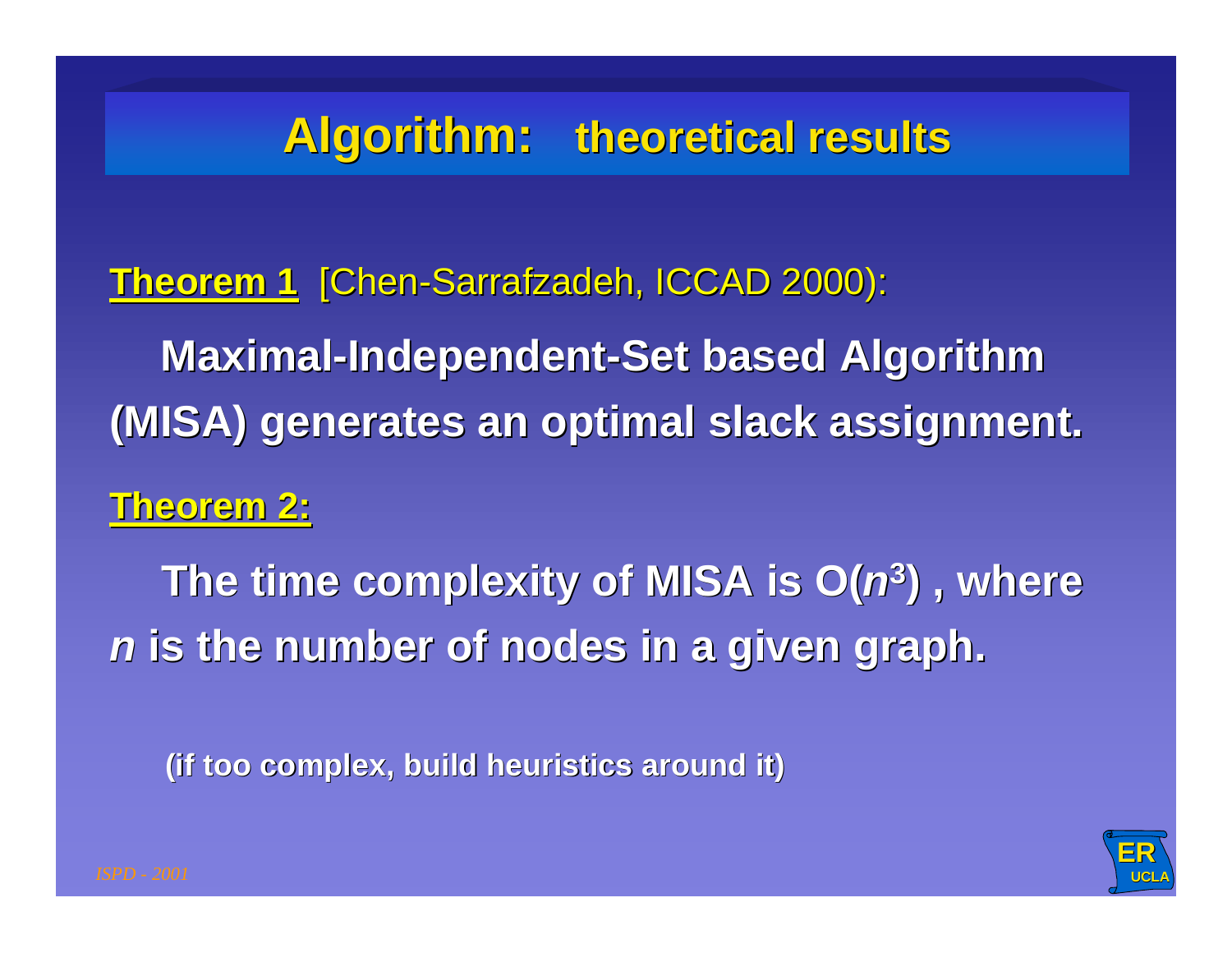# Algorithm: theoretical results

**Theorem 1** [Chen-Sarrafzadeh, ICCAD 2000):

**Maximal-Independent-Set based Algorithm (MISA) generates an optimal slack assignment.**

**Theorem 2:**

**The time complexity of MISA is $O(n^3)$ , where $n$ is the number of nodes in a given graph.**

**(if too complex, build heuristics around it)**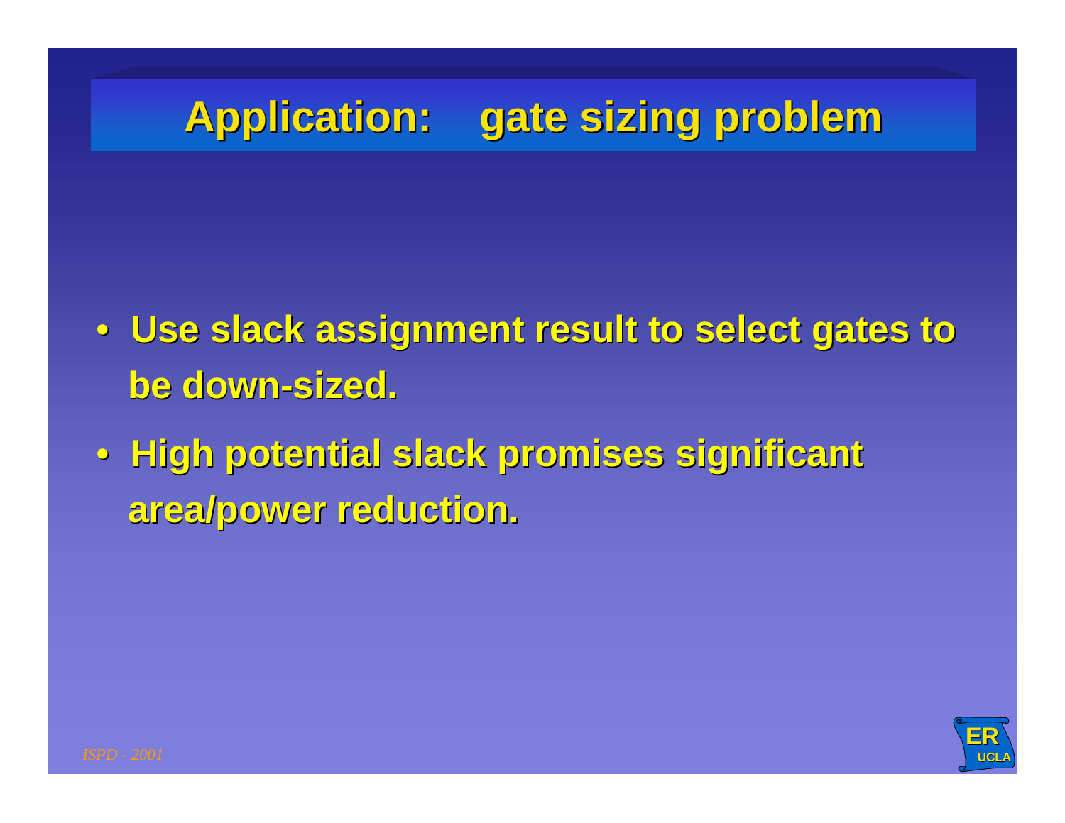# Application: gate sizing problem

- Use slack assignment result to select gates to be down-sized.
- High potential slack promises significant area/power reduction.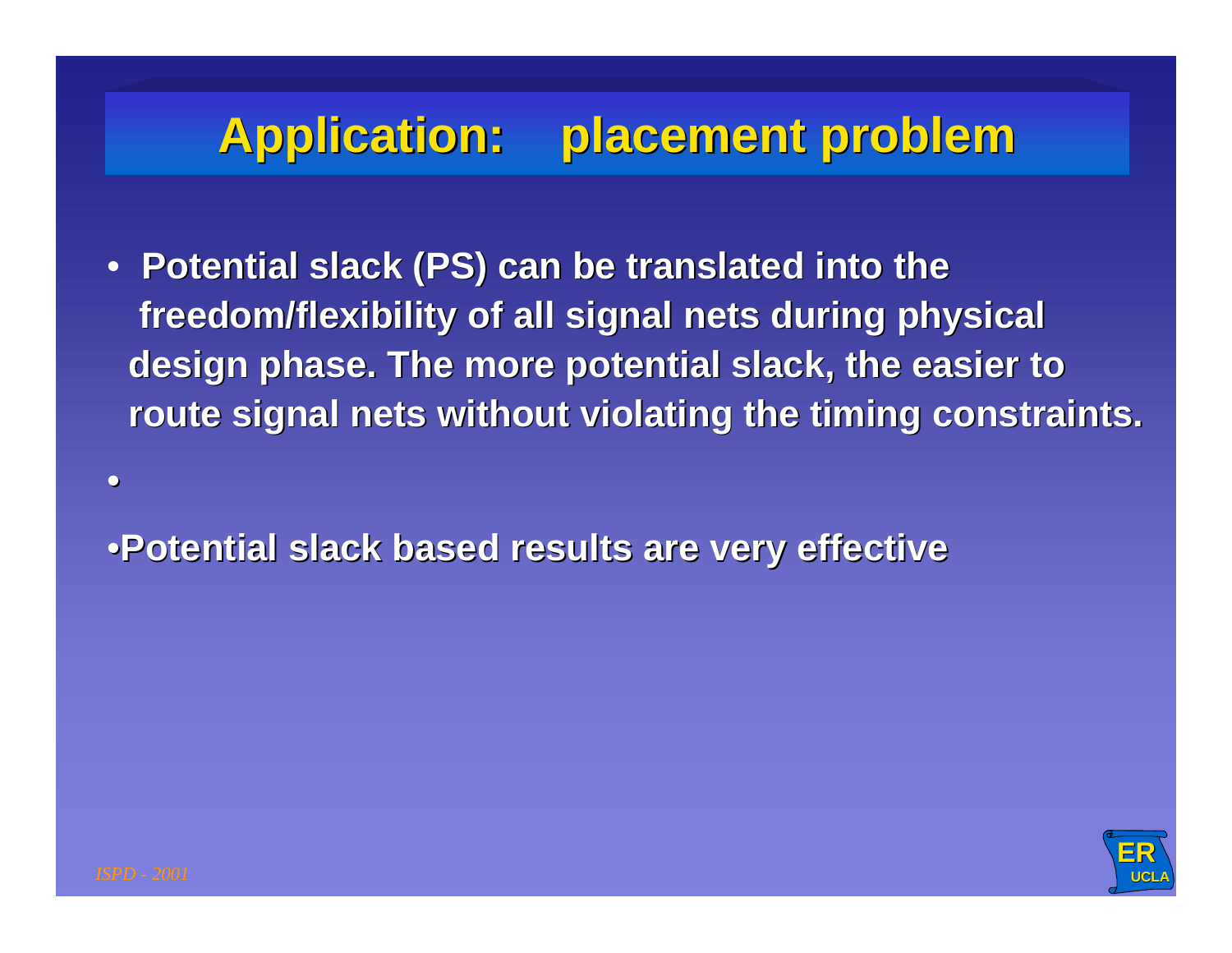# Application: placement problem

- Potential slack (PS) can be translated into the freedom/flexibility of all signal nets during physical design phase. The more potential slack, the easier to route signal nets without violating the timing constraints.
- 
- Potential slack based results are very effective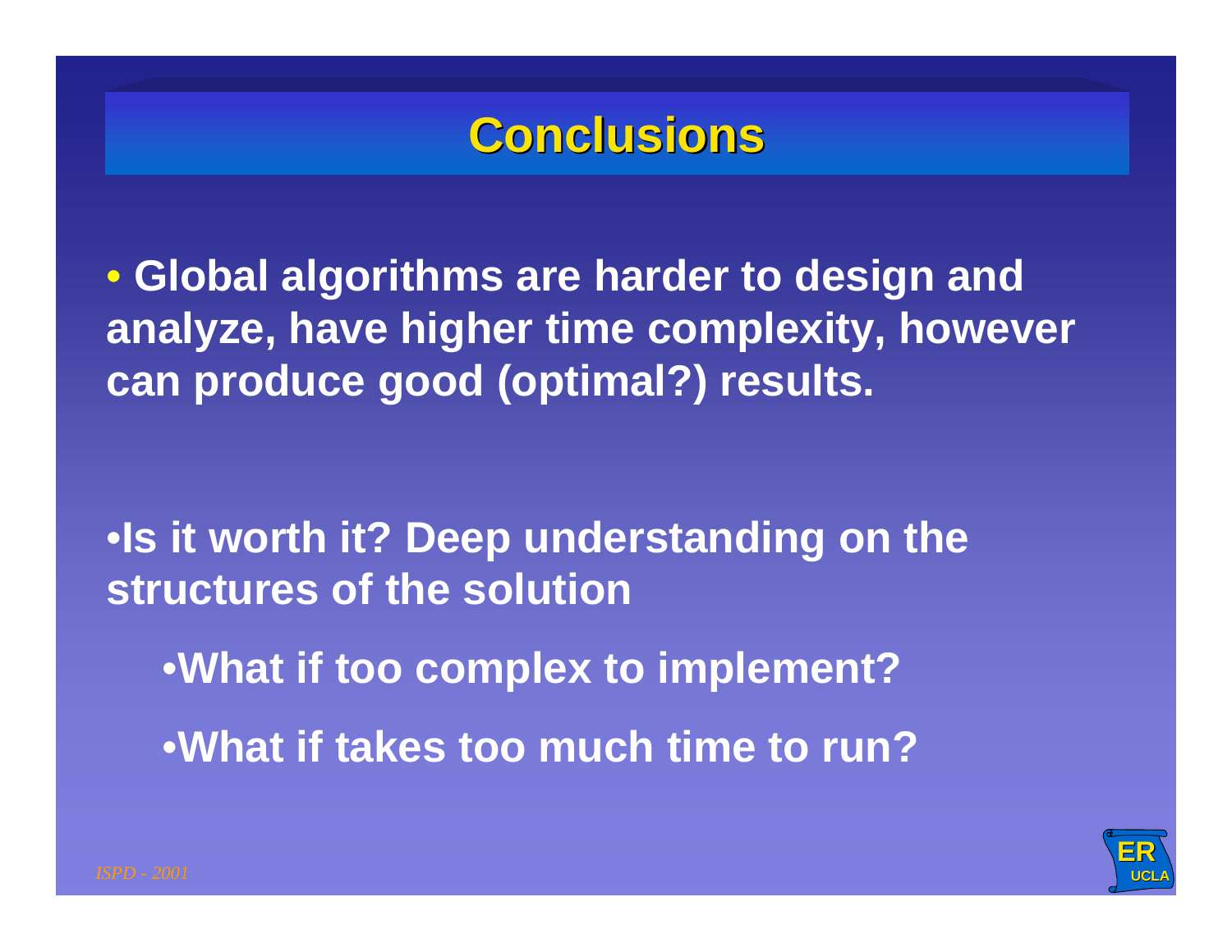# Conclusions

- Global algorithms are harder to design and analyze, have higher time complexity, however can produce good (optimal?) results.

- Is it worth it? Deep understanding on the structures of the solution
  - What if too complex to implement?
  - What if takes too much time to run?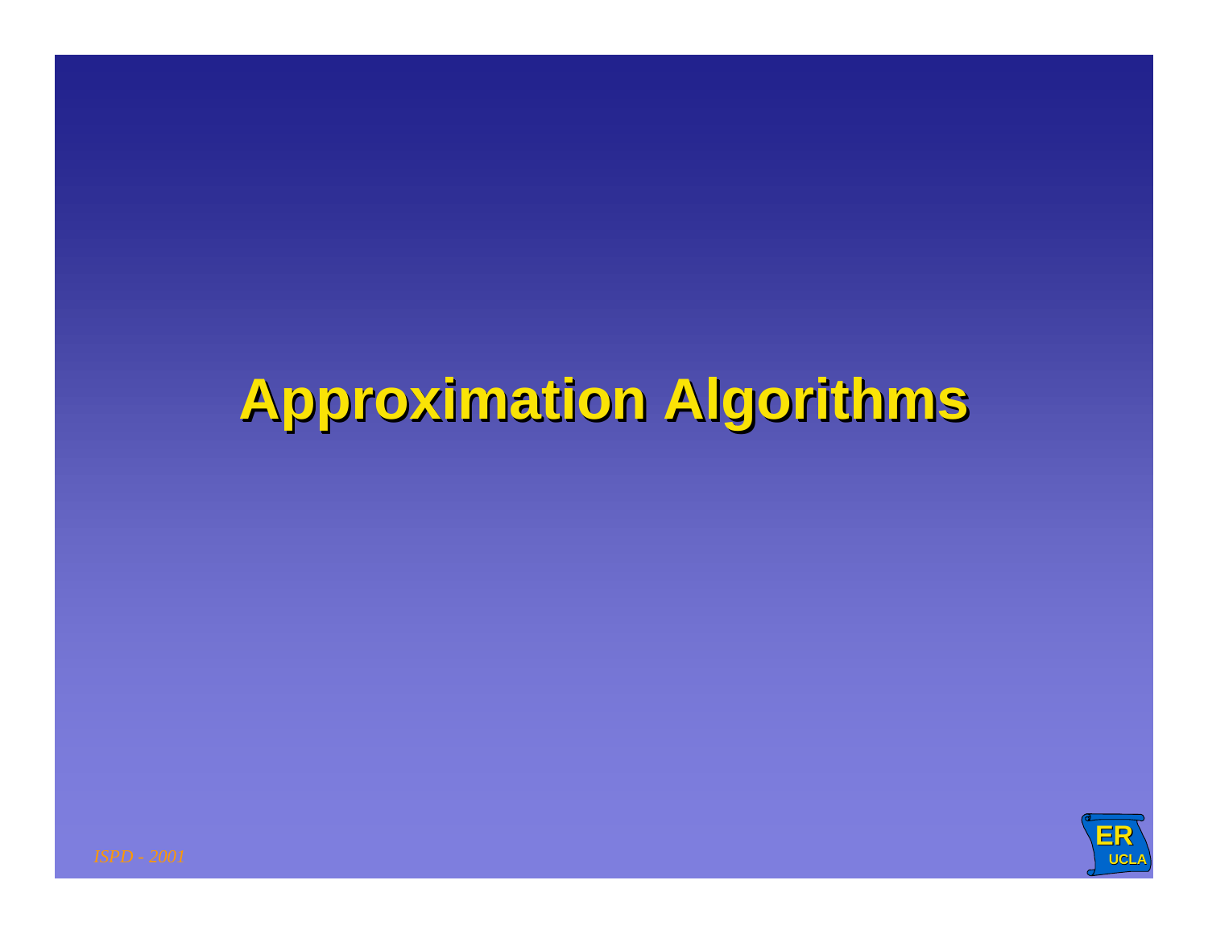# Approximation Algorithms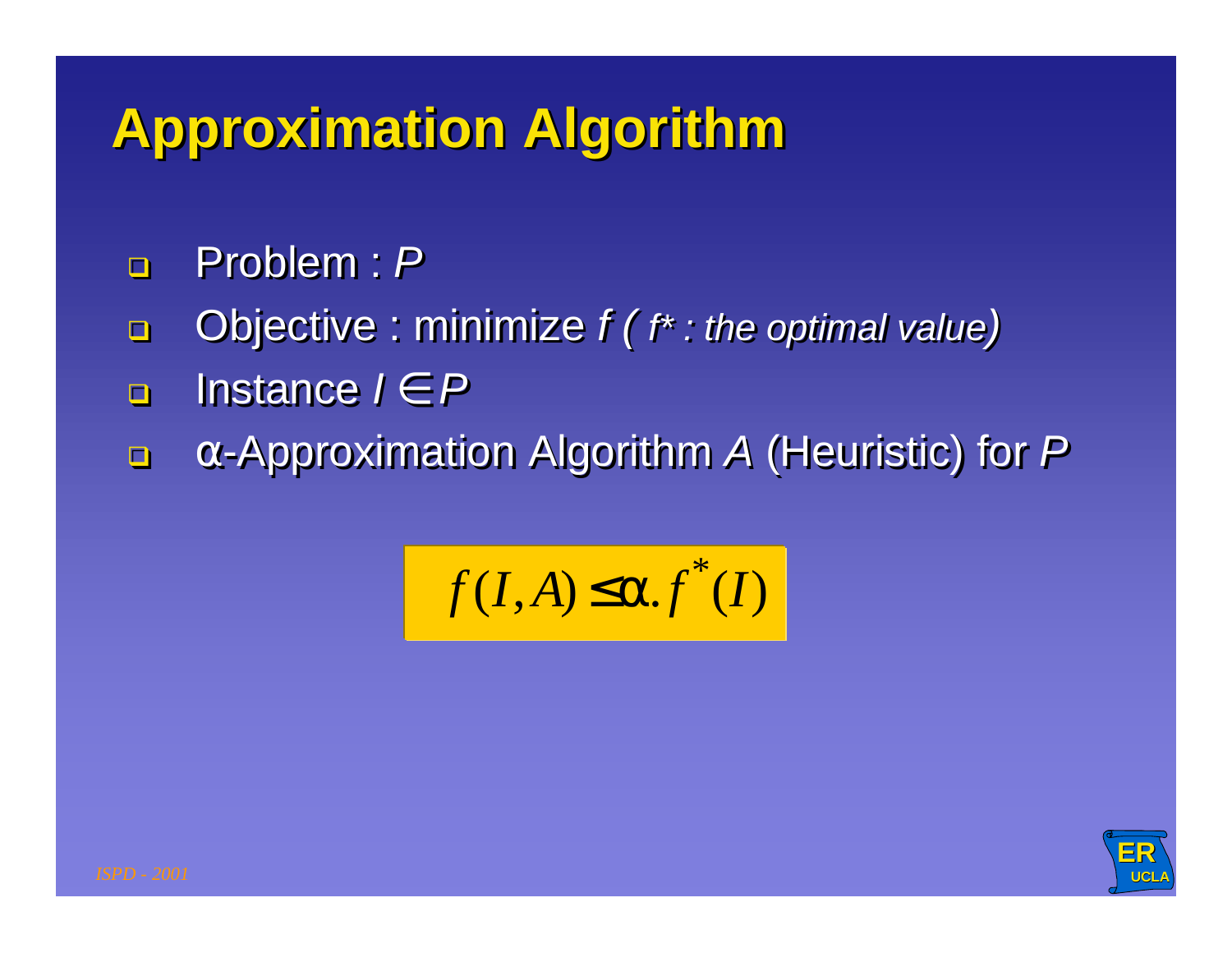# Approximation Algorithm

- Problem : *P*
- Objective : minimize *f* ( *f\* : the optimal value)*
- Instance $I \in P$
- α-Approximation Algorithm *A* (Heuristic) for *P*

$$f(I,A) \leq \alpha . f^{*}(I)$$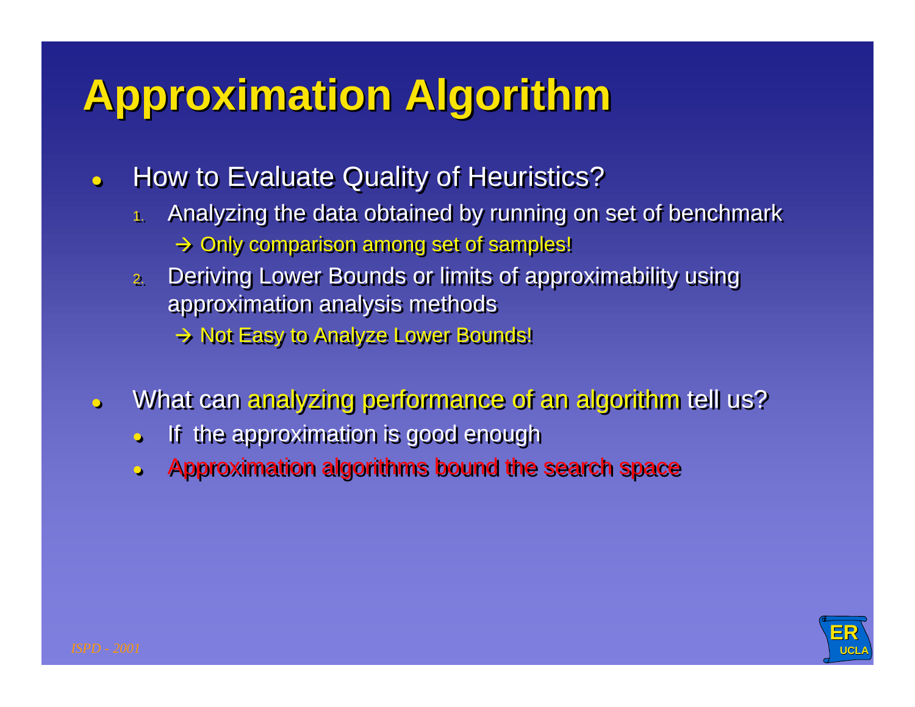# Approximation Algorithm

- How to Evaluate Quality of Heuristics?
  1. Analyzing the data obtained by running on set of benchmark
     → Only comparison among set of samples!
  2. Deriving Lower Bounds or limits of approximability using approximation analysis methods
     → Not Easy to Analyze Lower Bounds!

- What can analyzing performance of an algorithm tell us?
  - If the approximation is good enough
  - Approximation algorithms bound the search space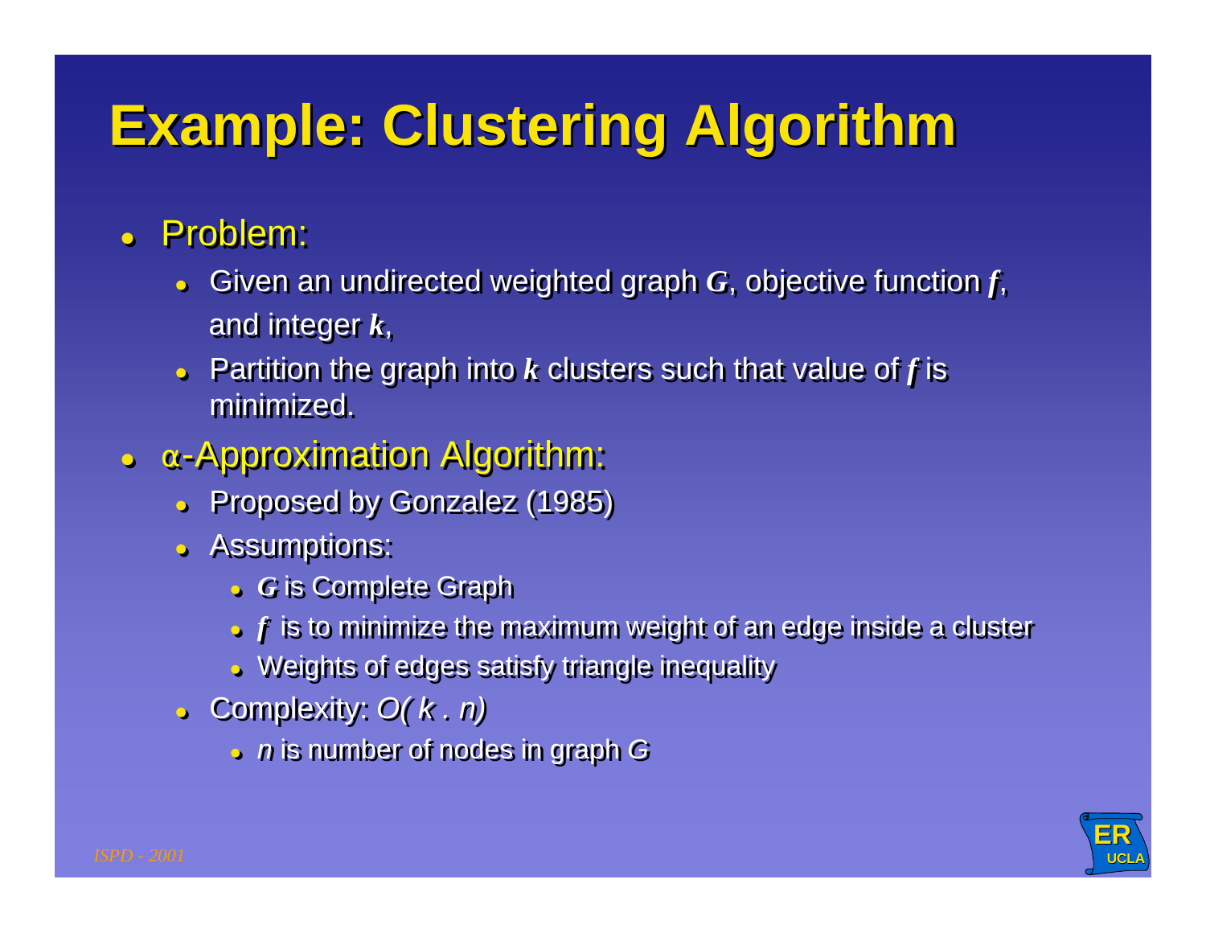# Example: Clustering Algorithm

- Problem:
  - Given an undirected weighted graph $G$, objective function $f$, and integer $k$,
  - Partition the graph into $k$ clusters such that value of $f$ is minimized.
- $\alpha$-Approximation Algorithm:
  - Proposed by Gonzalez (1985)
  - Assumptions:
    - $G$ is Complete Graph
    - $f$ is to minimize the maximum weight of an edge inside a cluster
    - Weights of edges satisfy triangle inequality
  - Complexity: $O(k \cdot n)$
    - $n$ is number of nodes in graph $G$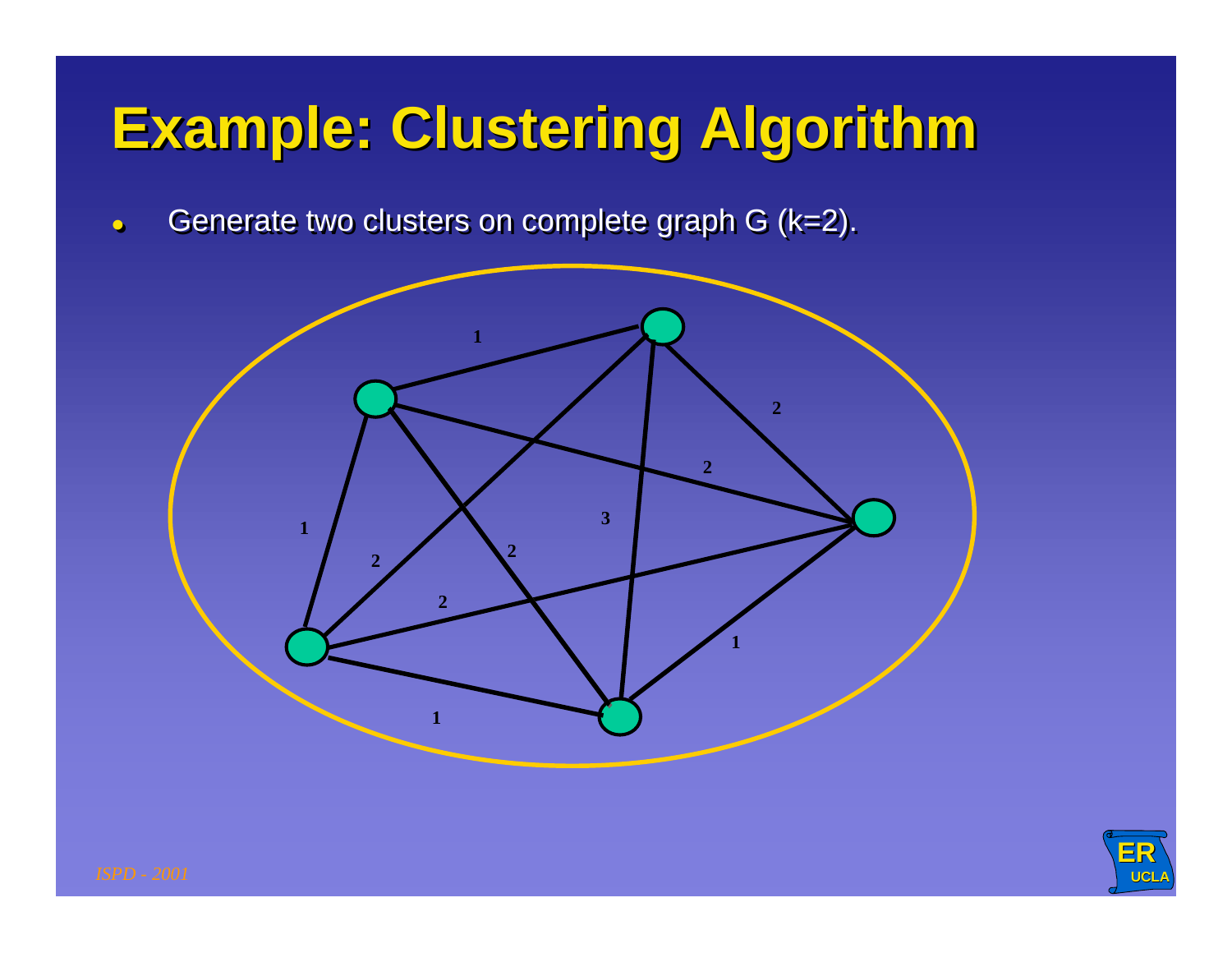# Example: Clustering Algorithm

- Generate two clusters on complete graph G (k=2).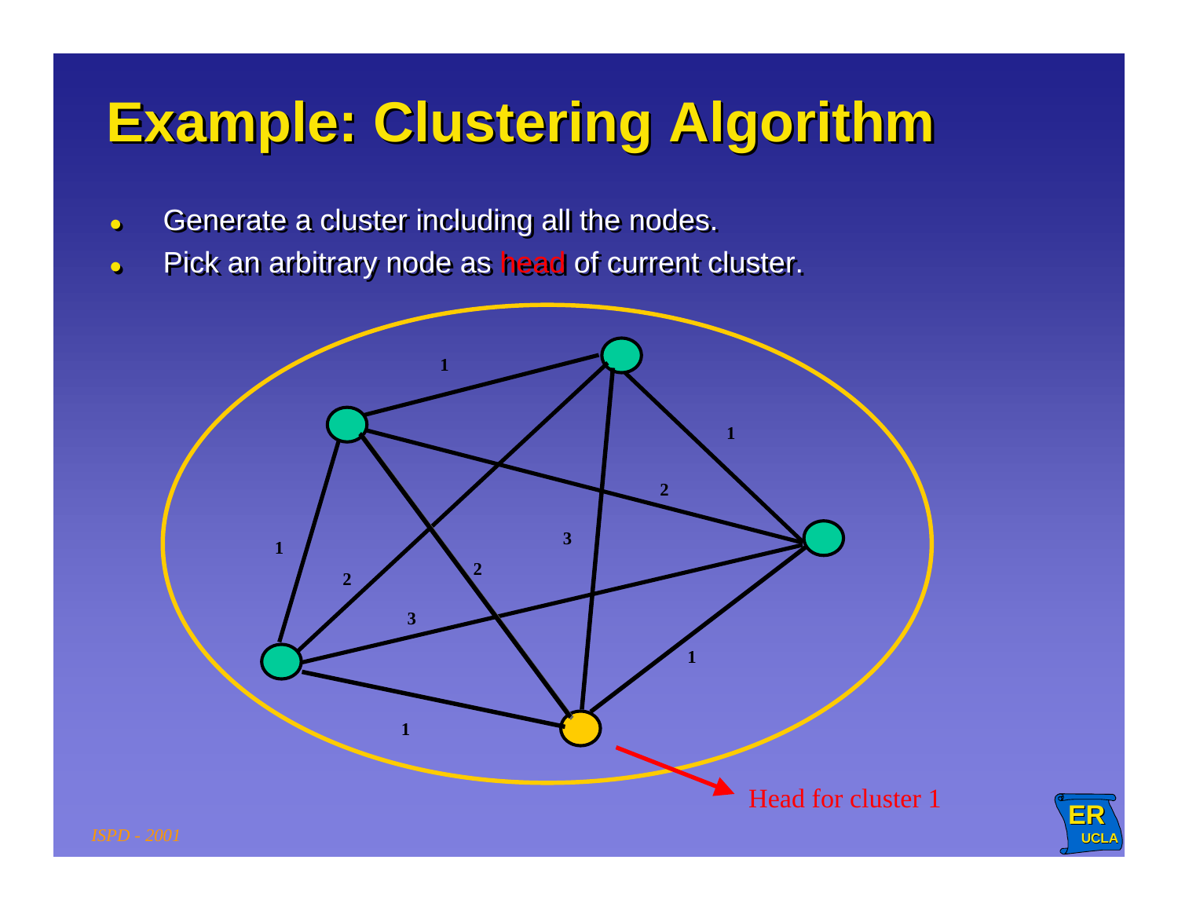# Example: Clustering Algorithm

- Generate a cluster including all the nodes.
- Pick an arbitrary node as head of current cluster.

Head for cluster 1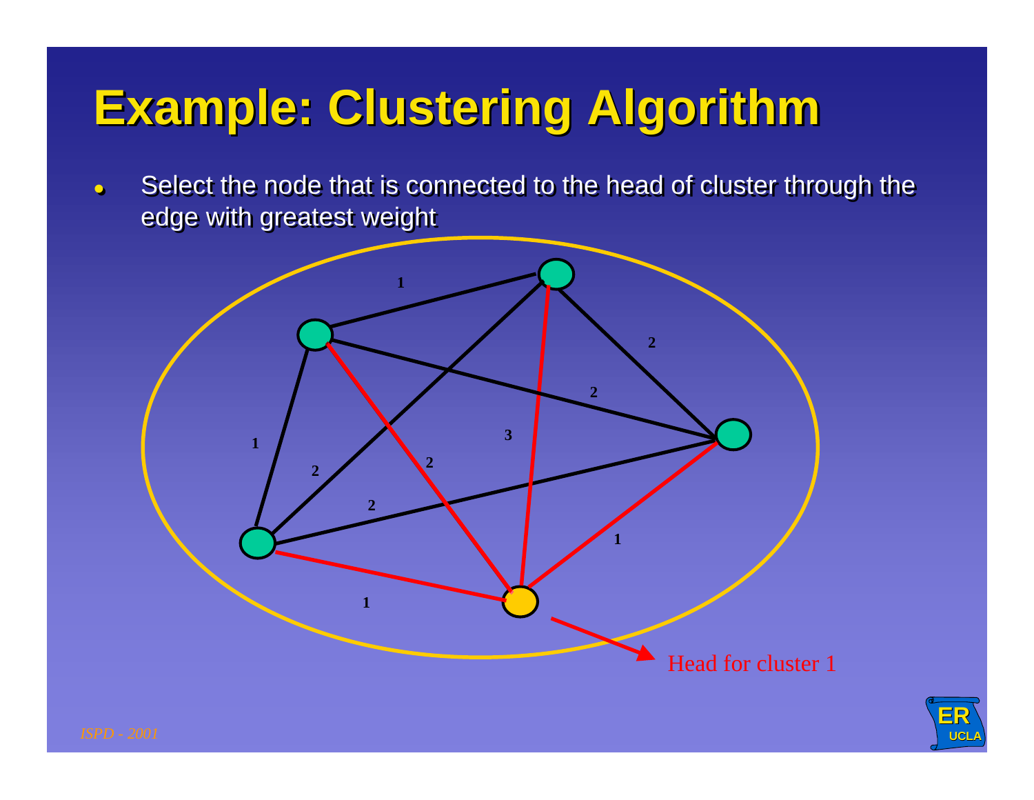# Example: Clustering Algorithm

- Select the node that is connected to the head of cluster through the edge with greatest weight

Head for cluster 1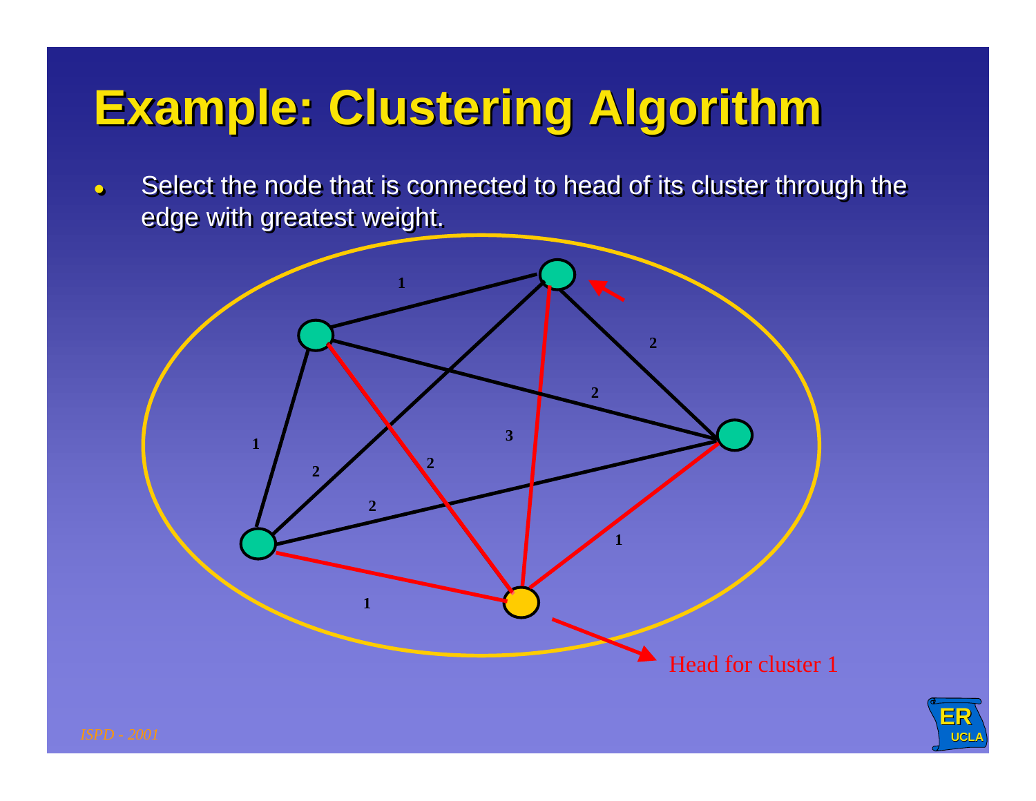# Example: Clustering Algorithm

- Select the node that is connected to head of its cluster through the edge with greatest weight.

Head for cluster 1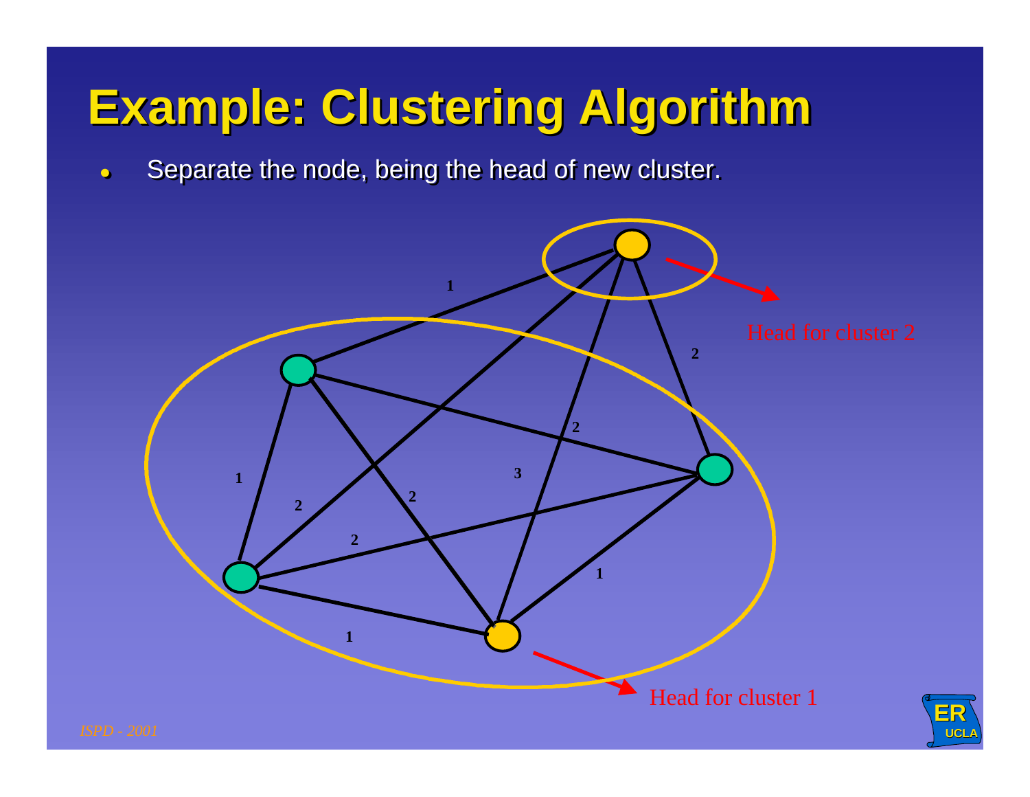# Example: Clustering Algorithm

- Separate the node, being the head of new cluster.

Head for cluster 2

Head for cluster 1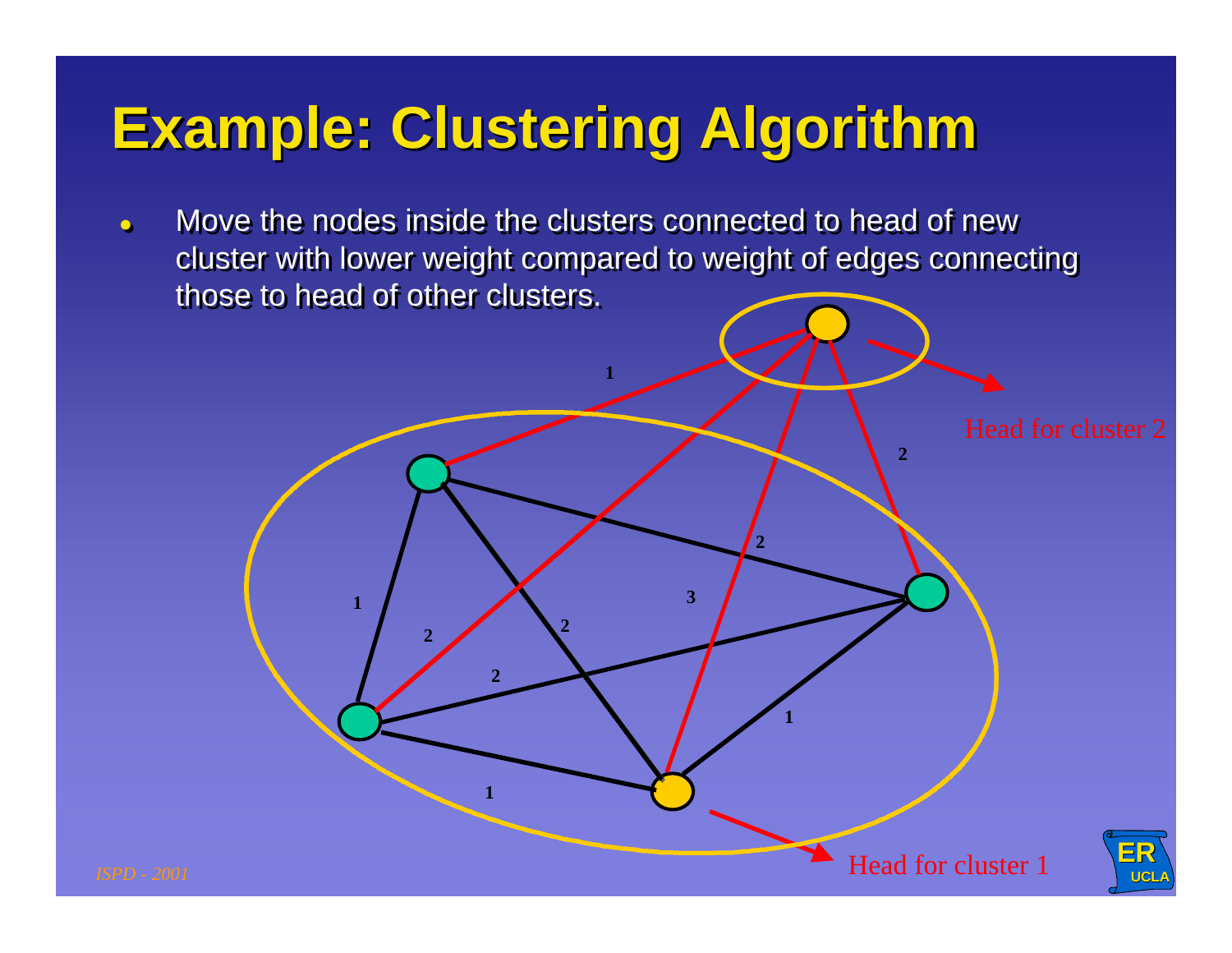# Example: Clustering Algorithm

- Move the nodes inside the clusters connected to head of new cluster with lower weight compared to weight of edges connecting those to head of other clusters.

Head for cluster 2

Head for cluster 1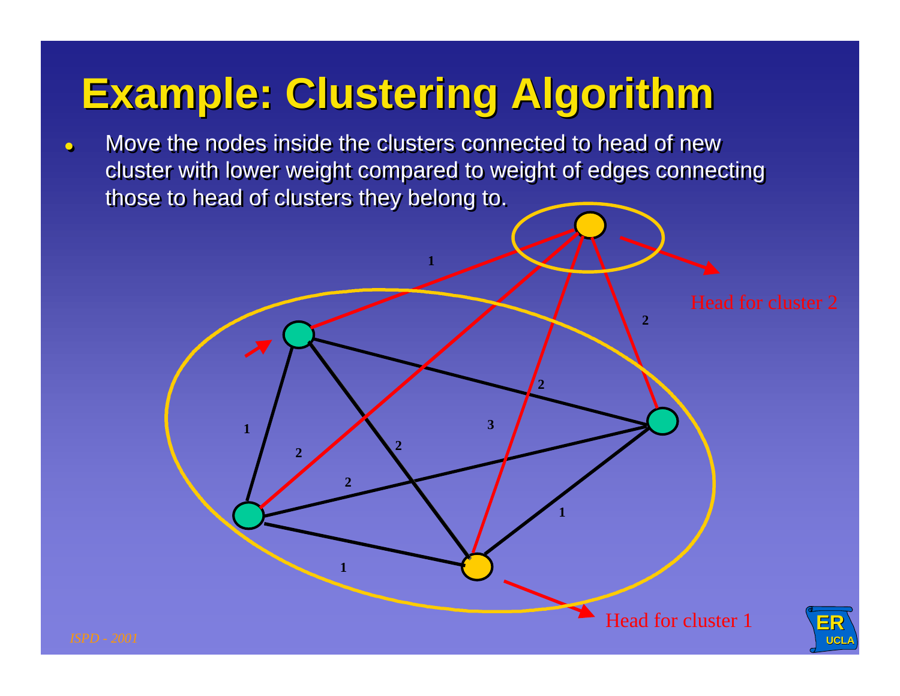# Example: Clustering Algorithm

- Move the nodes inside the clusters connected to head of new cluster with lower weight compared to weight of edges connecting those to head of clusters they belong to.

Head for cluster 2

Head for cluster 1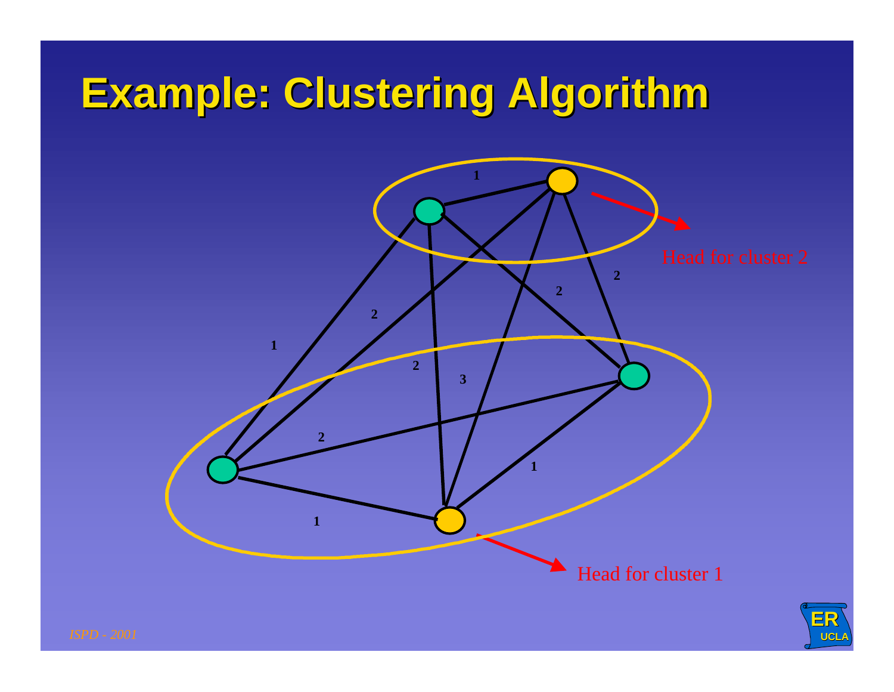# Example: Clustering Algorithm

Head for cluster 2

Head for cluster 1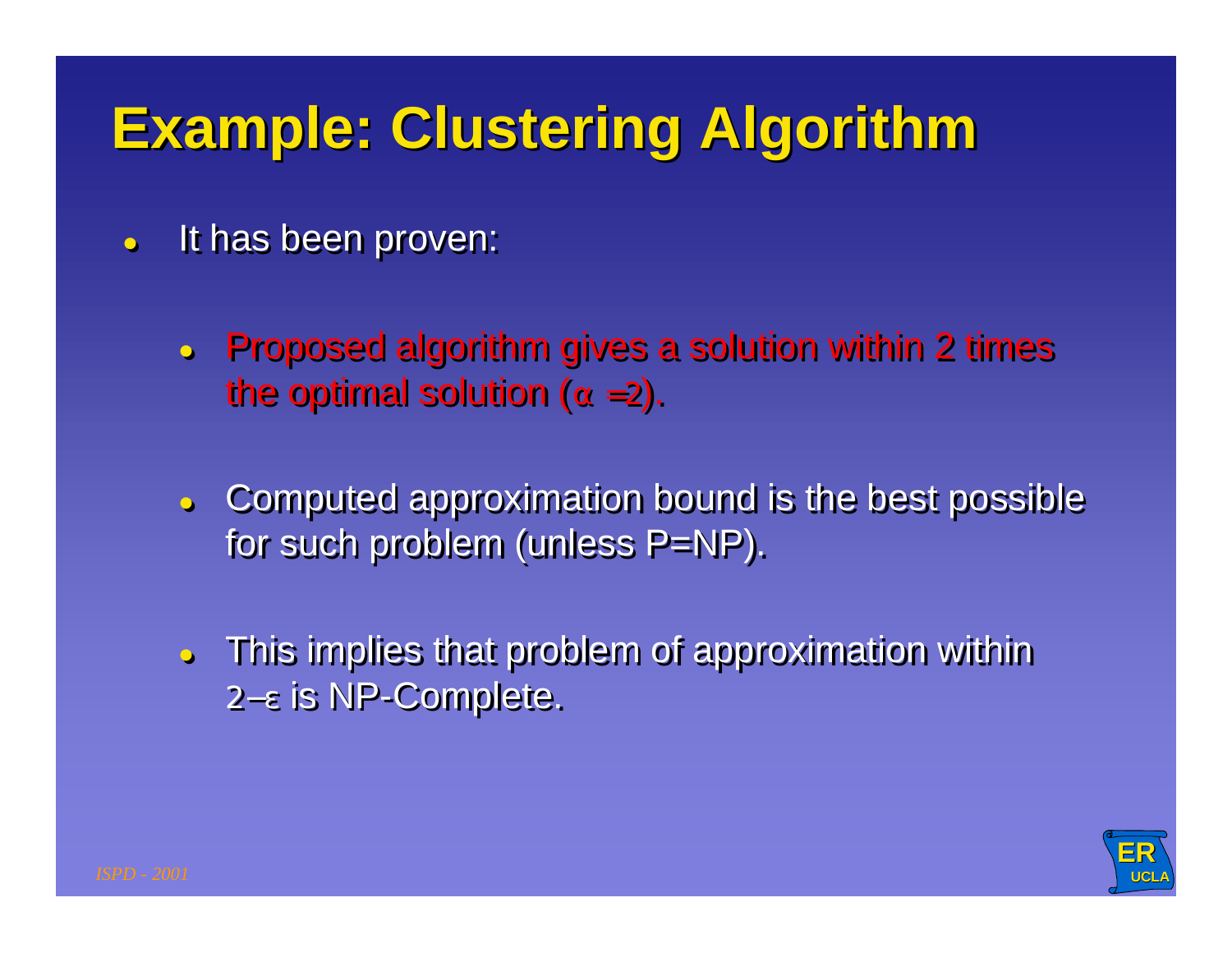# Example: Clustering Algorithm

- It has been proven:
  - Proposed algorithm gives a solution within 2 times the optimal solution ($\alpha = 2$).
  - Computed approximation bound is the best possible for such problem (unless P=NP).
  - This implies that problem of approximation within $2-\varepsilon$ is NP-Complete.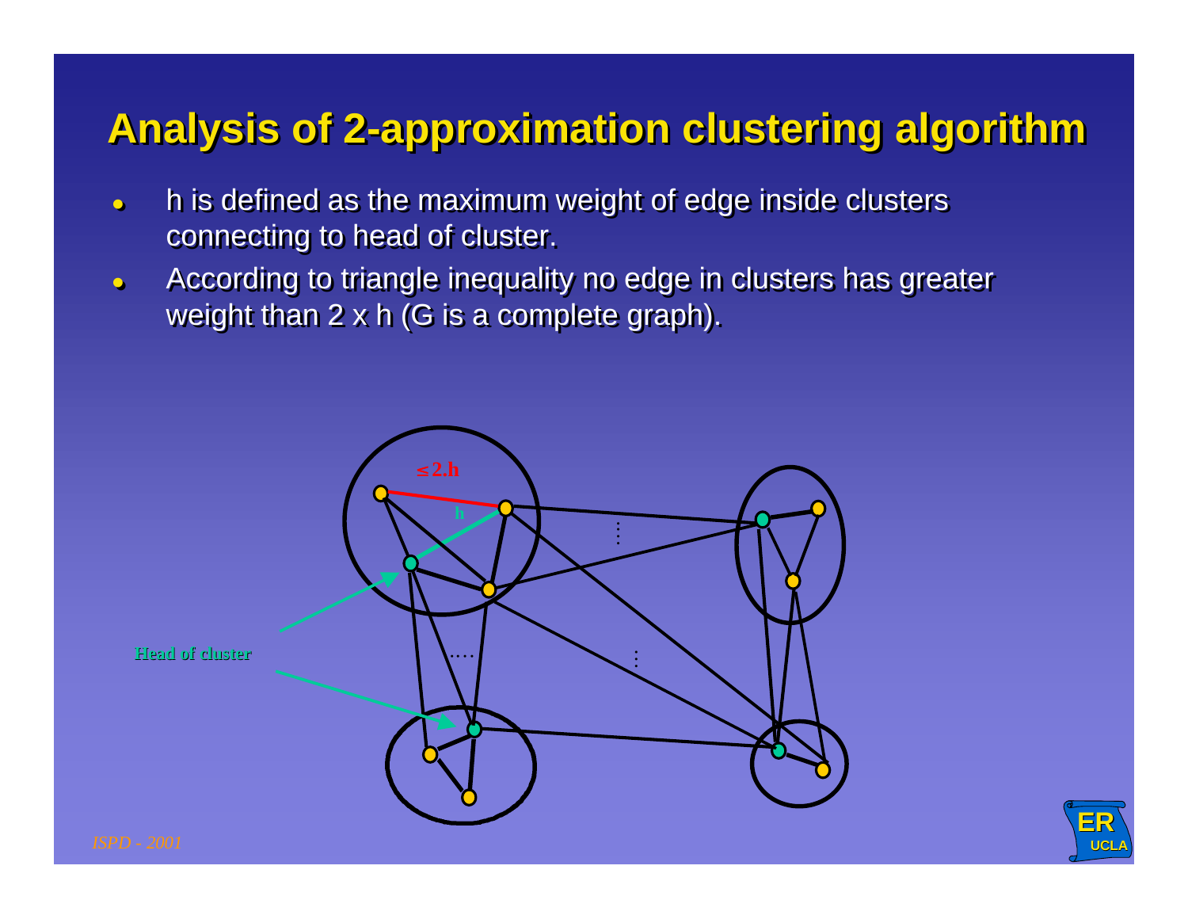# Analysis of 2-approximation clustering algorithm

- h is defined as the maximum weight of edge inside clusters connecting to head of cluster.
- According to triangle inequality no edge in clusters has greater weight than 2 x h (G is a complete graph).

≤ 2.h

h

Head of cluster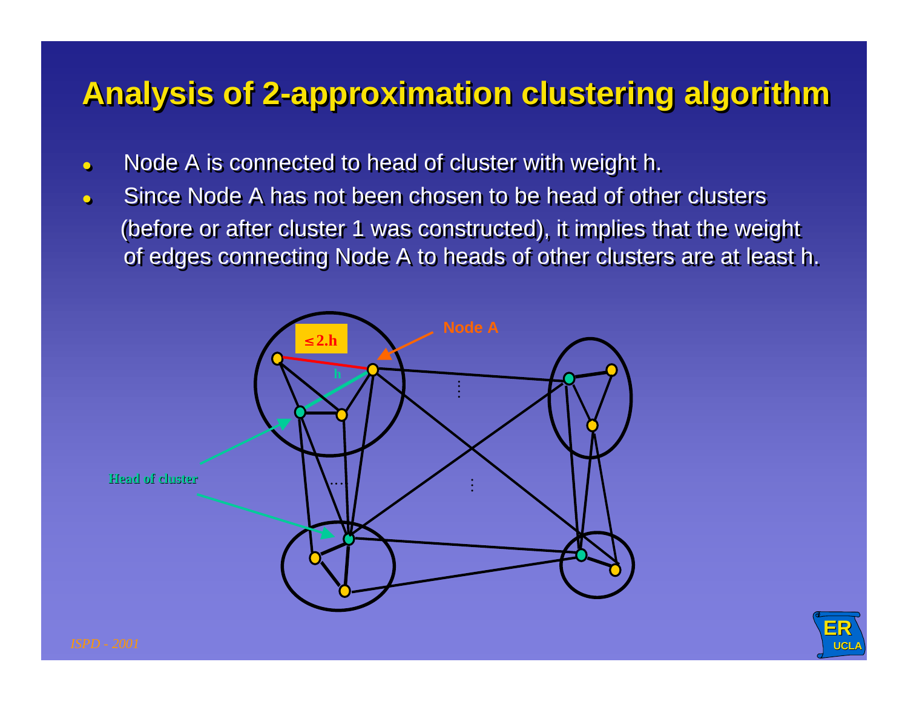# Analysis of 2-approximation clustering algorithm

- Node A is connected to head of cluster with weight h.
- Since Node A has not been chosen to be head of other clusters (before or after cluster 1 was constructed), it implies that the weight of edges connecting Node A to heads of other clusters are at least h.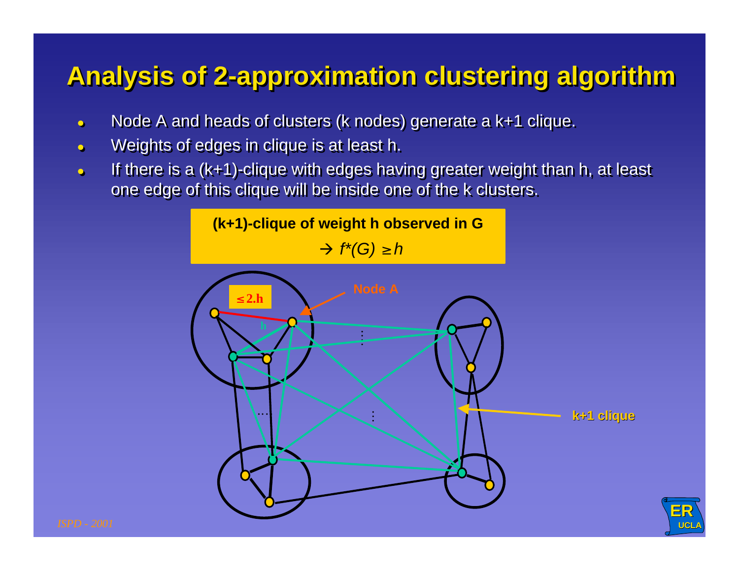# Analysis of 2-approximation clustering algorithm

- Node A and heads of clusters (k nodes) generate a k+1 clique.
- Weights of edges in clique is at least h.
- If there is a (k+1)-clique with edges having greater weight than h, at least one edge of this clique will be inside one of the k clusters.

**(k+1)-clique of weight h observed in G**

$\rightarrow f^*(G) \geq h$

$\leq 2.h$

Node A

h

k+1 clique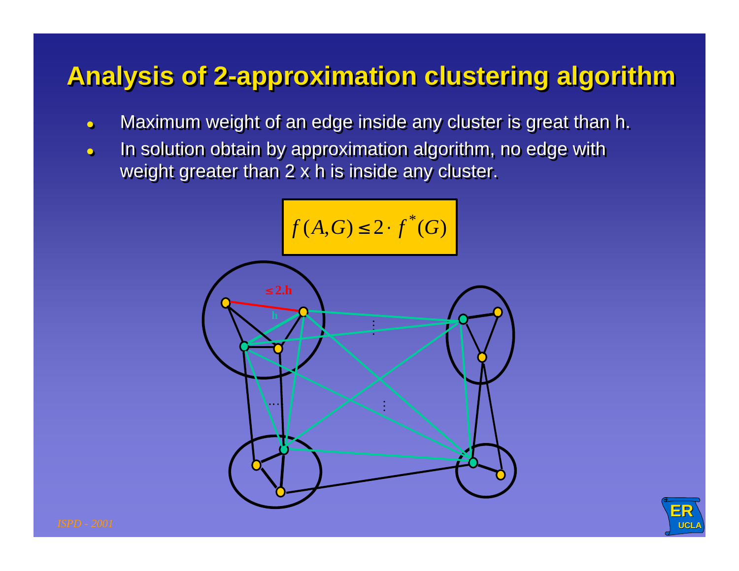# Analysis of 2-approximation clustering algorithm

- Maximum weight of an edge inside any cluster is great than h.
- In solution obtain by approximation algorithm, no edge with weight greater than 2 x h is inside any cluster.

$$f(A,G) \leq 2 \cdot f^{*}(G)$$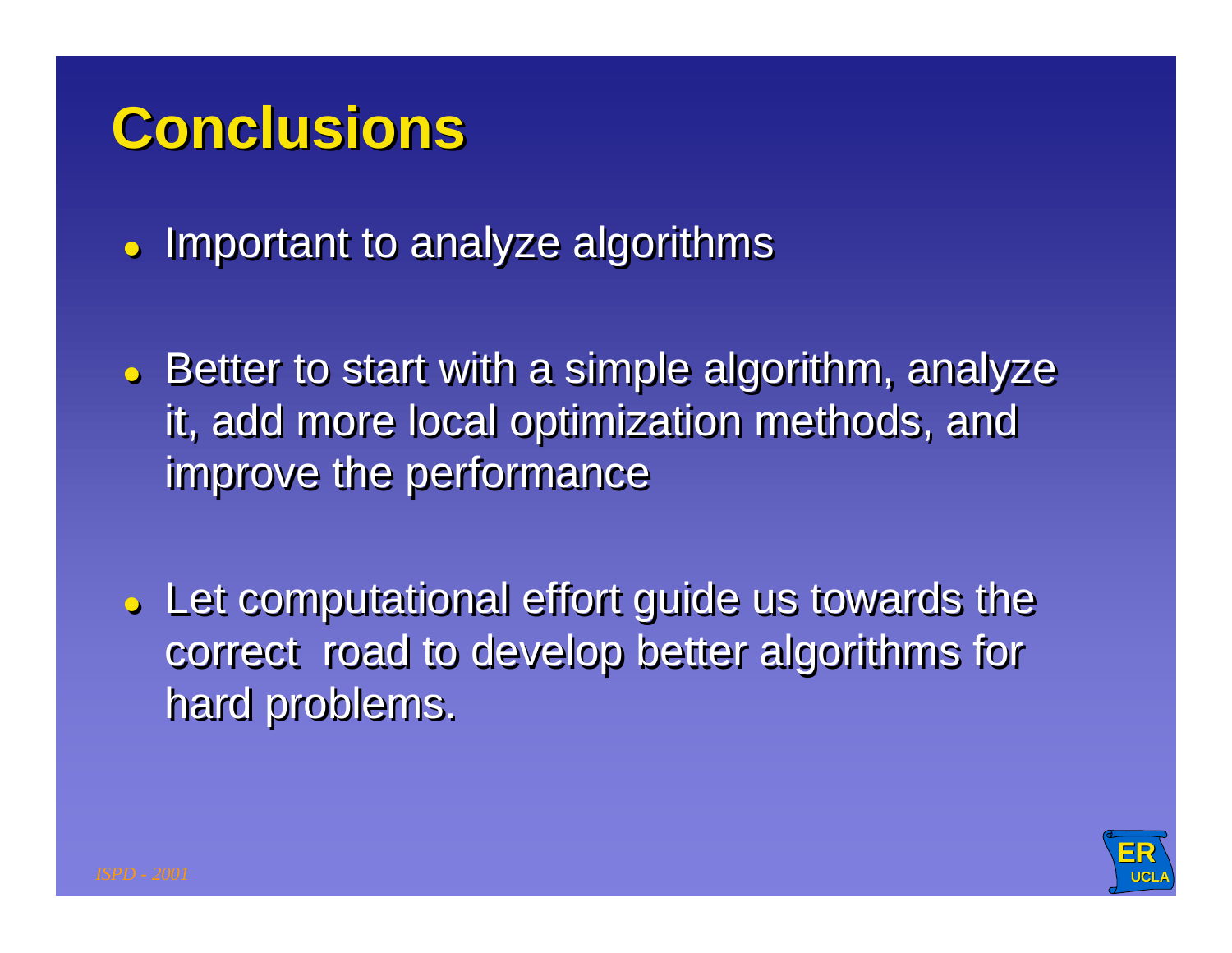# Conclusions

- Important to analyze algorithms
- Better to start with a simple algorithm, analyze it, add more local optimization methods, and improve the performance
- Let computational effort guide us towards the correct road to develop better algorithms for hard problems.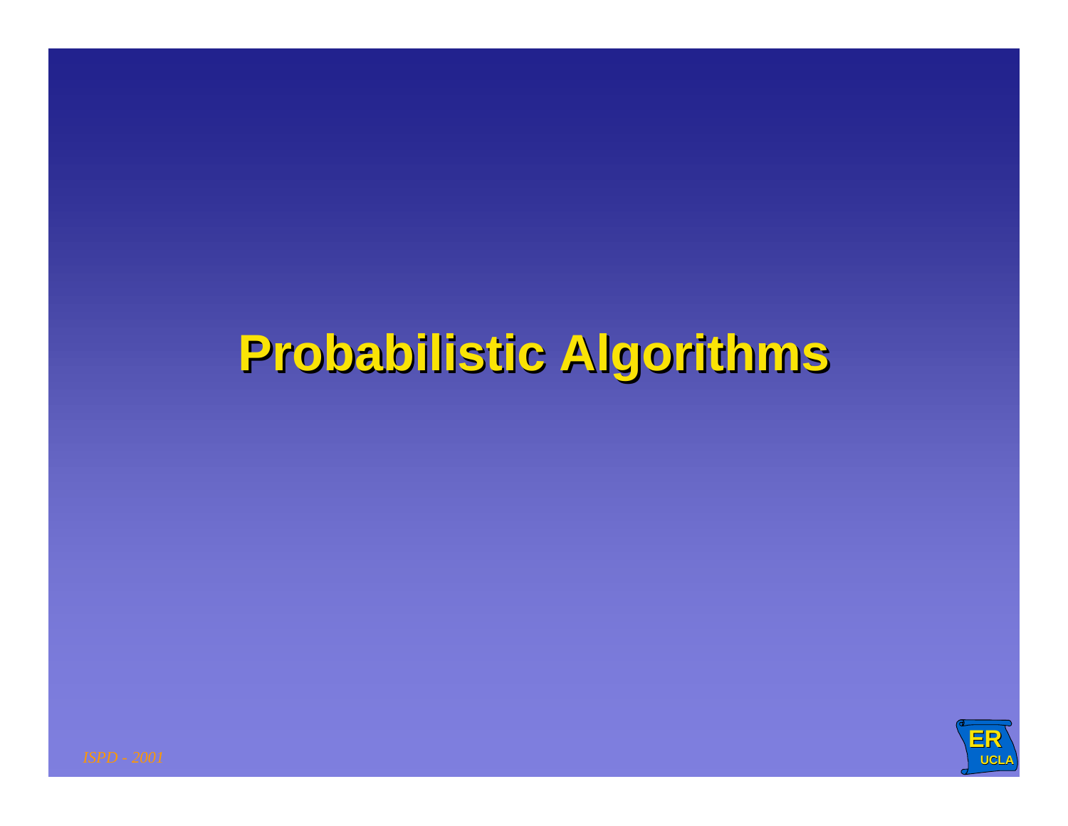# Probabilistic Algorithms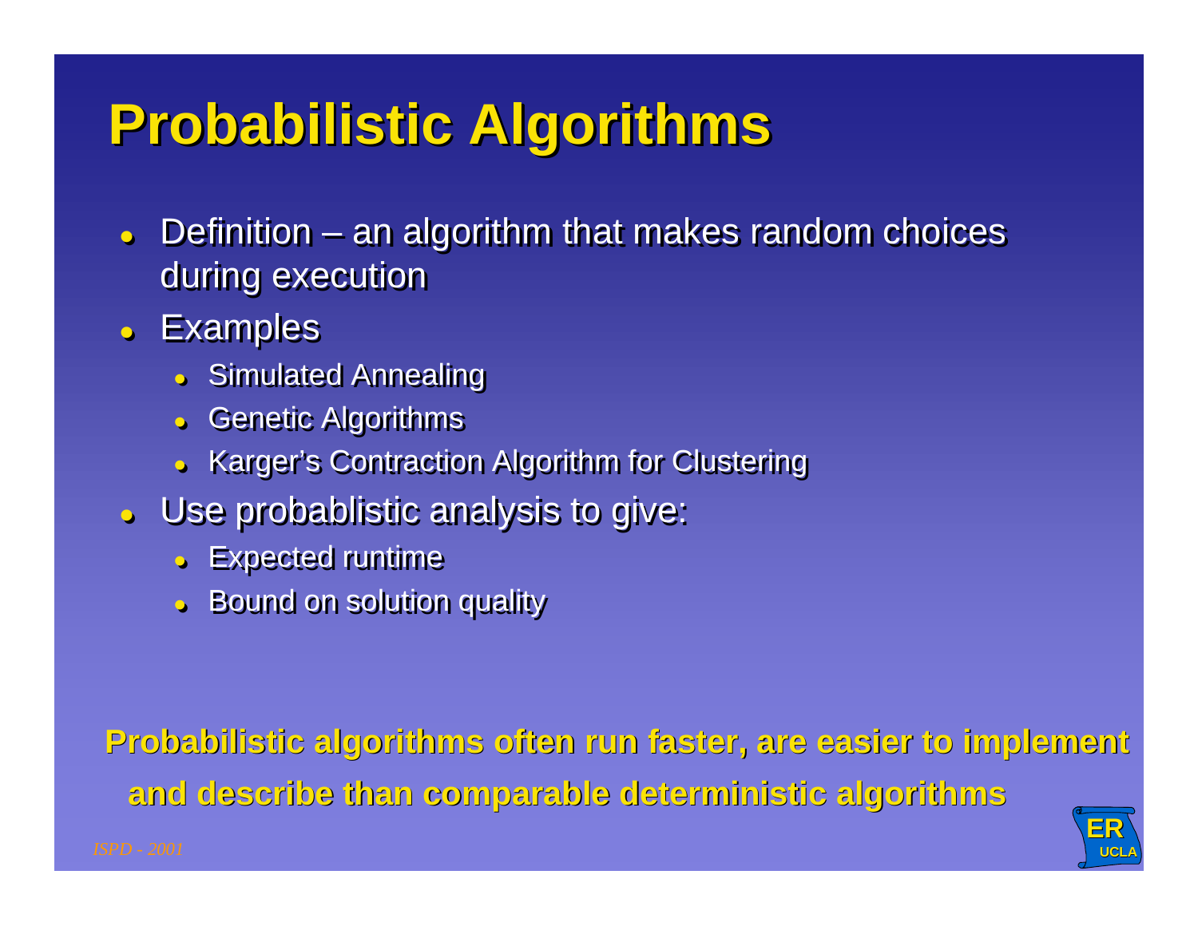# Probabilistic Algorithms

- Definition – an algorithm that makes random choices during execution
- Examples
  - Simulated Annealing
  - Genetic Algorithms
  - Karger's Contraction Algorithm for Clustering
- Use probablistic analysis to give:
  - Expected runtime
  - Bound on solution quality

**Probabilistic algorithms often run faster, are easier to implement and describe than comparable deterministic algorithms**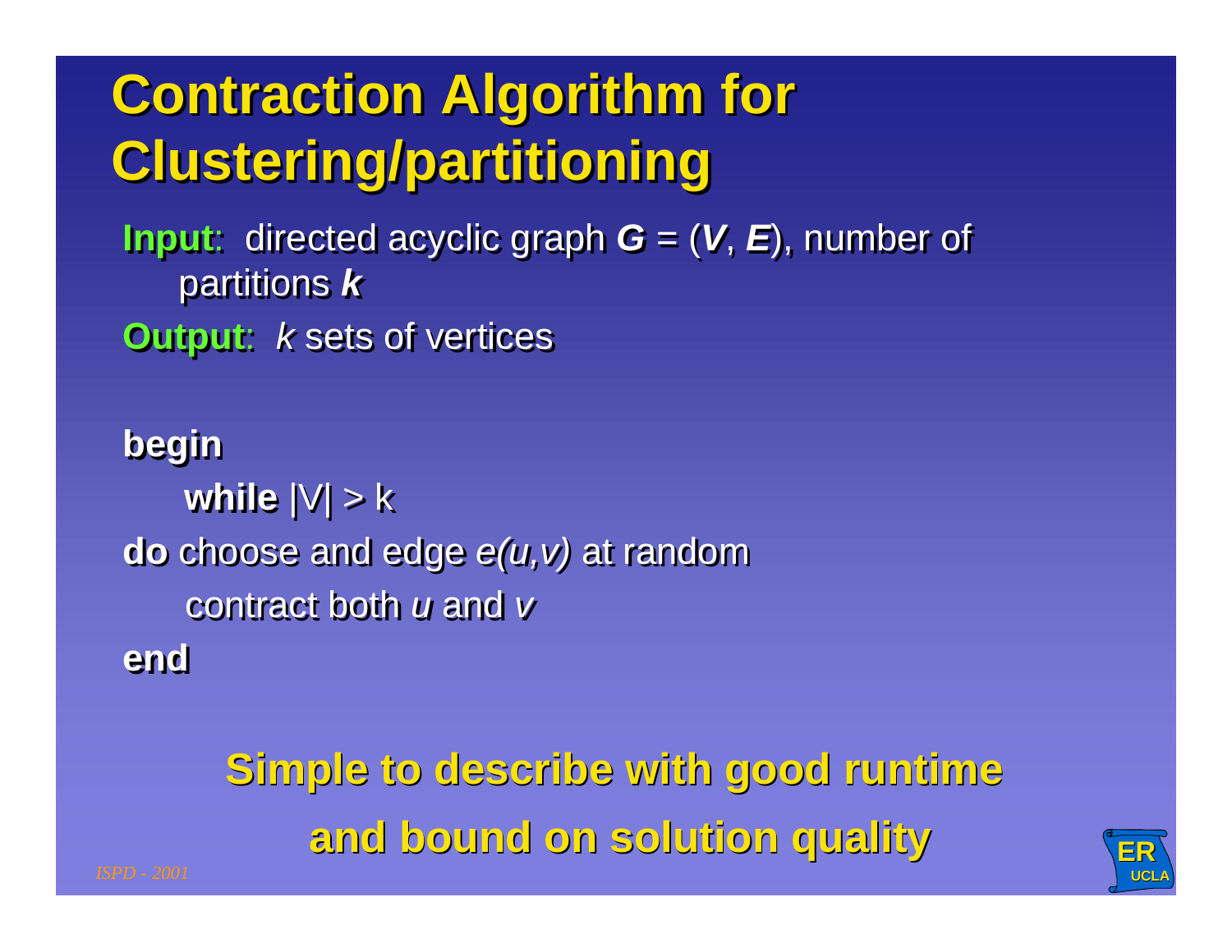# Contraction Algorithm for Clustering/partitioning

**Input**: directed acyclic graph ***G*** = (***V***, ***E***), number of partitions ***k***

**Output**: *k* sets of vertices

```
begin
    while |V| > k
do choose and edge e(u,v) at random
    contract both u and v
end
```

**Simple to describe with good runtime and bound on solution quality**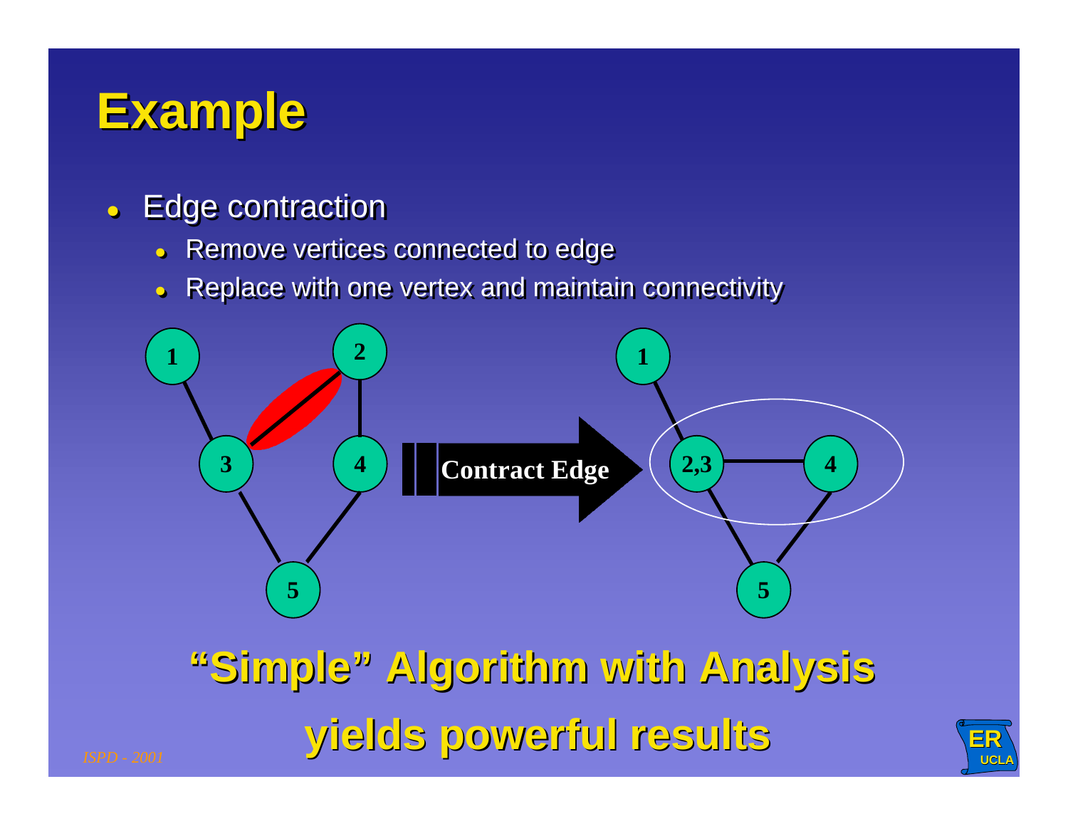# Example

- Edge contraction
  - Remove vertices connected to edge
  - Replace with one vertex and maintain connectivity

Contract Edge

**"Simple" Algorithm with Analysis yields powerful results**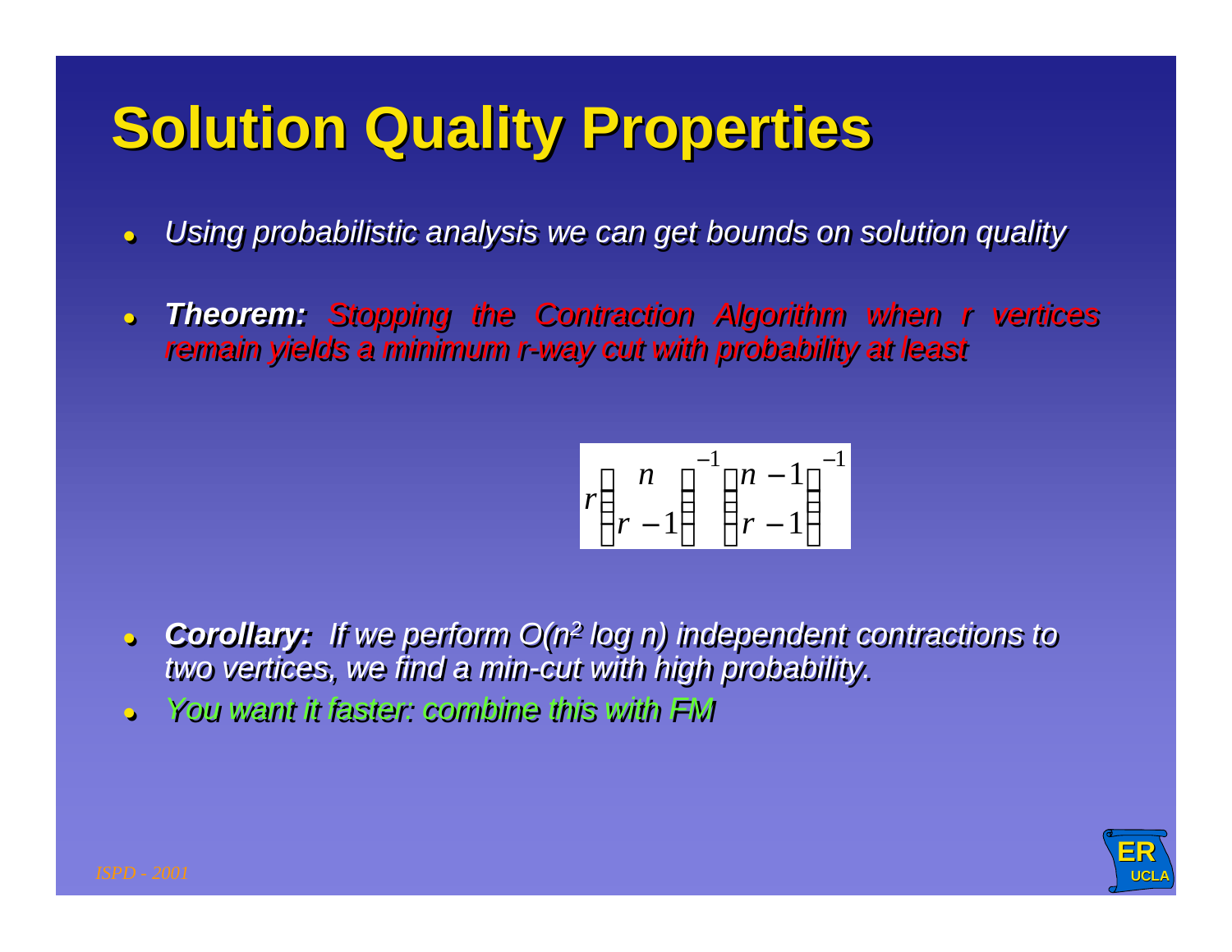# Solution Quality Properties

- *Using probabilistic analysis we can get bounds on solution quality*
- ***Theorem:*** *Stopping the Contraction Algorithm when r vertices remain yields a minimum r-way cut with probability at least*

$$r\binom{n}{r-1}^{-1}\binom{n-1}{r-1}^{-1}$$

- ***Corollary:*** *If we perform $O(n^2 \log n)$ independent contractions to two vertices, we find a min-cut with high probability.*
- *You want it faster: combine this with FM*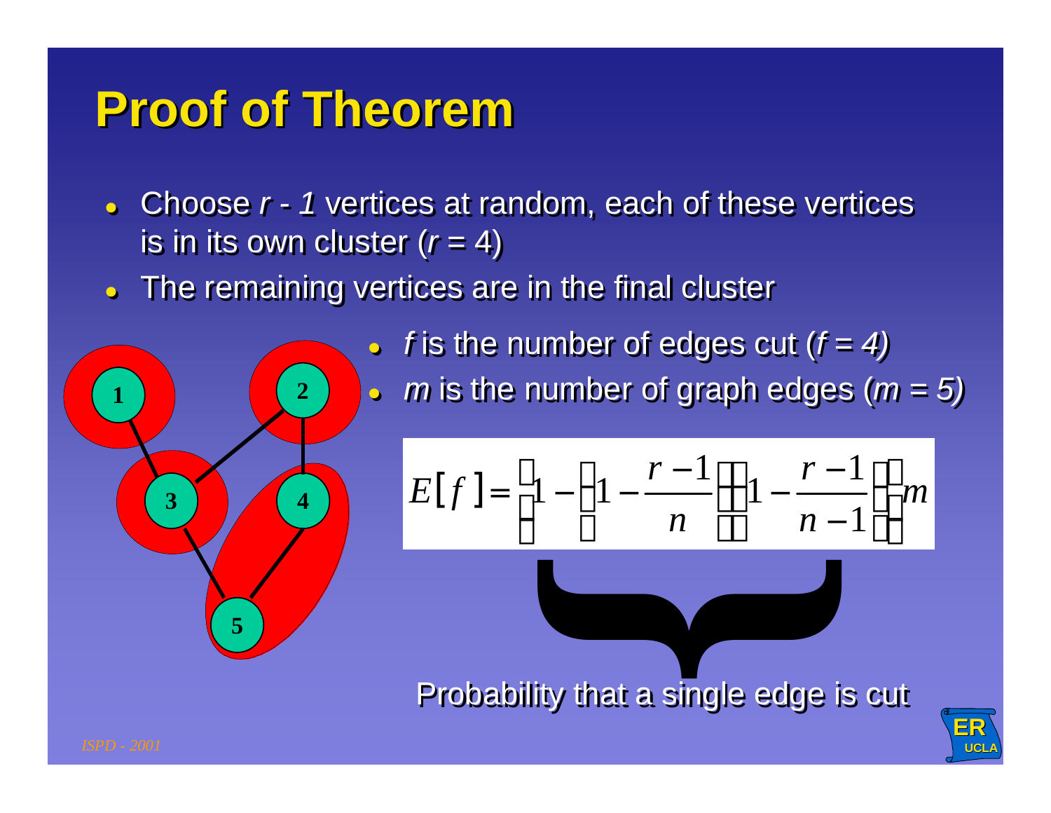# Proof of Theorem

- Choose *r - 1* vertices at random, each of these vertices is in its own cluster ($r = 4$)
- The remaining vertices are in the final cluster

- $f$ is the number of edges cut ($f = 4$)
- $m$ is the number of graph edges ($m = 5$)

$$E[f] = \left(1 - \left(1 - \frac{r-1}{n}\right)\left(1 - \frac{r-1}{n-1}\right)\right)m$$

Probability that a single edge is cut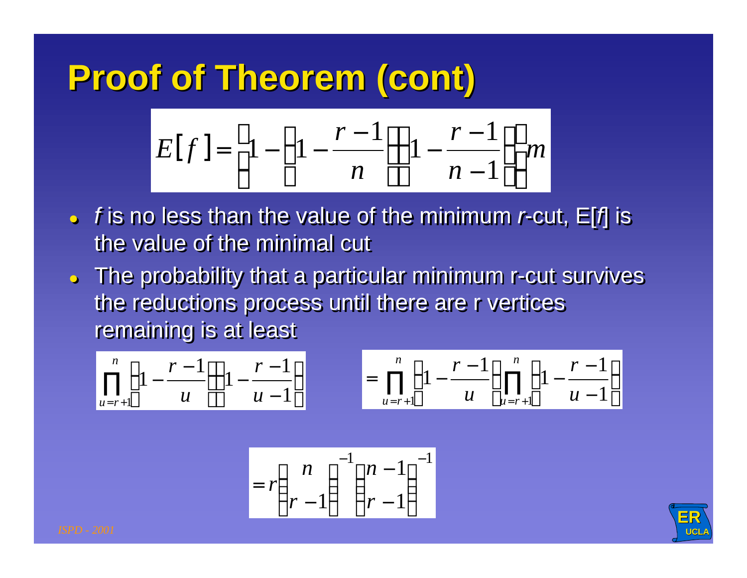# Proof of Theorem (cont)

$$E[f] = \left(1 - \left(1 - \frac{r-1}{n}\right)\left(1 - \frac{r-1}{n-1}\right)\right)m$$

- *f* is no less than the value of the minimum *r*-cut, E[*f*] is the value of the minimal cut
- The probability that a particular minimum r-cut survives the reductions process until there are r vertices remaining is at least

$$\prod_{u=r+1}^{n} \left(1 - \frac{r-1}{u}\right)\left(1 - \frac{r-1}{u-1}\right) = \prod_{u=r+1}^{n} \left(1 - \frac{r-1}{u}\right) \prod_{u=r+1}^{n} \left(1 - \frac{r-1}{u-1}\right)$$

$$= r \binom{n}{r-1}^{-1} \binom{n-1}{r-1}^{-1}$$

*ISPD - 2001*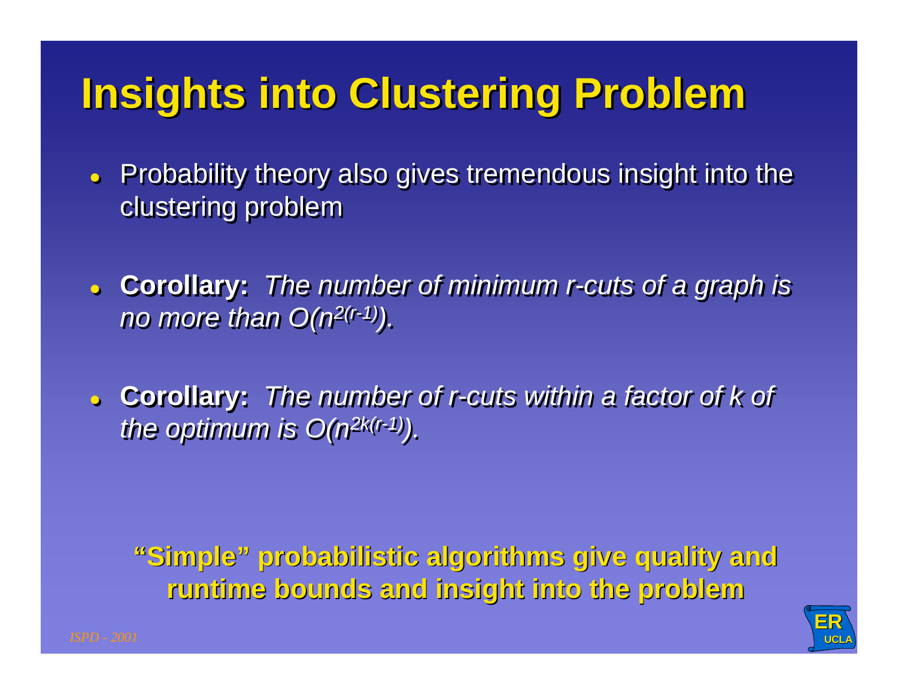# Insights into Clustering Problem

- Probability theory also gives tremendous insight into the clustering problem
- **Corollary:** *The number of minimum r-cuts of a graph is no more than $O(n^{2(r-1)})$.*
- **Corollary:** *The number of r-cuts within a factor of k of the optimum is $O(n^{2k(r-1)})$.*

**"Simple" probabilistic algorithms give quality and runtime bounds and insight into the problem**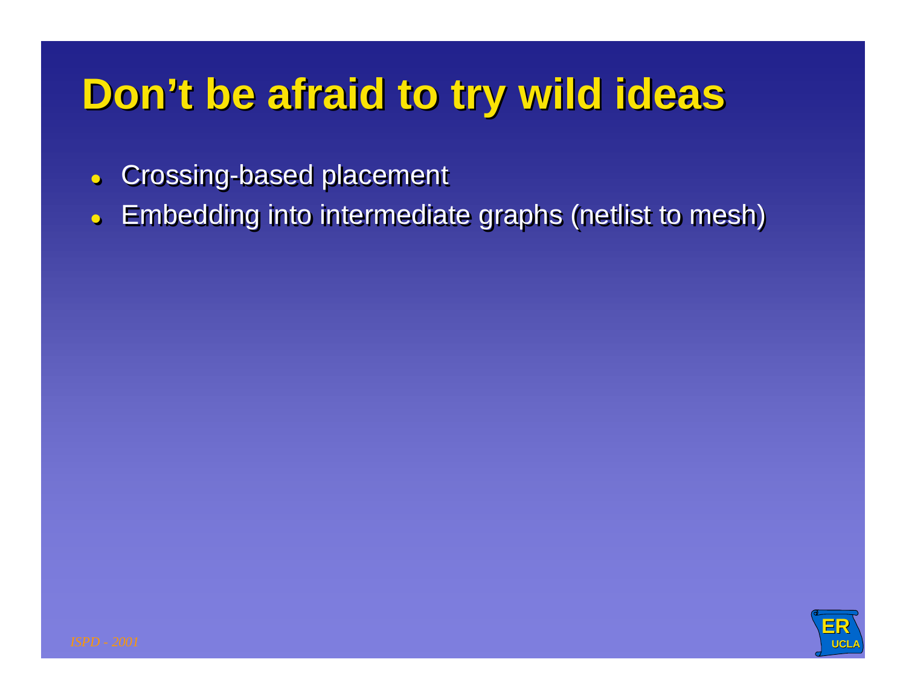# Don’t be afraid to try wild ideas

- Crossing-based placement
- Embedding into intermediate graphs (netlist to mesh)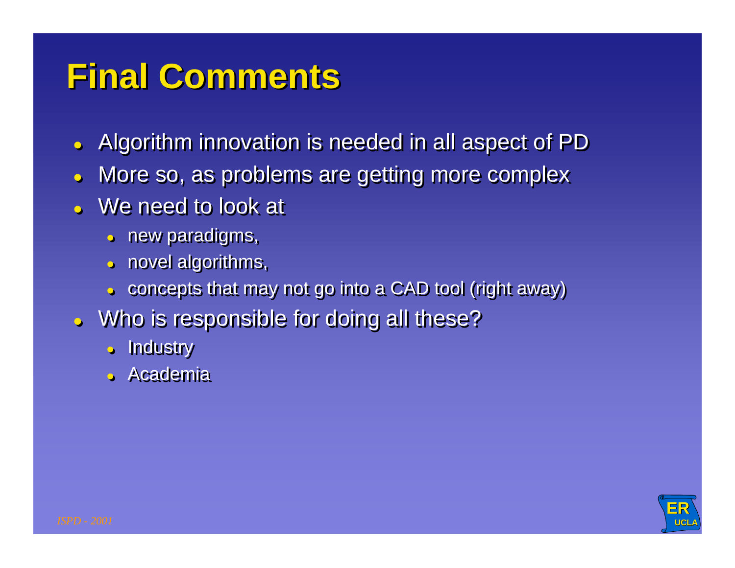# Final Comments

- Algorithm innovation is needed in all aspect of PD
- More so, as problems are getting more complex
- We need to look at
  - new paradigms,
  - novel algorithms,
  - concepts that may not go into a CAD tool (right away)
- Who is responsible for doing all these?
  - Industry
  - Academia